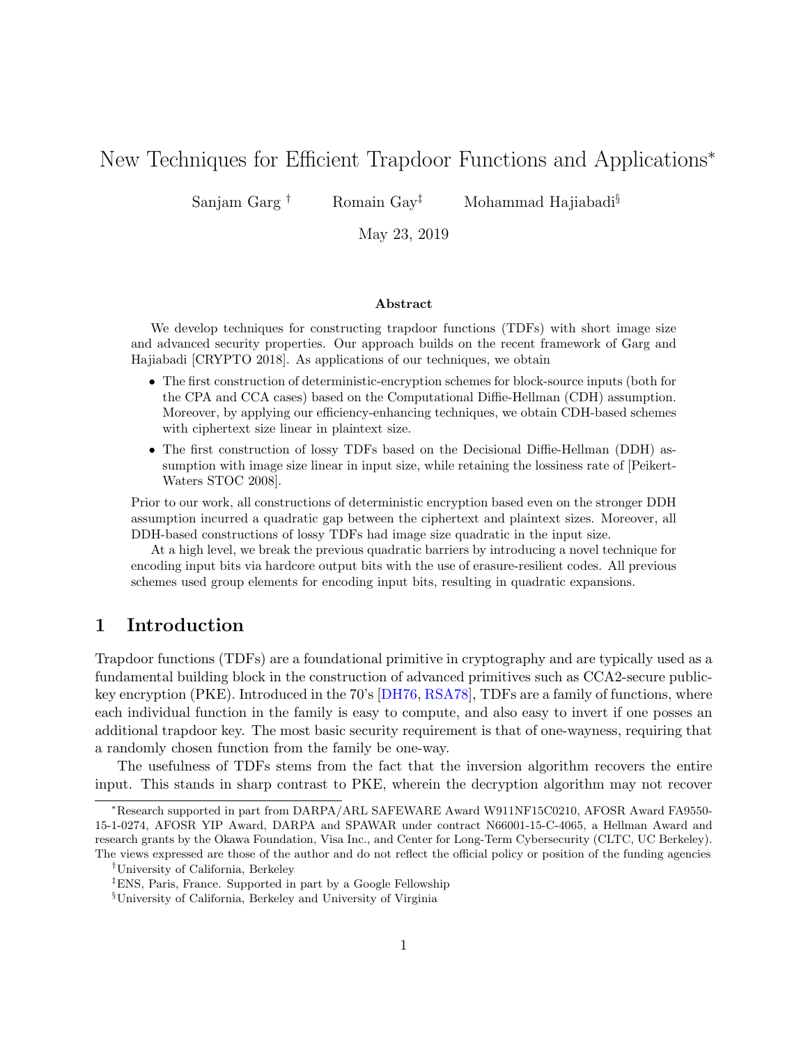# New Techniques for Efficient Trapdoor Functions and Applications*

Sanjam Garg † Romain Gay‡ Mohammad Hajiabadi§

May 23, 2019

### Abstract

We develop techniques for constructing trapdoor functions (TDFs) with short image size and advanced security properties. Our approach builds on the recent framework of Garg and Hajiabadi [CRYPTO 2018]. As applications of our techniques, we obtain

- The first construction of deterministic-encryption schemes for block-source inputs (both for the CPA and CCA cases) based on the Computational Diffie-Hellman (CDH) assumption. Moreover, by applying our efficiency-enhancing techniques, we obtain CDH-based schemes with ciphertext size linear in plaintext size.
- The first construction of lossy TDFs based on the Decisional Diffie-Hellman (DDH) assumption with image size linear in input size, while retaining the lossiness rate of [Peikert-Waters STOC 2008].

Prior to our work, all constructions of deterministic encryption based even on the stronger DDH assumption incurred a quadratic gap between the ciphertext and plaintext sizes. Moreover, all DDH-based constructions of lossy TDFs had image size quadratic in the input size.

At a high level, we break the previous quadratic barriers by introducing a novel technique for encoding input bits via hardcore output bits with the use of erasure-resilient codes. All previous schemes used group elements for encoding input bits, resulting in quadratic expansions.

## 1 Introduction

Trapdoor functions (TDFs) are a foundational primitive in cryptography and are typically used as a fundamental building block in the construction of advanced primitives such as CCA2-secure public-key encryption (PKE). Introduced in the 70's [DH76, RSA78], TDFs are a family of functions, where each individual function in the family is easy to compute, and also easy to invert if one posses an additional trapdoor key. The most basic security requirement is that of one-wayness, requiring that a randomly chosen function from the family be one-way.

The usefulness of TDFs stems from the fact that the inversion algorithm recovers the entire input. This stands in sharp contrast to PKE, wherein the decryption algorithm may not recover

---

*Research supported in part from DARPA/ARL SAFEWARE Award W911NF15C0210, AFOSR Award FA9550-15-1-0274, AFOSR YIP Award, DARPA and SPAWAR under contract N66001-15-C-4065, a Hellman Award and research grants by the Okawa Foundation, Visa Inc., and Center for Long-Term Cybersecurity (CLTC, UC Berkeley). The views expressed are those of the author and do not reflect the official policy or position of the funding agencies

†University of California, Berkeley

‡ENS, Paris, France. Supported in part by a Google Fellowship

§University of California, Berkeley and University of Virginia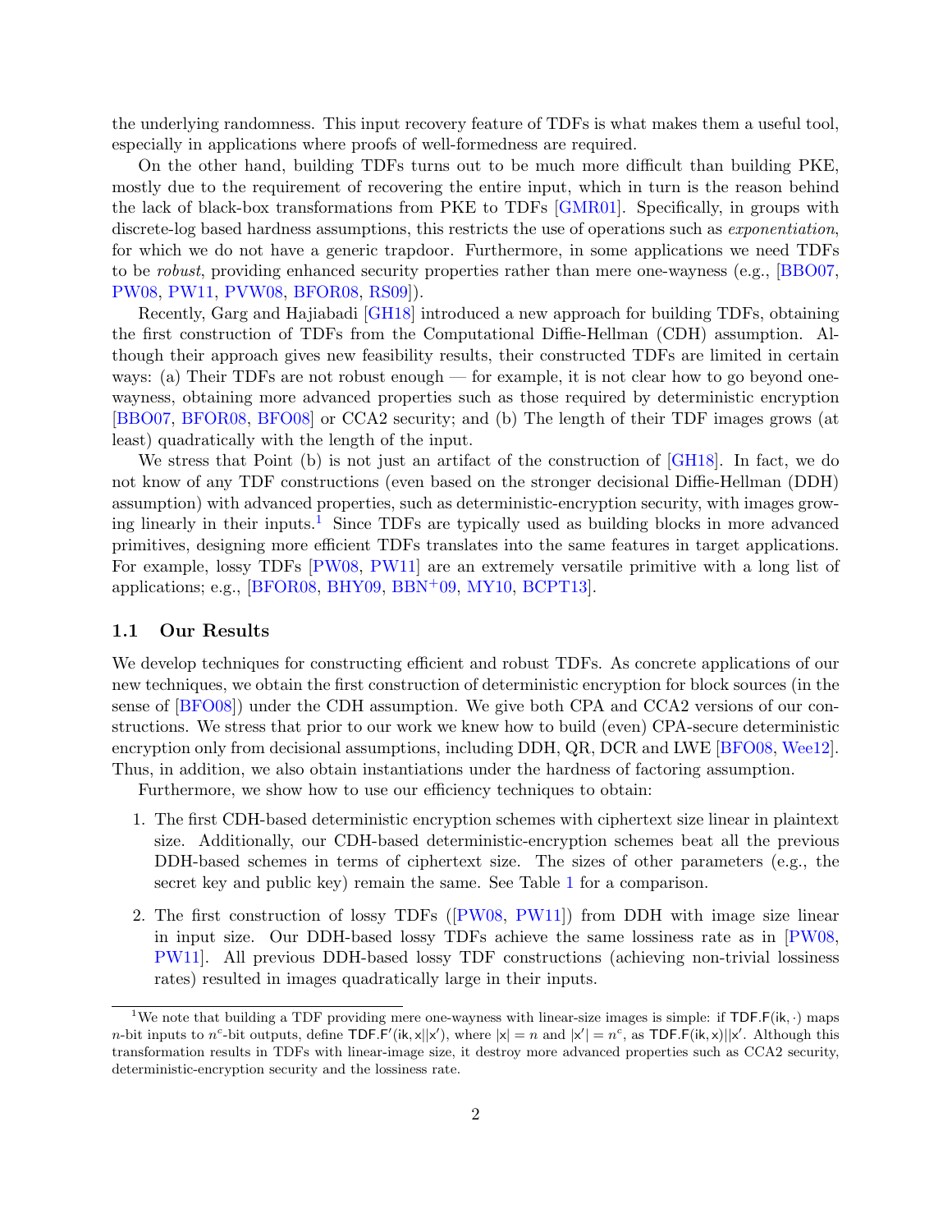the underlying randomness. This input recovery feature of TDFs is what makes them a useful tool, especially in applications where proofs of well-formedness are required.

On the other hand, building TDFs turns out to be much more difficult than building PKE, mostly due to the requirement of recovering the entire input, which in turn is the reason behind the lack of black-box transformations from PKE to TDFs [GMR01]. Specifically, in groups with discrete-log based hardness assumptions, this restricts the use of operations such as *exponentiation*, for which we do not have a generic trapdoor. Furthermore, in some applications we need TDFs to be *robust*, providing enhanced security properties rather than mere one-wayness (e.g., [BBO07, PW08, PW11, PVW08, BFOR08, RS09]).

Recently, Garg and Hajiabadi [GH18] introduced a new approach for building TDFs, obtaining the first construction of TDFs from the Computational Diffie-Hellman (CDH) assumption. Although their approach gives new feasibility results, their constructed TDFs are limited in certain ways: (a) Their TDFs are not robust enough — for example, it is not clear how to go beyond one-wayness, obtaining more advanced properties such as those required by deterministic encryption [BBO07, BFOR08, BFO08] or CCA2 security; and (b) The length of their TDF images grows (at least) quadratically with the length of the input.

We stress that Point (b) is not just an artifact of the construction of [GH18]. In fact, we do not know of any TDF constructions (even based on the stronger decisional Diffie-Hellman (DDH) assumption) with advanced properties, such as deterministic-encryption security, with images growing linearly in their inputs.[1] Since TDFs are typically used as building blocks in more advanced primitives, designing more efficient TDFs translates into the same features in target applications. For example, lossy TDFs [PW08, PW11] are an extremely versatile primitive with a long list of applications; e.g., [BFOR08, BHY09, BBN+09, MY10, BCPT13].

## 1.1 Our Results

We develop techniques for constructing efficient and robust TDFs. As concrete applications of our new techniques, we obtain the first construction of deterministic encryption for block sources (in the sense of [BFO08]) under the CDH assumption. We give both CPA and CCA2 versions of our constructions. We stress that prior to our work we knew how to build (even) CPA-secure deterministic encryption only from decisional assumptions, including DDH, QR, DCR and LWE [BFO08, Wee12]. Thus, in addition, we also obtain instantiations under the hardness of factoring assumption.

Furthermore, we show how to use our efficiency techniques to obtain:

1. The first CDH-based deterministic encryption schemes with ciphertext size linear in plaintext size. Additionally, our CDH-based deterministic-encryption schemes beat all the previous DDH-based schemes in terms of ciphertext size. The sizes of other parameters (e.g., the secret key and public key) remain the same. See Table 1 for a comparison.

2. The first construction of lossy TDFs ([PW08, PW11]) from DDH with image size linear in input size. Our DDH-based lossy TDFs achieve the same lossiness rate as in [PW08, PW11]. All previous DDH-based lossy TDF constructions (achieving non-trivial lossiness rates) resulted in images quadratically large in their inputs.

[1] We note that building a TDF providing mere one-wayness with linear-size images is simple: if $\mathsf{TDF.F}(\mathsf{ik}, \cdot)$ maps $n$-bit inputs to $n^c$-bit outputs, define $\mathsf{TDF.F}'(\mathsf{ik}, \mathsf{x}||\mathsf{x}')$, where $|\mathsf{x}| = n$ and $|\mathsf{x}'| = n^c$, as $\mathsf{TDF.F}(\mathsf{ik}, \mathsf{x})||\mathsf{x}'$. Although this transformation results in TDFs with linear-image size, it destroy more advanced properties such as CCA2 security, deterministic-encryption security and the lossiness rate.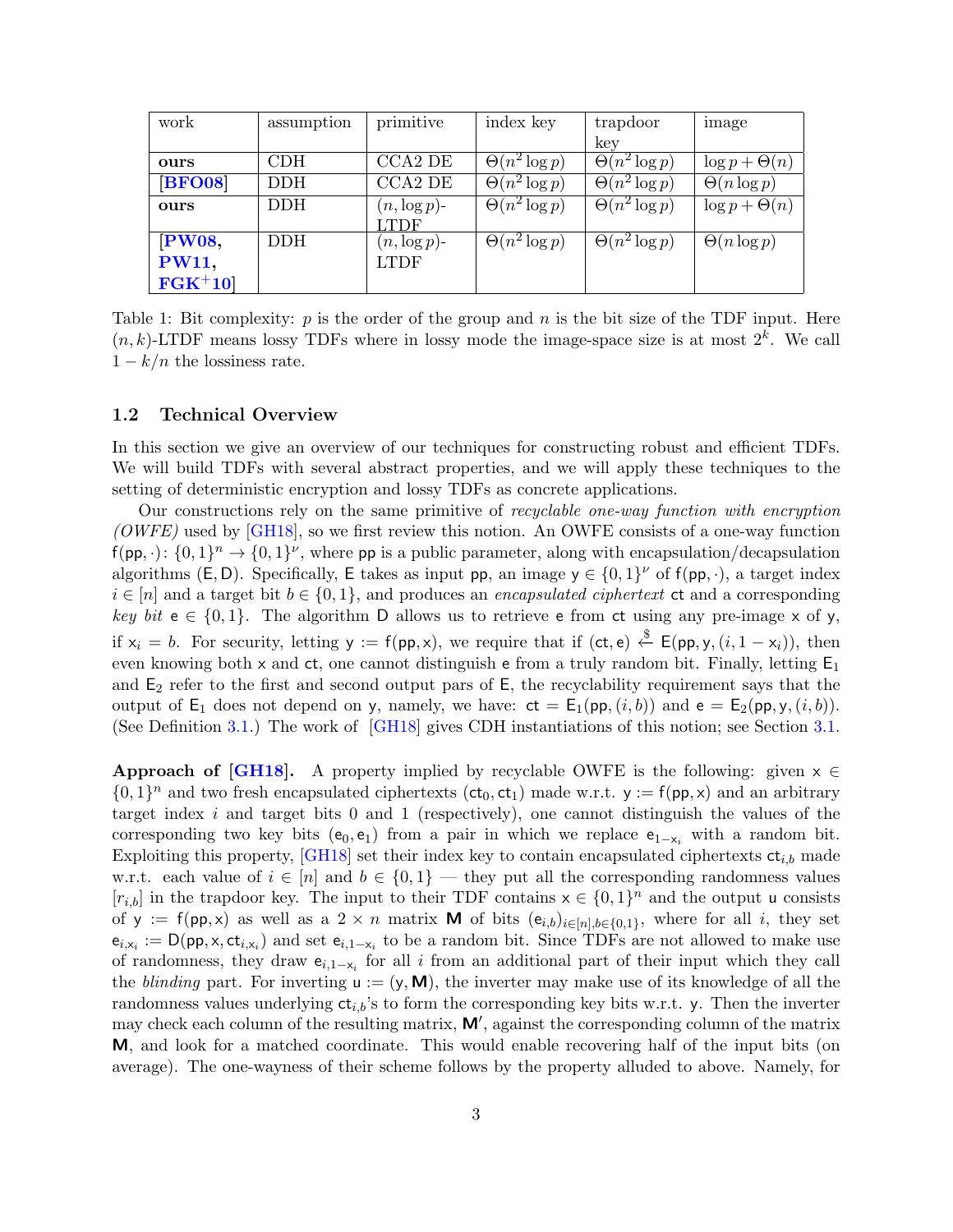| work | assumption | primitive | index key | trapdoor key | image |
|---|---|---|---|---|---|
| **ours** | CDH | CCA2 DE | $\Theta(n^2 \log p)$ | $\Theta(n^2 \log p)$ | $\log p + \Theta(n)$ |
| **[BFO08]** | DDH | CCA2 DE | $\Theta(n^2 \log p)$ | $\Theta(n^2 \log p)$ | $\Theta(n \log p)$ |
| **ours** | DDH | $(n, \log p)$-LTDF | $\Theta(n^2 \log p)$ | $\Theta(n^2 \log p)$ | $\log p + \Theta(n)$ |
| **[PW08, PW11, FGK+10]** | DDH | $(n, \log p)$-LTDF | $\Theta(n^2 \log p)$ | $\Theta(n^2 \log p)$ | $\Theta(n \log p)$ |

Table 1: Bit complexity: $p$ is the order of the group and $n$ is the bit size of the TDF input. Here $(n, k)$-LTDF means lossy TDFs where in lossy mode the image-space size is at most $2^k$. We call $1 - k/n$ the lossiness rate.

### 1.2 Technical Overview

In this section we give an overview of our techniques for constructing robust and efficient TDFs. We will build TDFs with several abstract properties, and we will apply these techniques to the setting of deterministic encryption and lossy TDFs as concrete applications.

Our constructions rely on the same primitive of *recyclable one-way function with encryption (OWFE)* used by [GH18], so we first review this notion. An OWFE consists of a one-way function $\mathsf{f}(\mathsf{pp}, \cdot) \colon \{0,1\}^n \to \{0,1\}^\nu$, where $\mathsf{pp}$ is a public parameter, along with encapsulation/decapsulation algorithms $(\mathsf{E}, \mathsf{D})$. Specifically, $\mathsf{E}$ takes as input $\mathsf{pp}$, an image $\mathsf{y} \in \{0,1\}^\nu$ of $\mathsf{f}(\mathsf{pp}, \cdot)$, a target index $i \in [n]$ and a target bit $b \in \{0,1\}$, and produces an *encapsulated ciphertext* $\mathsf{ct}$ and a corresponding *key bit* $\mathsf{e} \in \{0,1\}$. The algorithm $\mathsf{D}$ allows us to retrieve $\mathsf{e}$ from $\mathsf{ct}$ using any pre-image $\mathsf{x}$ of $\mathsf{y}$, if $\mathsf{x}_i = b$. For security, letting $\mathsf{y} := \mathsf{f}(\mathsf{pp}, \mathsf{x})$, we require that if $(\mathsf{ct}, \mathsf{e}) \xleftarrow{\$} \mathsf{E}(\mathsf{pp}, \mathsf{y}, (i, 1 - \mathsf{x}_i))$, then even knowing both $\mathsf{x}$ and $\mathsf{ct}$, one cannot distinguish $\mathsf{e}$ from a truly random bit. Finally, letting $\mathsf{E}_1$ and $\mathsf{E}_2$ refer to the first and second output pars of $\mathsf{E}$, the recyclability requirement says that the output of $\mathsf{E}_1$ does not depend on $\mathsf{y}$, namely, we have: $\mathsf{ct} = \mathsf{E}_1(\mathsf{pp}, (i, b))$ and $\mathsf{e} = \mathsf{E}_2(\mathsf{pp}, \mathsf{y}, (i, b))$. (See Definition 3.1.) The work of [GH18] gives CDH instantiations of this notion; see Section 3.1.

**Approach of [GH18].** A property implied by recyclable OWFE is the following: given $\mathsf{x} \in \{0,1\}^n$ and two fresh encapsulated ciphertexts $(\mathsf{ct}_0, \mathsf{ct}_1)$ made w.r.t. $\mathsf{y} := \mathsf{f}(\mathsf{pp}, \mathsf{x})$ and an arbitrary target index $i$ and target bits 0 and 1 (respectively), one cannot distinguish the values of the corresponding two key bits $(\mathsf{e}_0, \mathsf{e}_1)$ from a pair in which we replace $\mathsf{e}_{1-\mathsf{x}_i}$ with a random bit. Exploiting this property, [GH18] set their index key to contain encapsulated ciphertexts $\mathsf{ct}_{i,b}$ made w.r.t. each value of $i \in [n]$ and $b \in \{0,1\}$ — they put all the corresponding randomness values $[r_{i,b}]$ in the trapdoor key. The input to their TDF contains $\mathsf{x} \in \{0,1\}^n$ and the output $\mathsf{u}$ consists of $\mathsf{y} := \mathsf{f}(\mathsf{pp}, \mathsf{x})$ as well as a $2 \times n$ matrix $\mathbf{M}$ of bits $(\mathsf{e}_{i,b})_{i \in [n], b \in \{0,1\}}$, where for all $i$, they set $\mathsf{e}_{i,\mathsf{x}_i} := \mathsf{D}(\mathsf{pp}, \mathsf{x}, \mathsf{ct}_{i,\mathsf{x}_i})$ and set $\mathsf{e}_{i,1-\mathsf{x}_i}$ to be a random bit. Since TDFs are not allowed to make use of randomness, they draw $\mathsf{e}_{i,1-\mathsf{x}_i}$ for all $i$ from an additional part of their input which they call the *blinding* part. For inverting $\mathsf{u} := (\mathsf{y}, \mathbf{M})$, the inverter may make use of its knowledge of all the randomness values underlying $\mathsf{ct}_{i,b}$'s to form the corresponding key bits w.r.t. $\mathsf{y}$. Then the inverter may check each column of the resulting matrix, $\mathbf{M}'$, against the corresponding column of the matrix $\mathbf{M}$, and look for a matched coordinate. This would enable recovering half of the input bits (on average). The one-wayness of their scheme follows by the property alluded to above. Namely, for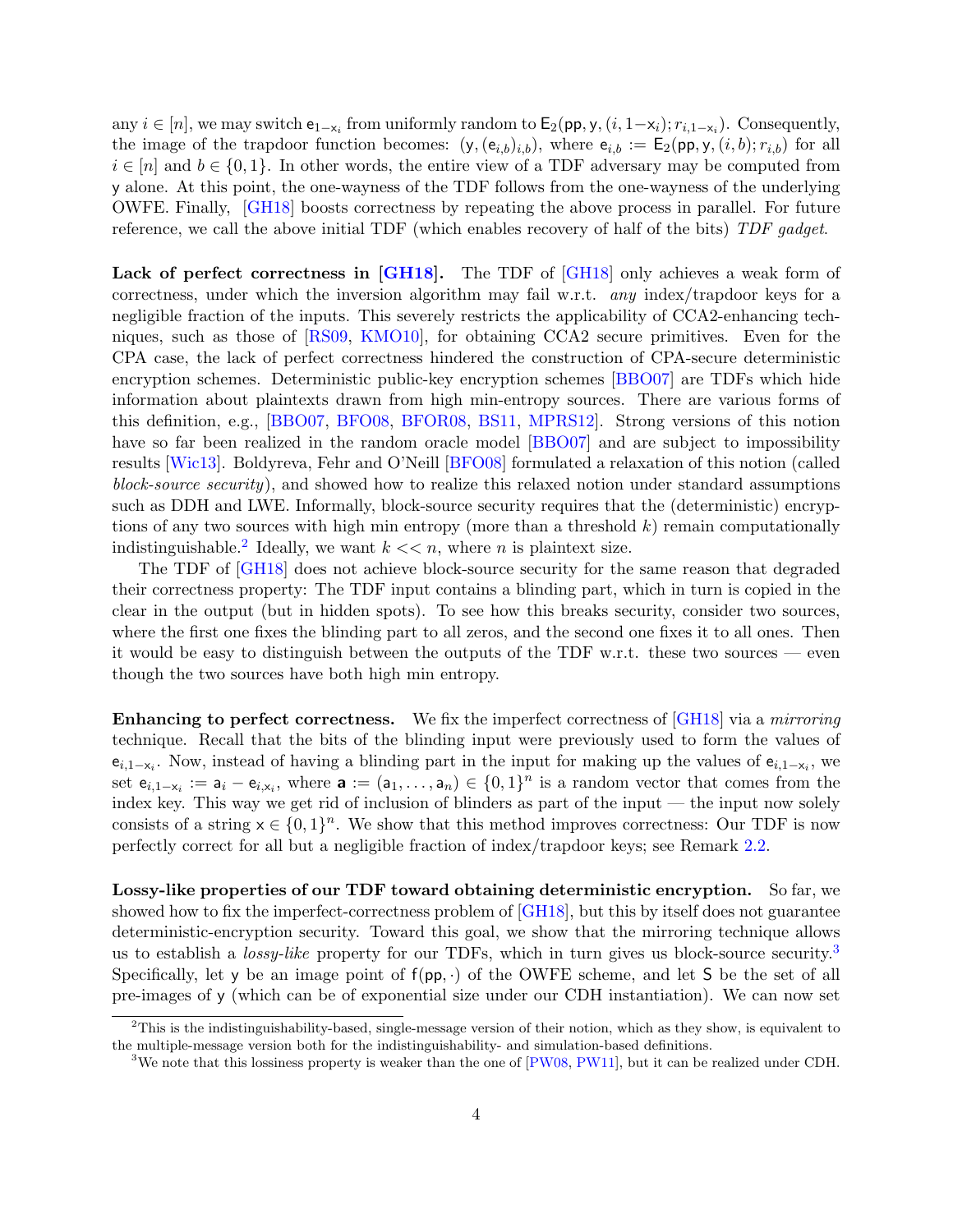any $i \in [n]$, we may switch $\mathsf{e}_{1-\mathsf{x}_i}$ from uniformly random to $\mathsf{E}_2(\mathsf{pp}, \mathsf{y}, (i, 1-\mathsf{x}_i); r_{i,1-\mathsf{x}_i})$. Consequently, the image of the trapdoor function becomes: $(\mathsf{y}, (\mathsf{e}_{i,b})_{i,b})$, where $\mathsf{e}_{i,b} := \mathsf{E}_2(\mathsf{pp}, \mathsf{y}, (i, b); r_{i,b})$ for all $i \in [n]$ and $b \in \{0, 1\}$. In other words, the entire view of a TDF adversary may be computed from $\mathsf{y}$ alone. At this point, the one-wayness of the TDF follows from the one-wayness of the underlying OWFE. Finally, [GH18] boosts correctness by repeating the above process in parallel. For future reference, we call the above initial TDF (which enables recovery of half of the bits) *TDF gadget*.

**Lack of perfect correctness in [GH18].** The TDF of [GH18] only achieves a weak form of correctness, under which the inversion algorithm may fail w.r.t. *any* index/trapdoor keys for a negligible fraction of the inputs. This severely restricts the applicability of CCA2-enhancing techniques, such as those of [RS09, KMO10], for obtaining CCA2 secure primitives. Even for the CPA case, the lack of perfect correctness hindered the construction of CPA-secure deterministic encryption schemes. Deterministic public-key encryption schemes [BBO07] are TDFs which hide information about plaintexts drawn from high min-entropy sources. There are various forms of this definition, e.g., [BBO07, BFO08, BFOR08, BS11, MPRS12]. Strong versions of this notion have so far been realized in the random oracle model [BBO07] and are subject to impossibility results [Wic13]. Boldyreva, Fehr and O'Neill [BFO08] formulated a relaxation of this notion (called *block-source security*), and showed how to realize this relaxed notion under standard assumptions such as DDH and LWE. Informally, block-source security requires that the (deterministic) encryptions of any two sources with high min entropy (more than a threshold $k$) remain computationally indistinguishable.[2] Ideally, we want $k << n$, where $n$ is plaintext size.

The TDF of [GH18] does not achieve block-source security for the same reason that degraded their correctness property: The TDF input contains a blinding part, which in turn is copied in the clear in the output (but in hidden spots). To see how this breaks security, consider two sources, where the first one fixes the blinding part to all zeros, and the second one fixes it to all ones. Then it would be easy to distinguish between the outputs of the TDF w.r.t. these two sources — even though the two sources have both high min entropy.

**Enhancing to perfect correctness.** We fix the imperfect correctness of [GH18] via a *mirroring* technique. Recall that the bits of the blinding input were previously used to form the values of $\mathsf{e}_{i,1-\mathsf{x}_i}$. Now, instead of having a blinding part in the input for making up the values of $\mathsf{e}_{i,1-\mathsf{x}_i}$, we set $\mathsf{e}_{i,1-\mathsf{x}_i} := \mathsf{a}_i - \mathsf{e}_{i,\mathsf{x}_i}$, where $\mathbf{a} := (\mathsf{a}_1, \ldots, \mathsf{a}_n) \in \{0, 1\}^n$ is a random vector that comes from the index key. This way we get rid of inclusion of blinders as part of the input — the input now solely consists of a string $\mathsf{x} \in \{0, 1\}^n$. We show that this method improves correctness: Our TDF is now perfectly correct for all but a negligible fraction of index/trapdoor keys; see Remark 2.2.

**Lossy-like properties of our TDF toward obtaining deterministic encryption.** So far, we showed how to fix the imperfect-correctness problem of [GH18], but this by itself does not guarantee deterministic-encryption security. Toward this goal, we show that the mirroring technique allows us to establish a *lossy-like* property for our TDFs, which in turn gives us block-source security.[3] Specifically, let $\mathsf{y}$ be an image point of $\mathsf{f}(\mathsf{pp}, \cdot)$ of the OWFE scheme, and let $\mathsf{S}$ be the set of all pre-images of $\mathsf{y}$ (which can be of exponential size under our CDH instantiation). We can now set

[2] This is the indistinguishability-based, single-message version of their notion, which as they show, is equivalent to the multiple-message version both for the indistinguishability- and simulation-based definitions.

[3] We note that this lossiness property is weaker than the one of [PW08, PW11], but it can be realized under CDH.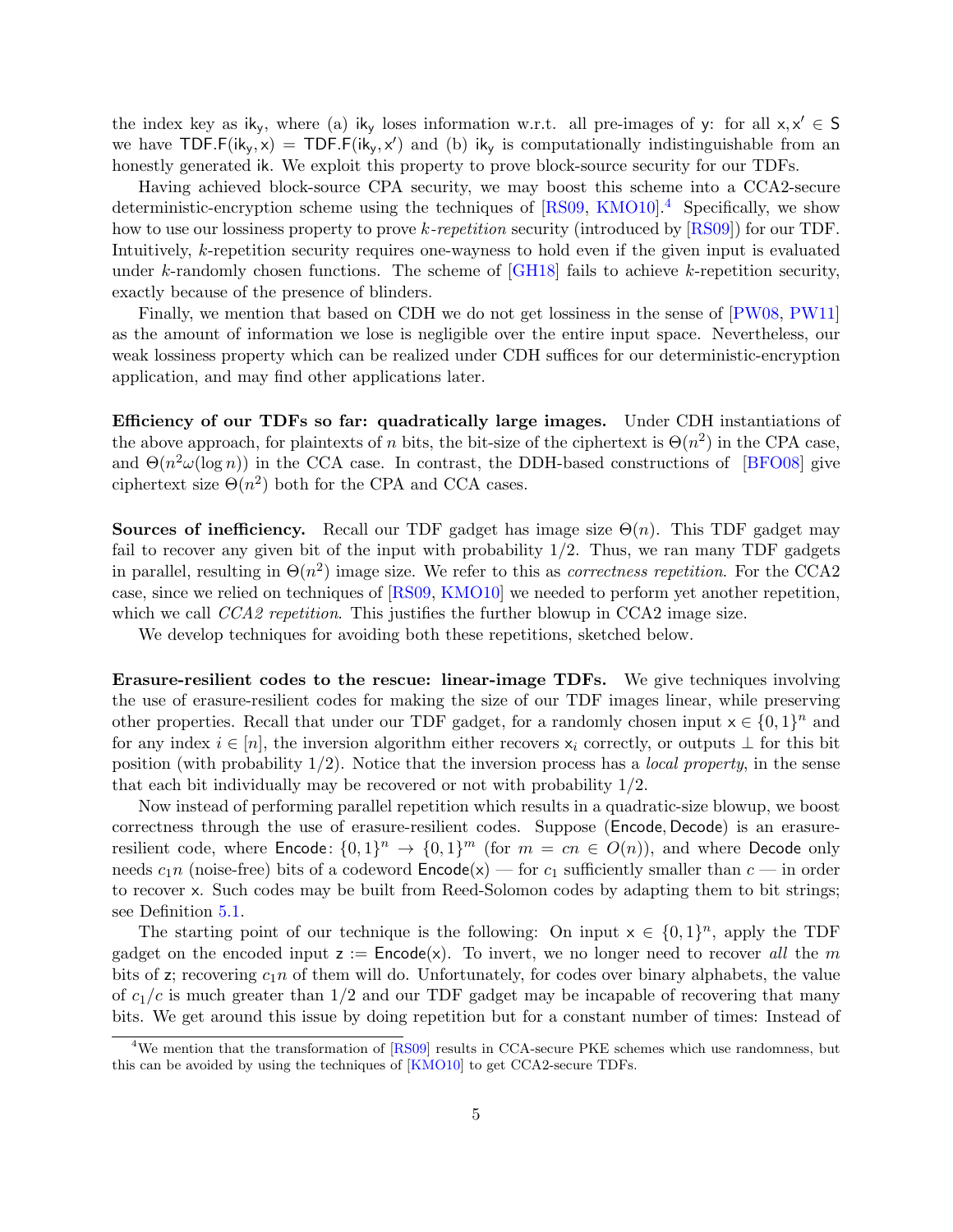the index key as $\mathsf{ik_y}$, where (a) $\mathsf{ik_y}$ loses information w.r.t. all pre-images of $\mathsf{y}$: for all $\mathsf{x}, \mathsf{x}' \in \mathsf{S}$ we have $\mathsf{TDF.F}(\mathsf{ik_y}, \mathsf{x}) = \mathsf{TDF.F}(\mathsf{ik_y}, \mathsf{x}')$ and (b) $\mathsf{ik_y}$ is computationally indistinguishable from an honestly generated $\mathsf{ik}$. We exploit this property to prove block-source security for our TDFs.

Having achieved block-source CPA security, we may boost this scheme into a CCA2-secure deterministic-encryption scheme using the techniques of [RS09, KMO10].[4] Specifically, we show how to use our lossiness property to prove *k-repetition* security (introduced by [RS09]) for our TDF. Intuitively, $k$-repetition security requires one-wayness to hold even if the given input is evaluated under $k$-randomly chosen functions. The scheme of [GH18] fails to achieve $k$-repetition security, exactly because of the presence of blinders.

Finally, we mention that based on CDH we do not get lossiness in the sense of [PW08, PW11] as the amount of information we lose is negligible over the entire input space. Nevertheless, our weak lossiness property which can be realized under CDH suffices for our deterministic-encryption application, and may find other applications later.

**Efficiency of our TDFs so far: quadratically large images.** Under CDH instantiations of the above approach, for plaintexts of $n$ bits, the bit-size of the ciphertext is $\Theta(n^2)$ in the CPA case, and $\Theta(n^2\omega(\log n))$ in the CCA case. In contrast, the DDH-based constructions of [BFO08] give ciphertext size $\Theta(n^2)$ both for the CPA and CCA cases.

**Sources of inefficiency.** Recall our TDF gadget has image size $\Theta(n)$. This TDF gadget may fail to recover any given bit of the input with probability $1/2$. Thus, we ran many TDF gadgets in parallel, resulting in $\Theta(n^2)$ image size. We refer to this as *correctness repetition*. For the CCA2 case, since we relied on techniques of [RS09, KMO10] we needed to perform yet another repetition, which we call *CCA2 repetition*. This justifies the further blowup in CCA2 image size.

We develop techniques for avoiding both these repetitions, sketched below.

**Erasure-resilient codes to the rescue: linear-image TDFs.** We give techniques involving the use of erasure-resilient codes for making the size of our TDF images linear, while preserving other properties. Recall that under our TDF gadget, for a randomly chosen input $\mathsf{x} \in \{0,1\}^n$ and for any index $i \in [n]$, the inversion algorithm either recovers $\mathsf{x}_i$ correctly, or outputs $\perp$ for this bit position (with probability $1/2$). Notice that the inversion process has a *local property*, in the sense that each bit individually may be recovered or not with probability $1/2$.

Now instead of performing parallel repetition which results in a quadratic-size blowup, we boost correctness through the use of erasure-resilient codes. Suppose $(\mathsf{Encode}, \mathsf{Decode})$ is an erasure-resilient code, where $\mathsf{Encode}\colon \{0,1\}^n \to \{0,1\}^m$ (for $m = cn \in O(n)$), and where $\mathsf{Decode}$ only needs $c_1 n$ (noise-free) bits of a codeword $\mathsf{Encode}(\mathsf{x})$ — for $c_1$ sufficiently smaller than $c$ — in order to recover $\mathsf{x}$. Such codes may be built from Reed-Solomon codes by adapting them to bit strings; see Definition 5.1.

The starting point of our technique is the following: On input $\mathsf{x} \in \{0,1\}^n$, apply the TDF gadget on the encoded input $\mathsf{z} := \mathsf{Encode}(\mathsf{x})$. To invert, we no longer need to recover *all* the $m$ bits of $\mathsf{z}$; recovering $c_1 n$ of them will do. Unfortunately, for codes over binary alphabets, the value of $c_1/c$ is much greater than $1/2$ and our TDF gadget may be incapable of recovering that many bits. We get around this issue by doing repetition but for a constant number of times: Instead of

[4] We mention that the transformation of [RS09] results in CCA-secure PKE schemes which use randomness, but this can be avoided by using the techniques of [KMO10] to get CCA2-secure TDFs.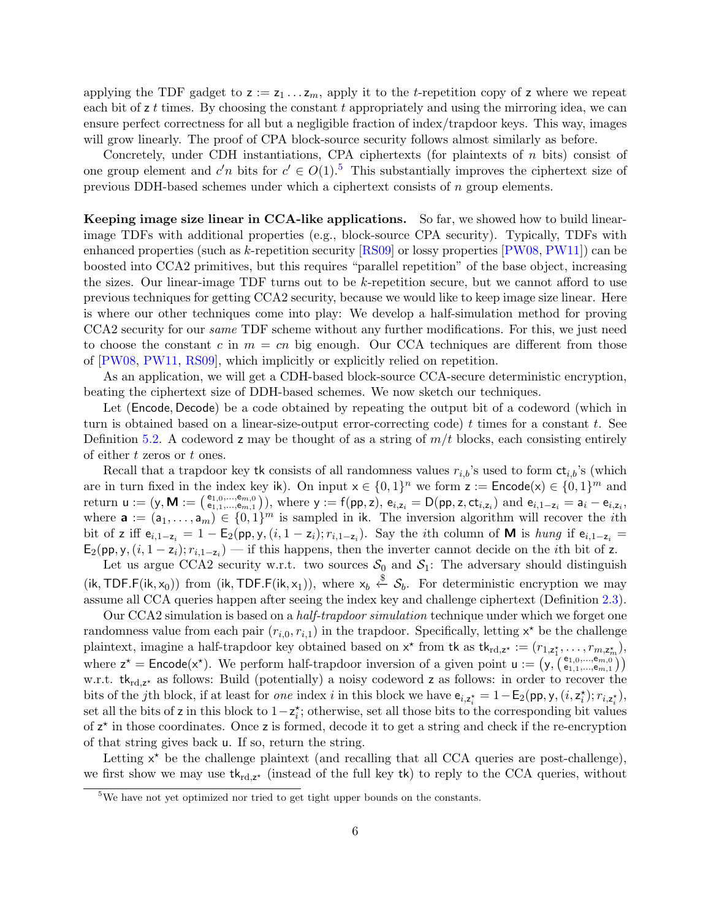applying the TDF gadget to $\mathsf{z} := \mathsf{z}_1 \dots \mathsf{z}_m$, apply it to the $t$-repetition copy of $\mathsf{z}$ where we repeat each bit of $\mathsf{z}$ $t$ times. By choosing the constant $t$ appropriately and using the mirroring idea, we can ensure perfect correctness for all but a negligible fraction of index/trapdoor keys. This way, images will grow linearly. The proof of CPA block-source security follows almost similarly as before.

Concretely, under CDH instantiations, CPA ciphertexts (for plaintexts of $n$ bits) consist of one group element and $c'n$ bits for $c' \in O(1)$.[5] This substantially improves the ciphertext size of previous DDH-based schemes under which a ciphertext consists of $n$ group elements.

**Keeping image size linear in CCA-like applications.** So far, we showed how to build linear-image TDFs with additional properties (e.g., block-source CPA security). Typically, TDFs with enhanced properties (such as $k$-repetition security [RS09] or lossy properties [PW08, PW11]) can be boosted into CCA2 primitives, but this requires "parallel repetition" of the base object, increasing the sizes. Our linear-image TDF turns out to be $k$-repetition secure, but we cannot afford to use previous techniques for getting CCA2 security, because we would like to keep image size linear. Here is where our other techniques come into play: We develop a half-simulation method for proving CCA2 security for our *same* TDF scheme without any further modifications. For this, we just need to choose the constant $c$ in $m = cn$ big enough. Our CCA techniques are different from those of [PW08, PW11, RS09], which implicitly or explicitly relied on repetition.

As an application, we will get a CDH-based block-source CCA-secure deterministic encryption, beating the ciphertext size of DDH-based schemes. We now sketch our techniques.

Let $(\mathsf{Encode}, \mathsf{Decode})$ be a code obtained by repeating the output bit of a codeword (which in turn is obtained based on a linear-size-output error-correcting code) $t$ times for a constant $t$. See Definition 5.2. A codeword $\mathsf{z}$ may be thought of as a string of $m/t$ blocks, each consisting entirely of either $t$ zeros or $t$ ones.

Recall that a trapdoor key $\mathsf{tk}$ consists of all randomness values $r_{i,b}$'s used to form $\mathsf{ct}_{i,b}$'s (which are in turn fixed in the index key $\mathsf{ik}$). On input $\mathsf{x} \in \{0,1\}^n$ we form $\mathsf{z} := \mathsf{Encode}(\mathsf{x}) \in \{0,1\}^m$ and return $\mathsf{u} := (\mathsf{y}, \mathbf{M} := \binom{\mathsf{e}_{1,0},\dots,\mathsf{e}_{m,0}}{\mathsf{e}_{1,1},\dots,\mathsf{e}_{m,1}})$, where $\mathsf{y} := \mathsf{f}(\mathsf{pp}, \mathsf{z})$, $\mathsf{e}_{i,\mathsf{z}_i} = \mathsf{D}(\mathsf{pp}, \mathsf{z}, \mathsf{ct}_{i,\mathsf{z}_i})$ and $\mathsf{e}_{i,1-\mathsf{z}_i} = \mathsf{a}_i - \mathsf{e}_{i,\mathsf{z}_i}$, where $\mathbf{a} := (\mathsf{a}_1, \dots, \mathsf{a}_m) \in \{0,1\}^m$ is sampled in $\mathsf{ik}$. The inversion algorithm will recover the $i$th bit of $\mathsf{z}$ iff $\mathsf{e}_{i,1-\mathsf{z}_i} = 1 - \mathsf{E}_2(\mathsf{pp}, \mathsf{y}, (i, 1-\mathsf{z}_i); r_{i,1-\mathsf{z}_i})$. Say the $i$th column of $\mathbf{M}$ is *hung* if $\mathsf{e}_{i,1-\mathsf{z}_i} = \mathsf{E}_2(\mathsf{pp}, \mathsf{y}, (i, 1-\mathsf{z}_i); r_{i,1-\mathsf{z}_i})$ — if this happens, then the inverter cannot decide on the $i$th bit of $\mathsf{z}$.

Let us argue CCA2 security w.r.t. two sources $\mathcal{S}_0$ and $\mathcal{S}_1$: The adversary should distinguish $(\mathsf{ik}, \mathsf{TDF.F}(\mathsf{ik}, \mathsf{x}_0))$ from $(\mathsf{ik}, \mathsf{TDF.F}(\mathsf{ik}, \mathsf{x}_1))$, where $\mathsf{x}_b \xleftarrow{\$} \mathcal{S}_b$. For deterministic encryption we may assume all CCA queries happen after seeing the index key and challenge ciphertext (Definition 2.3).

Our CCA2 simulation is based on a *half-trapdoor simulation* technique under which we forget one randomness value from each pair $(r_{i,0}, r_{i,1})$ in the trapdoor. Specifically, letting $\mathsf{x}^\star$ be the challenge plaintext, imagine a half-trapdoor key obtained based on $\mathsf{x}^\star$ from $\mathsf{tk}$ as $\mathsf{tk}_{\mathrm{rd},\mathsf{z}^\star} := (r_{1,\mathsf{z}_1^\star}, \dots, r_{m,\mathsf{z}_m^\star})$, where $\mathsf{z}^\star = \mathsf{Encode}(\mathsf{x}^\star)$. We perform half-trapdoor inversion of a given point $\mathsf{u} := (\mathsf{y}, \binom{\mathsf{e}_{1,0},\dots,\mathsf{e}_{m,0}}{\mathsf{e}_{1,1},\dots,\mathsf{e}_{m,1}})$ w.r.t. $\mathsf{tk}_{\mathrm{rd},\mathsf{z}^\star}$ as follows: Build (potentially) a noisy codeword $\mathsf{z}$ as follows: in order to recover the bits of the $j$th block, if at least for *one* index $i$ in this block we have $\mathsf{e}_{i,\mathsf{z}_i^\star} = 1 - \mathsf{E}_2(\mathsf{pp}, \mathsf{y}, (i, \mathsf{z}_i^\star); r_{i,\mathsf{z}_i^\star})$, set all the bits of $\mathsf{z}$ in this block to $1 - \mathsf{z}_i^\star$; otherwise, set all those bits to the corresponding bit values of $\mathsf{z}^\star$ in those coordinates. Once $\mathsf{z}$ is formed, decode it to get a string and check if the re-encryption of that string gives back $\mathsf{u}$. If so, return the string.

Letting $\mathsf{x}^\star$ be the challenge plaintext (and recalling that all CCA queries are post-challenge), we first show we may use $\mathsf{tk}_{\mathrm{rd},\mathsf{z}^\star}$ (instead of the full key $\mathsf{tk}$) to reply to the CCA queries, without

[5] We have not yet optimized nor tried to get tight upper bounds on the constants.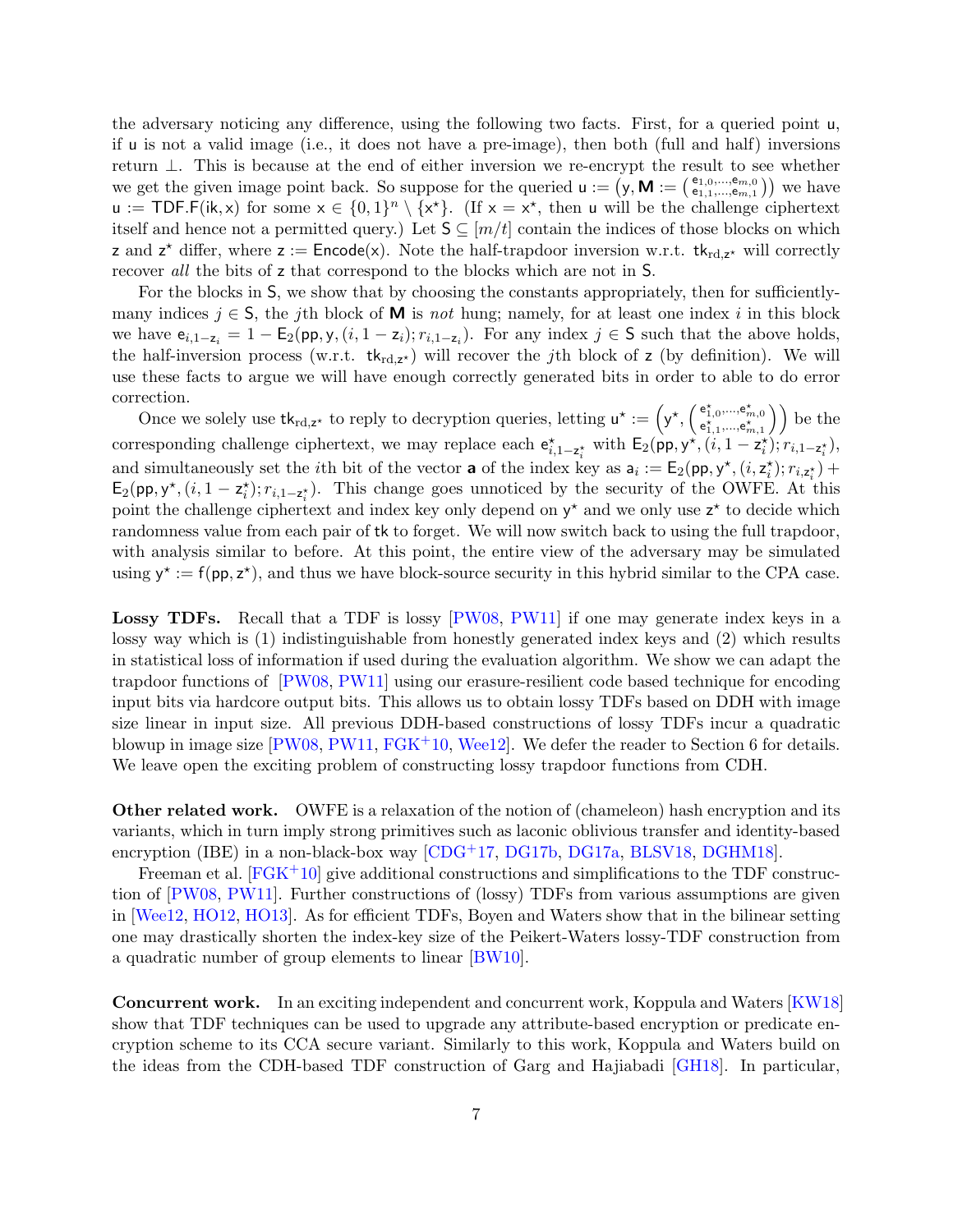the adversary noticing any difference, using the following two facts. First, for a queried point $\mathsf{u}$, if $\mathsf{u}$ is not a valid image (i.e., it does not have a pre-image), then both (full and half) inversions return $\perp$. This is because at the end of either inversion we re-encrypt the result to see whether we get the given image point back. So suppose for the queried $\mathsf{u} := \left(\mathsf{y}, \mathbf{M} := \left(\begin{smallmatrix} \mathsf{e}_{1,0},\ldots,\mathsf{e}_{m,0} \\ \mathsf{e}_{1,1},\ldots,\mathsf{e}_{m,1} \end{smallmatrix}\right)\right)$ we have $\mathsf{u} := \mathsf{TDF.F}(\mathsf{ik}, \mathsf{x})$ for some $\mathsf{x} \in \{0,1\}^n \setminus \{\mathsf{x}^\star\}$. (If $\mathsf{x} = \mathsf{x}^\star$, then $\mathsf{u}$ will be the challenge ciphertext itself and hence not a permitted query.) Let $\mathsf{S} \subseteq [m/t]$ contain the indices of those blocks on which $\mathsf{z}$ and $\mathsf{z}^\star$ differ, where $\mathsf{z} := \mathsf{Encode}(\mathsf{x})$. Note the half-trapdoor inversion w.r.t. $\mathsf{tk}_{\mathrm{rd},\mathsf{z}^\star}$ will correctly recover *all* the bits of $\mathsf{z}$ that correspond to the blocks which are not in $\mathsf{S}$.

For the blocks in $\mathsf{S}$, we show that by choosing the constants appropriately, then for sufficiently-many indices $j \in \mathsf{S}$, the $j$th block of $\mathbf{M}$ is *not* hung; namely, for at least one index $i$ in this block we have $\mathsf{e}_{i,1-\mathsf{z}_i} = 1 - \mathsf{E}_2(\mathsf{pp}, \mathsf{y}, (i, 1-\mathsf{z}_i); r_{i,1-\mathsf{z}_i})$. For any index $j \in \mathsf{S}$ such that the above holds, the half-inversion process (w.r.t. $\mathsf{tk}_{\mathrm{rd},\mathsf{z}^\star}$) will recover the $j$th block of $\mathsf{z}$ (by definition). We will use these facts to argue we will have enough correctly generated bits in order to able to do error correction.

Once we solely use $\mathsf{tk}_{\mathrm{rd},\mathsf{z}^\star}$ to reply to decryption queries, letting $\mathsf{u}^\star := \left(\mathsf{y}^\star, \left(\begin{smallmatrix} \mathsf{e}^\star_{1,0},\ldots,\mathsf{e}^\star_{m,0} \\ \mathsf{e}^\star_{1,1},\ldots,\mathsf{e}^\star_{m,1} \end{smallmatrix}\right)\right)$ be the corresponding challenge ciphertext, we may replace each $\mathsf{e}^\star_{i,1-\mathsf{z}^\star_i}$ with $\mathsf{E}_2(\mathsf{pp}, \mathsf{y}^\star, (i, 1-\mathsf{z}^\star_i); r_{i,1-\mathsf{z}^\star_i})$, and simultaneously set the $i$th bit of the vector $\mathbf{a}$ of the index key as $\mathsf{a}_i := \mathsf{E}_2(\mathsf{pp}, \mathsf{y}^\star, (i, \mathsf{z}^\star_i); r_{i,\mathsf{z}^\star_i}) + \mathsf{E}_2(\mathsf{pp}, \mathsf{y}^\star, (i, 1-\mathsf{z}^\star_i); r_{i,1-\mathsf{z}^\star_i})$. This change goes unnoticed by the security of the OWFE. At this point the challenge ciphertext and index key only depend on $\mathsf{y}^\star$ and we only use $\mathsf{z}^\star$ to decide which randomness value from each pair of $\mathsf{tk}$ to forget. We will now switch back to using the full trapdoor, with analysis similar to before. At this point, the entire view of the adversary may be simulated using $\mathsf{y}^\star := \mathsf{f}(\mathsf{pp}, \mathsf{z}^\star)$, and thus we have block-source security in this hybrid similar to the CPA case.

**Lossy TDFs.** Recall that a TDF is lossy [PW08, PW11] if one may generate index keys in a lossy way which is (1) indistinguishable from honestly generated index keys and (2) which results in statistical loss of information if used during the evaluation algorithm. We show we can adapt the trapdoor functions of [PW08, PW11] using our erasure-resilient code based technique for encoding input bits via hardcore output bits. This allows us to obtain lossy TDFs based on DDH with image size linear in input size. All previous DDH-based constructions of lossy TDFs incur a quadratic blowup in image size [PW08, PW11, FGK+10, Wee12]. We defer the reader to Section 6 for details. We leave open the exciting problem of constructing lossy trapdoor functions from CDH.

**Other related work.** OWFE is a relaxation of the notion of (chameleon) hash encryption and its variants, which in turn imply strong primitives such as laconic oblivious transfer and identity-based encryption (IBE) in a non-black-box way [CDG+17, DG17b, DG17a, BLSV18, DGHM18].

Freeman et al. [FGK+10] give additional constructions and simplifications to the TDF construction of [PW08, PW11]. Further constructions of (lossy) TDFs from various assumptions are given in [Wee12, HO12, HO13]. As for efficient TDFs, Boyen and Waters show that in the bilinear setting one may drastically shorten the index-key size of the Peikert-Waters lossy-TDF construction from a quadratic number of group elements to linear [BW10].

**Concurrent work.** In an exciting independent and concurrent work, Koppula and Waters [KW18] show that TDF techniques can be used to upgrade any attribute-based encryption or predicate encryption scheme to its CCA secure variant. Similarly to this work, Koppula and Waters build on the ideas from the CDH-based TDF construction of Garg and Hajiabadi [GH18]. In particular,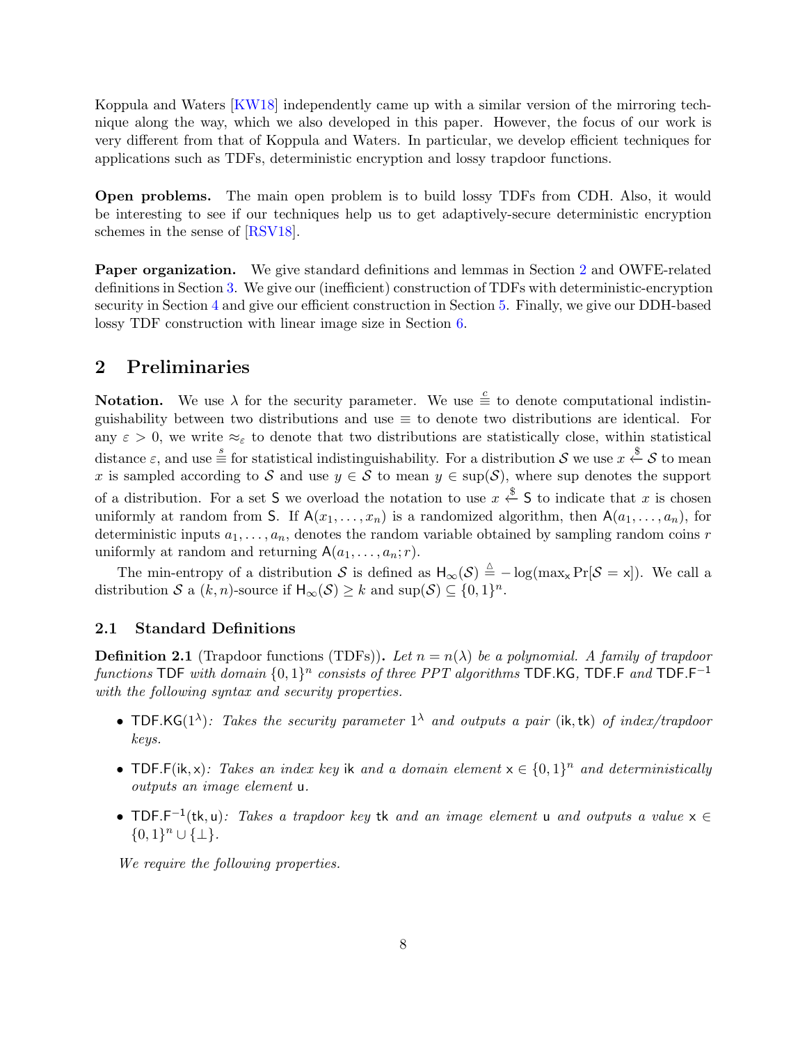Koppula and Waters [KW18] independently came up with a similar version of the mirroring technique along the way, which we also developed in this paper. However, the focus of our work is very different from that of Koppula and Waters. In particular, we develop efficient techniques for applications such as TDFs, deterministic encryption and lossy trapdoor functions.

**Open problems.** The main open problem is to build lossy TDFs from CDH. Also, it would be interesting to see if our techniques help us to get adaptively-secure deterministic encryption schemes in the sense of [RSV18].

**Paper organization.** We give standard definitions and lemmas in Section 2 and OWFE-related definitions in Section 3. We give our (inefficient) construction of TDFs with deterministic-encryption security in Section 4 and give our efficient construction in Section 5. Finally, we give our DDH-based lossy TDF construction with linear image size in Section 6.

## 2 Preliminaries

**Notation.** We use $\lambda$ for the security parameter. We use $\stackrel{c}{\equiv}$ to denote computational indistinguishability between two distributions and use $\equiv$ to denote two distributions are identical. For any $\varepsilon > 0$, we write $\approx_\varepsilon$ to denote that two distributions are statistically close, within statistical distance $\varepsilon$, and use $\stackrel{s}{\equiv}$ for statistical indistinguishability. For a distribution $\mathcal{S}$ we use $x \xleftarrow{\$} \mathcal{S}$ to mean $x$ is sampled according to $\mathcal{S}$ and use $y \in \mathcal{S}$ to mean $y \in \sup(\mathcal{S})$, where sup denotes the support of a distribution. For a set $\mathsf{S}$ we overload the notation to use $x \xleftarrow{\$} \mathsf{S}$ to indicate that $x$ is chosen uniformly at random from $\mathsf{S}$. If $\mathsf{A}(x_1, \ldots, x_n)$ is a randomized algorithm, then $\mathsf{A}(a_1, \ldots, a_n)$, for deterministic inputs $a_1, \ldots, a_n$, denotes the random variable obtained by sampling random coins $r$ uniformly at random and returning $\mathsf{A}(a_1, \ldots, a_n; r)$.

The min-entropy of a distribution $\mathcal{S}$ is defined as $\mathsf{H}_\infty(\mathcal{S}) \stackrel{\Delta}{=} -\log(\max_{\mathsf{x}} \Pr[\mathcal{S} = \mathsf{x}])$. We call a distribution $\mathcal{S}$ a $(k, n)$-source if $\mathsf{H}_\infty(\mathcal{S}) \geq k$ and $\sup(\mathcal{S}) \subseteq \{0,1\}^n$.

### 2.1 Standard Definitions

**Definition 2.1** (Trapdoor functions (TDFs))**.** *Let $n = n(\lambda)$ be a polynomial. A family of trapdoor functions* $\mathsf{TDF}$ *with domain $\{0,1\}^n$ consists of three PPT algorithms* $\mathsf{TDF.KG}$, $\mathsf{TDF.F}$ *and* $\mathsf{TDF.F}^{-1}$ *with the following syntax and security properties.*

- $\mathsf{TDF.KG}(1^\lambda)$*: Takes the security parameter $1^\lambda$ and outputs a pair* $(\mathsf{ik}, \mathsf{tk})$ *of index/trapdoor keys.*
- $\mathsf{TDF.F}(\mathsf{ik}, \mathsf{x})$*: Takes an index key* $\mathsf{ik}$ *and a domain element $\mathsf{x} \in \{0,1\}^n$ and deterministically outputs an image element* $\mathsf{u}$.
- $\mathsf{TDF.F}^{-1}(\mathsf{tk}, \mathsf{u})$*: Takes a trapdoor key* $\mathsf{tk}$ *and an image element* $\mathsf{u}$ *and outputs a value $\mathsf{x} \in \{0,1\}^n \cup \{\perp\}$.*

*We require the following properties.*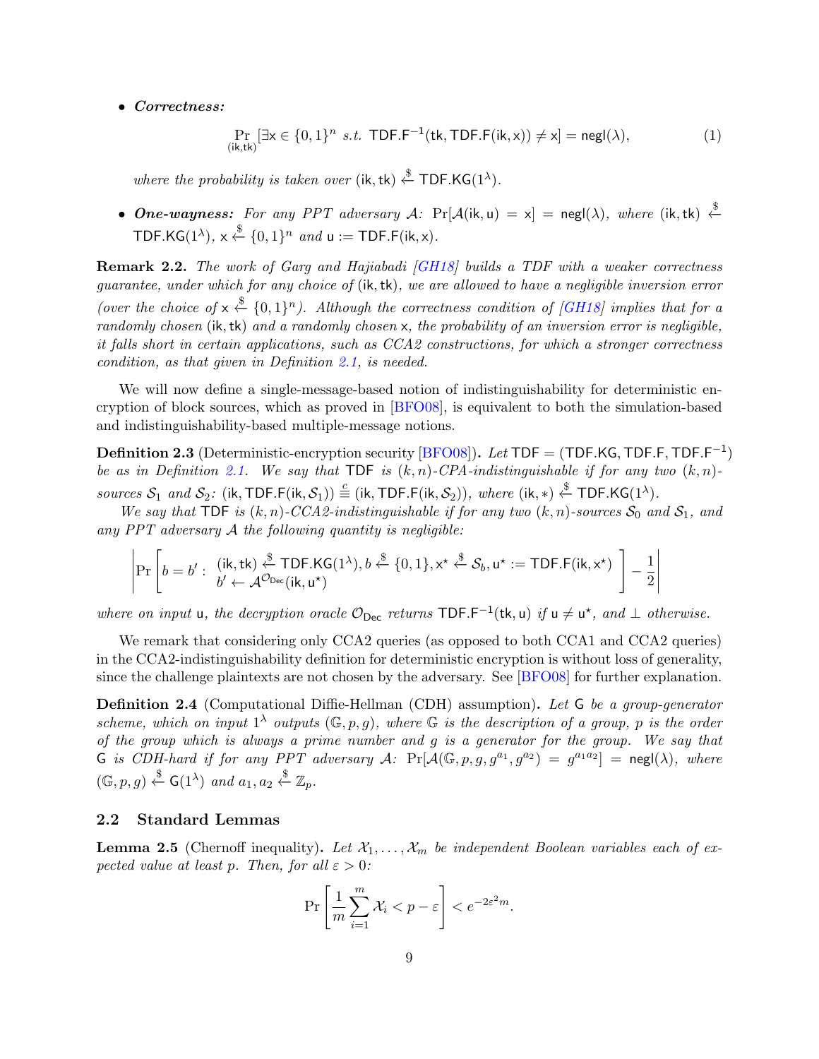- ***Correctness:***

$$\Pr_{(\mathsf{ik},\mathsf{tk})}[\exists \mathsf{x} \in \{0,1\}^n \ s.t. \ \mathsf{TDF.F}^{-1}(\mathsf{tk}, \mathsf{TDF.F}(\mathsf{ik}, \mathsf{x})) \neq \mathsf{x}] = \mathsf{negl}(\lambda), \tag{1}$$

*where the probability is taken over* $(\mathsf{ik}, \mathsf{tk}) \xleftarrow{\$} \mathsf{TDF.KG}(1^\lambda)$.

- ***One-wayness:*** *For any PPT adversary* $\mathcal{A}$*:* $\Pr[\mathcal{A}(\mathsf{ik}, \mathsf{u}) = \mathsf{x}] = \mathsf{negl}(\lambda)$*, where* $(\mathsf{ik}, \mathsf{tk}) \xleftarrow{\$} \mathsf{TDF.KG}(1^\lambda)$*,* $\mathsf{x} \xleftarrow{\$} \{0,1\}^n$ *and* $\mathsf{u} := \mathsf{TDF.F}(\mathsf{ik}, \mathsf{x})$.

**Remark 2.2.** *The work of Garg and Hajiabadi [GH18] builds a TDF with a weaker correctness guarantee, under which for any choice of* $(\mathsf{ik}, \mathsf{tk})$*, we are allowed to have a negligible inversion error (over the choice of* $\mathsf{x} \xleftarrow{\$} \{0,1\}^n$*). Although the correctness condition of [GH18] implies that for a randomly chosen* $(\mathsf{ik}, \mathsf{tk})$ *and a randomly chosen* $\mathsf{x}$*, the probability of an inversion error is negligible, it falls short in certain applications, such as CCA2 constructions, for which a stronger correctness condition, as that given in Definition 2.1, is needed.*

We will now define a single-message-based notion of indistinguishability for deterministic encryption of block sources, which as proved in [BFO08], is equivalent to both the simulation-based and indistinguishability-based multiple-message notions.

**Definition 2.3** (Deterministic-encryption security [BFO08])**.** *Let* $\mathsf{TDF} = (\mathsf{TDF.KG}, \mathsf{TDF.F}, \mathsf{TDF.F}^{-1})$ *be as in Definition 2.1. We say that* $\mathsf{TDF}$ *is* $(k,n)$*-CPA-indistinguishable if for any two* $(k,n)$*-sources* $\mathcal{S}_1$ *and* $\mathcal{S}_2$*:* $(\mathsf{ik}, \mathsf{TDF.F}(\mathsf{ik}, \mathcal{S}_1)) \stackrel{c}{\equiv} (\mathsf{ik}, \mathsf{TDF.F}(\mathsf{ik}, \mathcal{S}_2))$*, where* $(\mathsf{ik}, *) \xleftarrow{\$} \mathsf{TDF.KG}(1^\lambda)$.

*We say that* $\mathsf{TDF}$ *is* $(k,n)$*-CCA2-indistinguishable if for any two* $(k,n)$*-sources* $\mathcal{S}_0$ *and* $\mathcal{S}_1$*, and any PPT adversary* $\mathcal{A}$ *the following quantity is negligible:*

$$\left| \Pr\left[ b = b' : \begin{array}{l} (\mathsf{ik}, \mathsf{tk}) \xleftarrow{\$} \mathsf{TDF.KG}(1^\lambda), b \xleftarrow{\$} \{0,1\}, \mathsf{x}^\star \xleftarrow{\$} \mathcal{S}_b, \mathsf{u}^\star := \mathsf{TDF.F}(\mathsf{ik}, \mathsf{x}^\star) \\ b' \leftarrow \mathcal{A}^{\mathcal{O}_{\mathsf{Dec}}}(\mathsf{ik}, \mathsf{u}^\star) \end{array} \right] - \frac{1}{2} \right|$$

*where on input* $\mathsf{u}$*, the decryption oracle* $\mathcal{O}_{\mathsf{Dec}}$ *returns* $\mathsf{TDF.F}^{-1}(\mathsf{tk}, \mathsf{u})$ *if* $\mathsf{u} \neq \mathsf{u}^\star$*, and* $\perp$ *otherwise.*

We remark that considering only CCA2 queries (as opposed to both CCA1 and CCA2 queries) in the CCA2-indistinguishability definition for deterministic encryption is without loss of generality, since the challenge plaintexts are not chosen by the adversary. See [BFO08] for further explanation.

**Definition 2.4** (Computational Diffie-Hellman (CDH) assumption)**.** *Let* $\mathsf{G}$ *be a group-generator scheme, which on input* $1^\lambda$ *outputs* $(\mathbb{G}, p, g)$*, where* $\mathbb{G}$ *is the description of a group,* $p$ *is the order of the group which is always a prime number and* $g$ *is a generator for the group. We say that* $\mathsf{G}$ *is CDH-hard if for any PPT adversary* $\mathcal{A}$*:* $\Pr[\mathcal{A}(\mathbb{G}, p, g, g^{a_1}, g^{a_2}) = g^{a_1 a_2}] = \mathsf{negl}(\lambda)$*, where* $(\mathbb{G}, p, g) \xleftarrow{\$} \mathsf{G}(1^\lambda)$ *and* $a_1, a_2 \xleftarrow{\$} \mathbb{Z}_p$.

## 2.2 Standard Lemmas

**Lemma 2.5** (Chernoff inequality)**.** *Let* $\mathcal{X}_1, \ldots, \mathcal{X}_m$ *be independent Boolean variables each of expected value at least* $p$*. Then, for all* $\varepsilon > 0$*:*

$$\Pr\left[ \frac{1}{m} \sum_{i=1}^{m} \mathcal{X}_i < p - \varepsilon \right] < e^{-2\varepsilon^2 m}.$$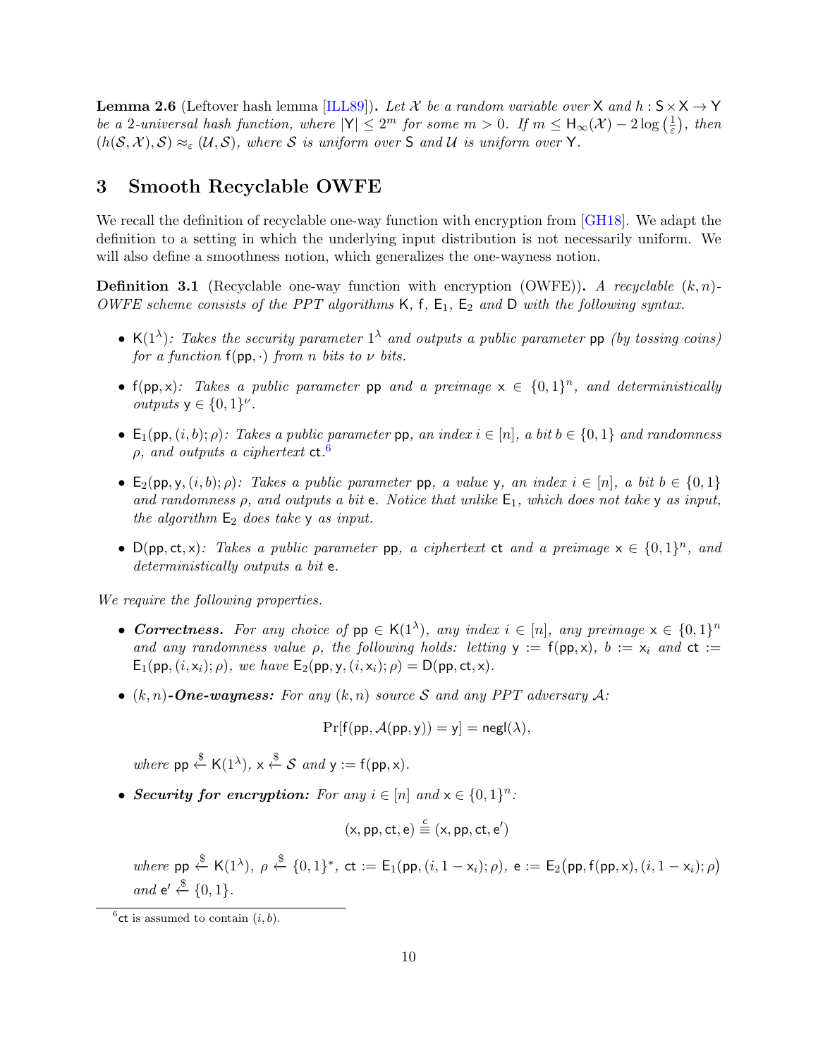**Lemma 2.6** (Leftover hash lemma [ILL89]). *Let $\mathcal{X}$ be a random variable over $\mathsf{X}$ and $h : \mathsf{S} \times \mathsf{X} \to \mathsf{Y}$ be a 2-universal hash function, where $|\mathsf{Y}| \leq 2^m$ for some $m > 0$. If $m \leq \mathsf{H}_\infty(\mathcal{X}) - 2\log\left(\frac{1}{\varepsilon}\right)$, then $(h(\mathcal{S}, \mathcal{X}), \mathcal{S}) \approx_\varepsilon (\mathcal{U}, \mathcal{S})$, where $\mathcal{S}$ is uniform over $\mathsf{S}$ and $\mathcal{U}$ is uniform over $\mathsf{Y}$.*

## 3 Smooth Recyclable OWFE

We recall the definition of recyclable one-way function with encryption from [GH18]. We adapt the definition to a setting in which the underlying input distribution is not necessarily uniform. We will also define a smoothness notion, which generalizes the one-wayness notion.

**Definition 3.1** (Recyclable one-way function with encryption (OWFE)). *A recyclable $(k, n)$-OWFE scheme consists of the PPT algorithms $\mathsf{K}$, $\mathsf{f}$, $\mathsf{E}_1$, $\mathsf{E}_2$ and $\mathsf{D}$ with the following syntax.*

- $\mathsf{K}(1^\lambda)$*: Takes the security parameter $1^\lambda$ and outputs a public parameter $\mathsf{pp}$ (by tossing coins) for a function $\mathsf{f}(\mathsf{pp}, \cdot)$ from $n$ bits to $\nu$ bits.*
- $\mathsf{f}(\mathsf{pp}, \mathsf{x})$*: Takes a public parameter $\mathsf{pp}$ and a preimage $\mathsf{x} \in \{0,1\}^n$, and deterministically outputs $\mathsf{y} \in \{0,1\}^\nu$.*
- $\mathsf{E}_1(\mathsf{pp}, (i, b); \rho)$*: Takes a public parameter $\mathsf{pp}$, an index $i \in [n]$, a bit $b \in \{0,1\}$ and randomness $\rho$, and outputs a ciphertext $\mathsf{ct}$.*[6]
- $\mathsf{E}_2(\mathsf{pp}, \mathsf{y}, (i, b); \rho)$*: Takes a public parameter $\mathsf{pp}$, a value $\mathsf{y}$, an index $i \in [n]$, a bit $b \in \{0,1\}$ and randomness $\rho$, and outputs a bit $\mathsf{e}$. Notice that unlike $\mathsf{E}_1$, which does not take $\mathsf{y}$ as input, the algorithm $\mathsf{E}_2$ does take $\mathsf{y}$ as input.*
- $\mathsf{D}(\mathsf{pp}, \mathsf{ct}, \mathsf{x})$*: Takes a public parameter $\mathsf{pp}$, a ciphertext $\mathsf{ct}$ and a preimage $\mathsf{x} \in \{0,1\}^n$, and deterministically outputs a bit $\mathsf{e}$.*

*We require the following properties.*

- ***Correctness.*** *For any choice of $\mathsf{pp} \in \mathsf{K}(1^\lambda)$, any index $i \in [n]$, any preimage $\mathsf{x} \in \{0,1\}^n$ and any randomness value $\rho$, the following holds: letting $\mathsf{y} := \mathsf{f}(\mathsf{pp}, \mathsf{x})$, $b := \mathsf{x}_i$ and $\mathsf{ct} := \mathsf{E}_1(\mathsf{pp}, (i, \mathsf{x}_i); \rho)$, we have $\mathsf{E}_2(\mathsf{pp}, \mathsf{y}, (i, \mathsf{x}_i); \rho) = \mathsf{D}(\mathsf{pp}, \mathsf{ct}, \mathsf{x})$.*
- *$(k, n)$-**One-wayness:** For any $(k, n)$ source $\mathcal{S}$ and any PPT adversary $\mathcal{A}$:*

$$\Pr[\mathsf{f}(\mathsf{pp}, \mathcal{A}(\mathsf{pp}, \mathsf{y})) = \mathsf{y}] = \mathsf{negl}(\lambda),$$

  *where $\mathsf{pp} \xleftarrow{\$} \mathsf{K}(1^\lambda)$, $\mathsf{x} \xleftarrow{\$} \mathcal{S}$ and $\mathsf{y} := \mathsf{f}(\mathsf{pp}, \mathsf{x})$.*
- ***Security for encryption:*** *For any $i \in [n]$ and $\mathsf{x} \in \{0,1\}^n$:*

$$(\mathsf{x}, \mathsf{pp}, \mathsf{ct}, \mathsf{e}) \stackrel{c}{\equiv} (\mathsf{x}, \mathsf{pp}, \mathsf{ct}, \mathsf{e}')$$

  *where $\mathsf{pp} \xleftarrow{\$} \mathsf{K}(1^\lambda)$, $\rho \xleftarrow{\$} \{0,1\}^*$, $\mathsf{ct} := \mathsf{E}_1(\mathsf{pp}, (i, 1 - \mathsf{x}_i); \rho)$, $\mathsf{e} := \mathsf{E}_2\big(\mathsf{pp}, \mathsf{f}(\mathsf{pp}, \mathsf{x}), (i, 1 - \mathsf{x}_i); \rho\big)$ and $\mathsf{e}' \xleftarrow{\$} \{0,1\}$.*

[6] $\mathsf{ct}$ is assumed to contain $(i, b)$.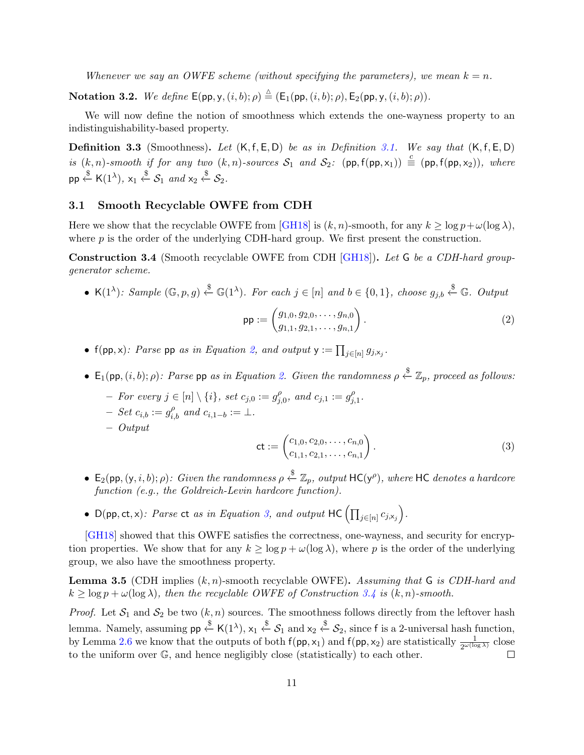*Whenever we say an OWFE scheme (without specifying the parameters), we mean $k = n$.*

**Notation 3.2.** *We define* $\mathsf{E}(\mathsf{pp}, \mathsf{y}, (i, b); \rho) \triangleq (\mathsf{E}_1(\mathsf{pp}, (i, b); \rho), \mathsf{E}_2(\mathsf{pp}, \mathsf{y}, (i, b); \rho))$.

We will now define the notion of smoothness which extends the one-wayness property to an indistinguishability-based property.

**Definition 3.3** (Smoothness)**.** *Let* $(\mathsf{K}, \mathsf{f}, \mathsf{E}, \mathsf{D})$ *be as in Definition 3.1. We say that* $(\mathsf{K}, \mathsf{f}, \mathsf{E}, \mathsf{D})$ *is* $(k, n)$*-smooth if for any two* $(k, n)$*-sources* $\mathcal{S}_1$ *and* $\mathcal{S}_2$*:* $(\mathsf{pp}, \mathsf{f}(\mathsf{pp}, \mathsf{x}_1)) \stackrel{c}{\equiv} (\mathsf{pp}, \mathsf{f}(\mathsf{pp}, \mathsf{x}_2))$*, where* $\mathsf{pp} \xleftarrow{\$} \mathsf{K}(1^\lambda)$*,* $\mathsf{x}_1 \xleftarrow{\$} \mathcal{S}_1$ *and* $\mathsf{x}_2 \xleftarrow{\$} \mathcal{S}_2$*.*

## 3.1 Smooth Recyclable OWFE from CDH

Here we show that the recyclable OWFE from [GH18] is $(k, n)$-smooth, for any $k \geq \log p + \omega(\log \lambda)$, where $p$ is the order of the underlying CDH-hard group. We first present the construction.

**Construction 3.4** (Smooth recyclable OWFE from CDH [GH18])**.** *Let* $\mathsf{G}$ *be a CDH-hard group-generator scheme.*

- $\mathsf{K}(1^\lambda)$*: Sample* $(\mathbb{G}, p, g) \xleftarrow{\$} \mathbb{G}(1^\lambda)$*. For each* $j \in [n]$ *and* $b \in \{0, 1\}$*, choose* $g_{j,b} \xleftarrow{\$} \mathbb{G}$*. Output*
$$\mathsf{pp} := \begin{pmatrix} g_{1,0}, g_{2,0}, \ldots, g_{n,0} \\ g_{1,1}, g_{2,1}, \ldots, g_{n,1} \end{pmatrix}. \tag{2}$$
- $\mathsf{f}(\mathsf{pp}, \mathsf{x})$*: Parse* $\mathsf{pp}$ *as in Equation 2, and output* $\mathsf{y} := \prod_{j \in [n]} g_{j, \mathsf{x}_j}$*.*
- $\mathsf{E}_1(\mathsf{pp}, (i, b); \rho)$*: Parse* $\mathsf{pp}$ *as in Equation 2. Given the randomness* $\rho \xleftarrow{\$} \mathbb{Z}_p$*, proceed as follows:*
  - *For every* $j \in [n] \setminus \{i\}$*, set* $c_{j,0} := g_{j,0}^\rho$*, and* $c_{j,1} := g_{j,1}^\rho$*.*
  - *Set* $c_{i,b} := g_{i,b}^\rho$ *and* $c_{i,1-b} := \perp$*.*
  - *Output*
$$\mathsf{ct} := \begin{pmatrix} c_{1,0}, c_{2,0}, \ldots, c_{n,0} \\ c_{1,1}, c_{2,1}, \ldots, c_{n,1} \end{pmatrix}. \tag{3}$$
- $\mathsf{E}_2(\mathsf{pp}, (\mathsf{y}, i, b); \rho)$*: Given the randomness* $\rho \xleftarrow{\$} \mathbb{Z}_p$*, output* $\mathsf{HC}(\mathsf{y}^\rho)$*, where* $\mathsf{HC}$ *denotes a hardcore function (e.g., the Goldreich-Levin hardcore function).*
- $\mathsf{D}(\mathsf{pp}, \mathsf{ct}, \mathsf{x})$*: Parse* $\mathsf{ct}$ *as in Equation 3, and output* $\mathsf{HC}\left(\prod_{j \in [n]} c_{j, \mathsf{x}_j}\right)$*.*

[GH18] showed that this OWFE satisfies the correctness, one-wayness, and security for encryption properties. We show that for any $k \geq \log p + \omega(\log \lambda)$, where $p$ is the order of the underlying group, we also have the smoothness property.

**Lemma 3.5** (CDH implies $(k, n)$-smooth recyclable OWFE)**.** *Assuming that* $\mathsf{G}$ *is CDH-hard and* $k \geq \log p + \omega(\log \lambda)$*, then the recyclable OWFE of Construction 3.4 is* $(k, n)$*-smooth.*

*Proof.* Let $\mathcal{S}_1$ and $\mathcal{S}_2$ be two $(k, n)$ sources. The smoothness follows directly from the leftover hash lemma. Namely, assuming $\mathsf{pp} \xleftarrow{\$} \mathsf{K}(1^\lambda)$, $\mathsf{x}_1 \xleftarrow{\$} \mathcal{S}_1$ and $\mathsf{x}_2 \xleftarrow{\$} \mathcal{S}_2$, since $\mathsf{f}$ is a 2-universal hash function, by Lemma 2.6 we know that the outputs of both $\mathsf{f}(\mathsf{pp}, \mathsf{x}_1)$ and $\mathsf{f}(\mathsf{pp}, \mathsf{x}_2)$ are statistically $\frac{1}{2^{\omega(\log \lambda)}}$ close to the uniform over $\mathbb{G}$, and hence negligibly close (statistically) to each other. $\square$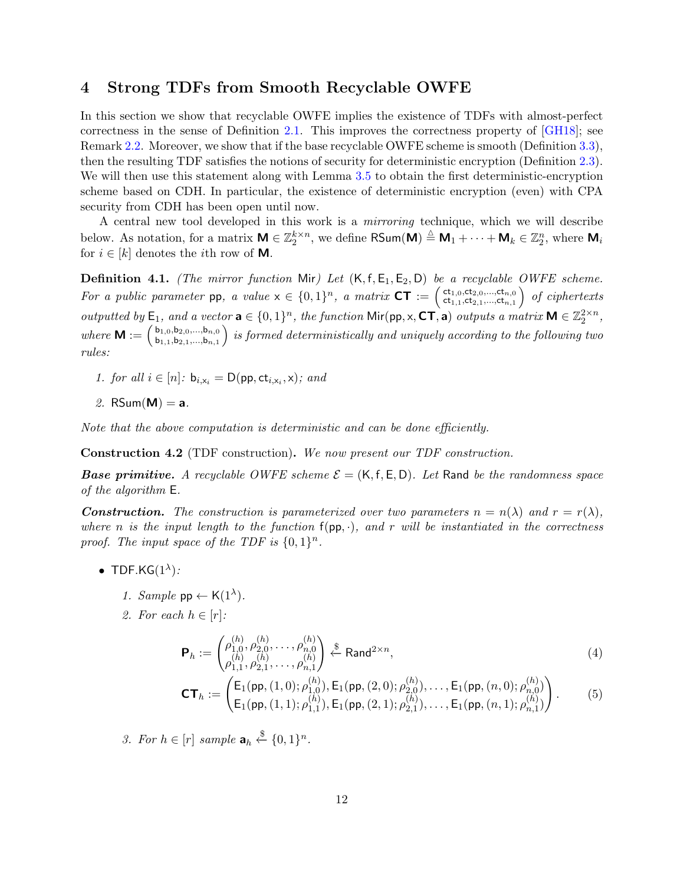## 4 Strong TDFs from Smooth Recyclable OWFE

In this section we show that recyclable OWFE implies the existence of TDFs with almost-perfect correctness in the sense of Definition 2.1. This improves the correctness property of [GH18]; see Remark 2.2. Moreover, we show that if the base recyclable OWFE scheme is smooth (Definition 3.3), then the resulting TDF satisfies the notions of security for deterministic encryption (Definition 2.3). We will then use this statement along with Lemma 3.5 to obtain the first deterministic-encryption scheme based on CDH. In particular, the existence of deterministic encryption (even) with CPA security from CDH has been open until now.

A central new tool developed in this work is a *mirroring* technique, which we will describe below. As notation, for a matrix $\mathbf{M} \in \mathbb{Z}_2^{k \times n}$, we define $\mathsf{RSum}(\mathbf{M}) \triangleq \mathbf{M}_1 + \cdots + \mathbf{M}_k \in \mathbb{Z}_2^n$, where $\mathbf{M}_i$ for $i \in [k]$ denotes the $i$th row of $\mathbf{M}$.

**Definition 4.1.** *(The mirror function* $\mathsf{Mir}$*) Let* $(\mathsf{K}, \mathsf{f}, \mathsf{E}_1, \mathsf{E}_2, \mathsf{D})$ *be a recyclable OWFE scheme. For a public parameter* $\mathsf{pp}$*, a value* $\mathsf{x} \in \{0,1\}^n$*, a matrix* $\mathbf{CT} := \left(\begin{smallmatrix} \mathsf{ct}_{1,0}, \mathsf{ct}_{2,0}, \ldots, \mathsf{ct}_{n,0} \\ \mathsf{ct}_{1,1}, \mathsf{ct}_{2,1}, \ldots, \mathsf{ct}_{n,1} \end{smallmatrix}\right)$ *of ciphertexts outputted by* $\mathsf{E}_1$*, and a vector* $\mathbf{a} \in \{0,1\}^n$*, the function* $\mathsf{Mir}(\mathsf{pp}, \mathsf{x}, \mathbf{CT}, \mathbf{a})$ *outputs a matrix* $\mathbf{M} \in \mathbb{Z}_2^{2 \times n}$*, where* $\mathbf{M} := \left(\begin{smallmatrix} \mathsf{b}_{1,0}, \mathsf{b}_{2,0}, \ldots, \mathsf{b}_{n,0} \\ \mathsf{b}_{1,1}, \mathsf{b}_{2,1}, \ldots, \mathsf{b}_{n,1} \end{smallmatrix}\right)$ *is formed deterministically and uniquely according to the following two rules:*

1. *for all* $i \in [n]$*:* $\mathsf{b}_{i,\mathsf{x}_i} = \mathsf{D}(\mathsf{pp}, \mathsf{ct}_{i,\mathsf{x}_i}, \mathsf{x})$*; and*
2. $\mathsf{RSum}(\mathbf{M}) = \mathbf{a}$.

*Note that the above computation is deterministic and can be done efficiently.*

**Construction 4.2** (TDF construction)**.** *We now present our TDF construction.*

***Base primitive.*** *A recyclable OWFE scheme* $\mathcal{E} = (\mathsf{K}, \mathsf{f}, \mathsf{E}, \mathsf{D})$*. Let* $\mathsf{Rand}$ *be the randomness space of the algorithm* $\mathsf{E}$*.*

***Construction.*** *The construction is parameterized over two parameters* $n = n(\lambda)$ *and* $r = r(\lambda)$*, where* $n$ *is the input length to the function* $\mathsf{f}(\mathsf{pp}, \cdot)$*, and* $r$ *will be instantiated in the correctness proof. The input space of the TDF is* $\{0,1\}^n$*.*

- $\mathsf{TDF.KG}(1^\lambda)$*:*
  1. *Sample* $\mathsf{pp} \leftarrow \mathsf{K}(1^\lambda)$*.*
  2. *For each* $h \in [r]$*:*

$$\mathbf{P}_h := \begin{pmatrix} \rho_{1,0}^{(h)}, \rho_{2,0}^{(h)}, \ldots, \rho_{n,0}^{(h)} \\ \rho_{1,1}^{(h)}, \rho_{2,1}^{(h)}, \ldots, \rho_{n,1}^{(h)} \end{pmatrix} \xleftarrow{\$} \mathsf{Rand}^{2 \times n}, \tag{4}$$

$$\mathbf{CT}_h := \begin{pmatrix} \mathsf{E}_1(\mathsf{pp}, (1,0); \rho_{1,0}^{(h)}), \mathsf{E}_1(\mathsf{pp}, (2,0); \rho_{2,0}^{(h)}), \ldots, \mathsf{E}_1(\mathsf{pp}, (n,0); \rho_{n,0}^{(h)}) \\ \mathsf{E}_1(\mathsf{pp}, (1,1); \rho_{1,1}^{(h)}), \mathsf{E}_1(\mathsf{pp}, (2,1); \rho_{2,1}^{(h)}), \ldots, \mathsf{E}_1(\mathsf{pp}, (n,1); \rho_{n,1}^{(h)}) \end{pmatrix}. \tag{5}$$

  3. *For* $h \in [r]$ *sample* $\mathbf{a}_h \xleftarrow{\$} \{0,1\}^n$*.*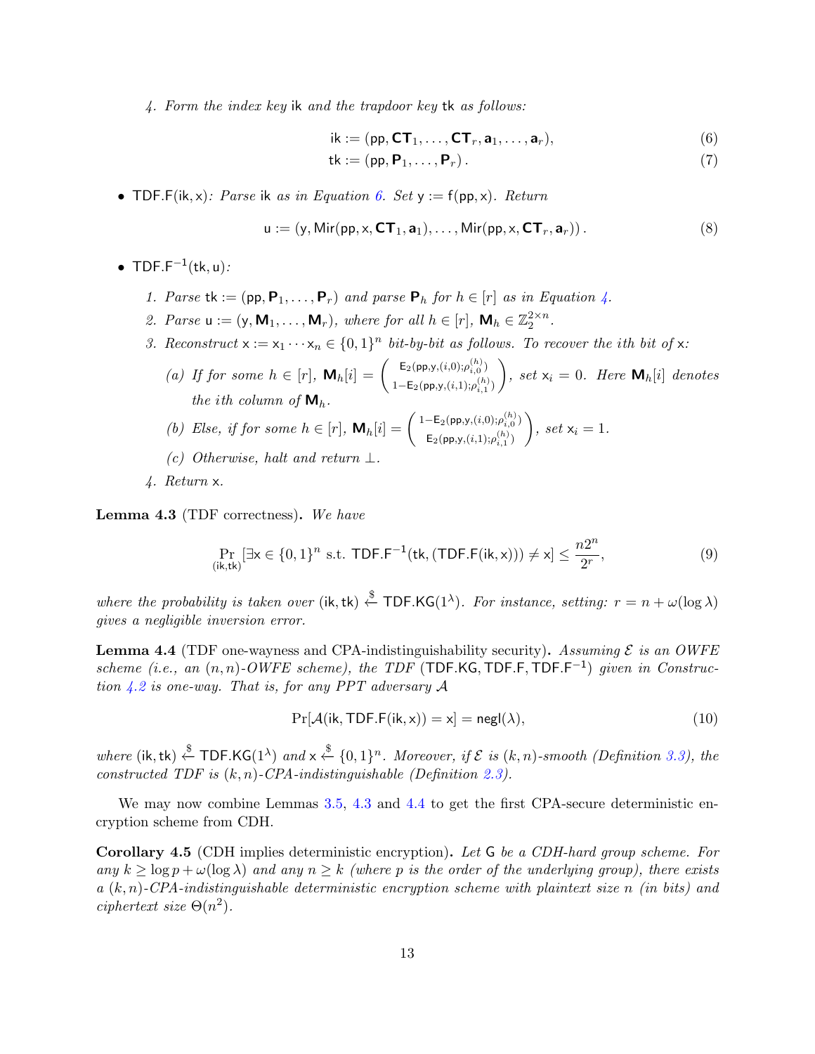4. *Form the index key* $\mathsf{ik}$ *and the trapdoor key* $\mathsf{tk}$ *as follows:*

$$\mathsf{ik} := (\mathsf{pp}, \mathbf{CT}_1, \ldots, \mathbf{CT}_r, \mathbf{a}_1, \ldots, \mathbf{a}_r), \tag{6}$$

$$\mathsf{tk} := (\mathsf{pp}, \mathbf{P}_1, \ldots, \mathbf{P}_r)\,. \tag{7}$$

- $\mathsf{TDF.F}(\mathsf{ik}, \mathsf{x})$*: Parse* $\mathsf{ik}$ *as in Equation 6. Set* $\mathsf{y} := \mathsf{f}(\mathsf{pp}, \mathsf{x})$*. Return*

$$\mathsf{u} := (\mathsf{y}, \mathsf{Mir}(\mathsf{pp}, \mathsf{x}, \mathbf{CT}_1, \mathbf{a}_1), \ldots, \mathsf{Mir}(\mathsf{pp}, \mathsf{x}, \mathbf{CT}_r, \mathbf{a}_r))\,. \tag{8}$$

- $\mathsf{TDF.F}^{-1}(\mathsf{tk}, \mathsf{u})$*:*

  1. *Parse* $\mathsf{tk} := (\mathsf{pp}, \mathbf{P}_1, \ldots, \mathbf{P}_r)$ *and parse* $\mathbf{P}_h$ *for* $h \in [r]$ *as in Equation 4.*
  2. *Parse* $\mathsf{u} := (\mathsf{y}, \mathbf{M}_1, \ldots, \mathbf{M}_r)$*, where for all* $h \in [r]$*,* $\mathbf{M}_h \in \mathbb{Z}_2^{2 \times n}$*.*
  3. *Reconstruct* $\mathsf{x} := \mathsf{x}_1 \cdots \mathsf{x}_n \in \{0,1\}^n$ *bit-by-bit as follows. To recover the ith bit of* $\mathsf{x}$*:*

     (a) *If for some* $h \in [r]$*,* $\mathbf{M}_h[i] = \begin{pmatrix} \mathsf{E}_2(\mathsf{pp}, \mathsf{y}, (i,0); \rho_{i,0}^{(h)}) \\ 1 - \mathsf{E}_2(\mathsf{pp}, \mathsf{y}, (i,1); \rho_{i,1}^{(h)}) \end{pmatrix}$*, set* $\mathsf{x}_i = 0$*. Here* $\mathbf{M}_h[i]$ *denotes the ith column of* $\mathbf{M}_h$*.*

     (b) *Else, if for some* $h \in [r]$*,* $\mathbf{M}_h[i] = \begin{pmatrix} 1 - \mathsf{E}_2(\mathsf{pp}, \mathsf{y}, (i,0); \rho_{i,0}^{(h)}) \\ \mathsf{E}_2(\mathsf{pp}, \mathsf{y}, (i,1); \rho_{i,1}^{(h)}) \end{pmatrix}$*, set* $\mathsf{x}_i = 1$*.*

     (c) *Otherwise, halt and return* $\perp$*.*
  4. *Return* $\mathsf{x}$*.*

**Lemma 4.3** (TDF correctness)**.** *We have*

$$\Pr_{(\mathsf{ik},\mathsf{tk})}[\exists \mathsf{x} \in \{0,1\}^n \text{ s.t. } \mathsf{TDF.F}^{-1}(\mathsf{tk}, (\mathsf{TDF.F}(\mathsf{ik}, \mathsf{x}))) \neq \mathsf{x}] \leq \frac{n 2^n}{2^r}, \tag{9}$$

*where the probability is taken over* $(\mathsf{ik}, \mathsf{tk}) \xleftarrow{\$} \mathsf{TDF.KG}(1^\lambda)$*. For instance, setting:* $r = n + \omega(\log \lambda)$ *gives a negligible inversion error.*

**Lemma 4.4** (TDF one-wayness and CPA-indistinguishability security)**.** *Assuming* $\mathcal{E}$ *is an OWFE scheme (i.e., an* $(n,n)$*-OWFE scheme), the TDF* $(\mathsf{TDF.KG}, \mathsf{TDF.F}, \mathsf{TDF.F}^{-1})$ *given in Construction 4.2 is one-way. That is, for any PPT adversary* $\mathcal{A}$

$$\Pr[\mathcal{A}(\mathsf{ik}, \mathsf{TDF.F}(\mathsf{ik}, \mathsf{x})) = \mathsf{x}] = \mathsf{negl}(\lambda), \tag{10}$$

*where* $(\mathsf{ik}, \mathsf{tk}) \xleftarrow{\$} \mathsf{TDF.KG}(1^\lambda)$ *and* $\mathsf{x} \xleftarrow{\$} \{0,1\}^n$*. Moreover, if* $\mathcal{E}$ *is* $(k,n)$*-smooth (Definition 3.3), the constructed TDF is* $(k,n)$*-CPA-indistinguishable (Definition 2.3).*

We may now combine Lemmas 3.5, 4.3 and 4.4 to get the first CPA-secure deterministic encryption scheme from CDH.

**Corollary 4.5** (CDH implies deterministic encryption)**.** *Let* $\mathsf{G}$ *be a CDH-hard group scheme. For any* $k \geq \log p + \omega(\log \lambda)$ *and any* $n \geq k$ *(where* $p$ *is the order of the underlying group), there exists a* $(k,n)$*-CPA-indistinguishable deterministic encryption scheme with plaintext size* $n$ *(in bits) and ciphertext size* $\Theta(n^2)$*.*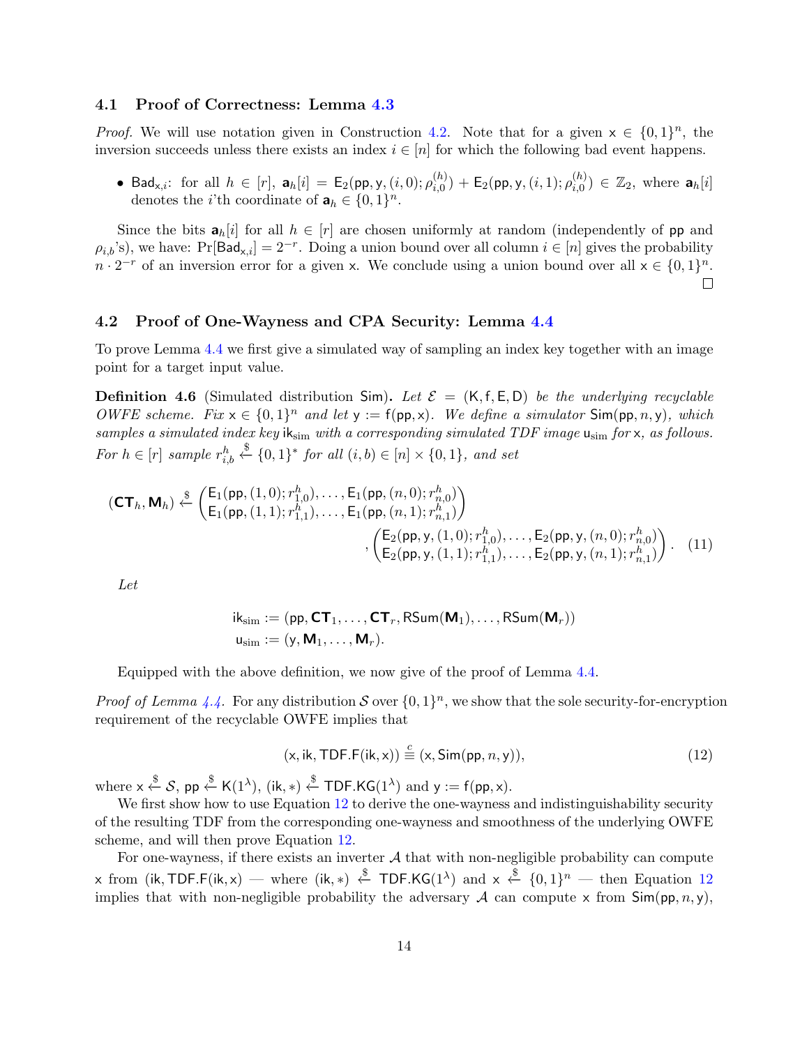### 4.1 Proof of Correctness: Lemma 4.3

*Proof.* We will use notation given in Construction 4.2. Note that for a given $\mathsf{x} \in \{0,1\}^n$, the inversion succeeds unless there exists an index $i \in [n]$ for which the following bad event happens.

- $\mathsf{Bad}_{\mathsf{x},i}$: for all $h \in [r]$, $\mathbf{a}_h[i] = \mathsf{E}_2(\mathsf{pp}, \mathsf{y}, (i,0); \rho_{i,0}^{(h)}) + \mathsf{E}_2(\mathsf{pp}, \mathsf{y}, (i,1); \rho_{i,0}^{(h)}) \in \mathbb{Z}_2$, where $\mathbf{a}_h[i]$ denotes the $i$'th coordinate of $\mathbf{a}_h \in \{0,1\}^n$.

Since the bits $\mathbf{a}_h[i]$ for all $h \in [r]$ are chosen uniformly at random (independently of $\mathsf{pp}$ and $\rho_{i,b}$'s), we have: $\Pr[\mathsf{Bad}_{\mathsf{x},i}] = 2^{-r}$. Doing a union bound over all column $i \in [n]$ gives the probability $n \cdot 2^{-r}$ of an inversion error for a given $\mathsf{x}$. We conclude using a union bound over all $\mathsf{x} \in \{0,1\}^n$. □

### 4.2 Proof of One-Wayness and CPA Security: Lemma 4.4

To prove Lemma 4.4 we first give a simulated way of sampling an index key together with an image point for a target input value.

**Definition 4.6** (Simulated distribution $\mathsf{Sim}$)**.** *Let $\mathcal{E} = (\mathsf{K}, \mathsf{f}, \mathsf{E}, \mathsf{D})$ be the underlying recyclable OWFE scheme. Fix $\mathsf{x} \in \{0,1\}^n$ and let $\mathsf{y} := \mathsf{f}(\mathsf{pp}, \mathsf{x})$. We define a simulator $\mathsf{Sim}(\mathsf{pp}, n, \mathsf{y})$, which samples a simulated index key $\mathsf{ik}_{\mathrm{sim}}$ with a corresponding simulated TDF image $\mathsf{u}_{\mathrm{sim}}$ for $\mathsf{x}$, as follows. For $h \in [r]$ sample $r_{i,b}^h \xleftarrow{\$} \{0,1\}^*$ for all $(i,b) \in [n] \times \{0,1\}$, and set*

$$
(\mathbf{CT}_h, \mathbf{M}_h) \xleftarrow{\$} \begin{pmatrix} \mathsf{E}_1(\mathsf{pp}, (1,0); r_{1,0}^h), \ldots, \mathsf{E}_1(\mathsf{pp}, (n,0); r_{n,0}^h) \\ \mathsf{E}_1(\mathsf{pp}, (1,1); r_{1,1}^h), \ldots, \mathsf{E}_1(\mathsf{pp}, (n,1); r_{n,1}^h) \end{pmatrix}, \begin{pmatrix} \mathsf{E}_2(\mathsf{pp}, \mathsf{y}, (1,0); r_{1,0}^h), \ldots, \mathsf{E}_2(\mathsf{pp}, \mathsf{y}, (n,0); r_{n,0}^h) \\ \mathsf{E}_2(\mathsf{pp}, \mathsf{y}, (1,1); r_{1,1}^h), \ldots, \mathsf{E}_2(\mathsf{pp}, \mathsf{y}, (n,1); r_{n,1}^h) \end{pmatrix}. \tag{11}
$$

*Let*

$$
\begin{aligned}
\mathsf{ik}_{\mathrm{sim}} &:= (\mathsf{pp}, \mathbf{CT}_1, \ldots, \mathbf{CT}_r, \mathsf{RSum}(\mathbf{M}_1), \ldots, \mathsf{RSum}(\mathbf{M}_r)) \\
\mathsf{u}_{\mathrm{sim}} &:= (\mathsf{y}, \mathbf{M}_1, \ldots, \mathbf{M}_r).
\end{aligned}
$$

Equipped with the above definition, we now give of the proof of Lemma 4.4.

*Proof of Lemma 4.4.* For any distribution $\mathcal{S}$ over $\{0,1\}^n$, we show that the sole security-for-encryption requirement of the recyclable OWFE implies that

$$
(\mathsf{x}, \mathsf{ik}, \mathsf{TDF.F}(\mathsf{ik}, \mathsf{x})) \stackrel{c}{\equiv} (\mathsf{x}, \mathsf{Sim}(\mathsf{pp}, n, \mathsf{y})), \tag{12}
$$

where $\mathsf{x} \xleftarrow{\$} \mathcal{S}$, $\mathsf{pp} \xleftarrow{\$} \mathsf{K}(1^\lambda)$, $(\mathsf{ik}, *) \xleftarrow{\$} \mathsf{TDF.KG}(1^\lambda)$ and $\mathsf{y} := \mathsf{f}(\mathsf{pp}, \mathsf{x})$.

We first show how to use Equation 12 to derive the one-wayness and indistinguishability security of the resulting TDF from the corresponding one-wayness and smoothness of the underlying OWFE scheme, and will then prove Equation 12.

For one-wayness, if there exists an inverter $\mathcal{A}$ that with non-negligible probability can compute $\mathsf{x}$ from $(\mathsf{ik}, \mathsf{TDF.F}(\mathsf{ik}, \mathsf{x})$ — where $(\mathsf{ik}, *) \xleftarrow{\$} \mathsf{TDF.KG}(1^\lambda)$ and $\mathsf{x} \xleftarrow{\$} \{0,1\}^n$ — then Equation 12 implies that with non-negligible probability the adversary $\mathcal{A}$ can compute $\mathsf{x}$ from $\mathsf{Sim}(\mathsf{pp}, n, \mathsf{y})$,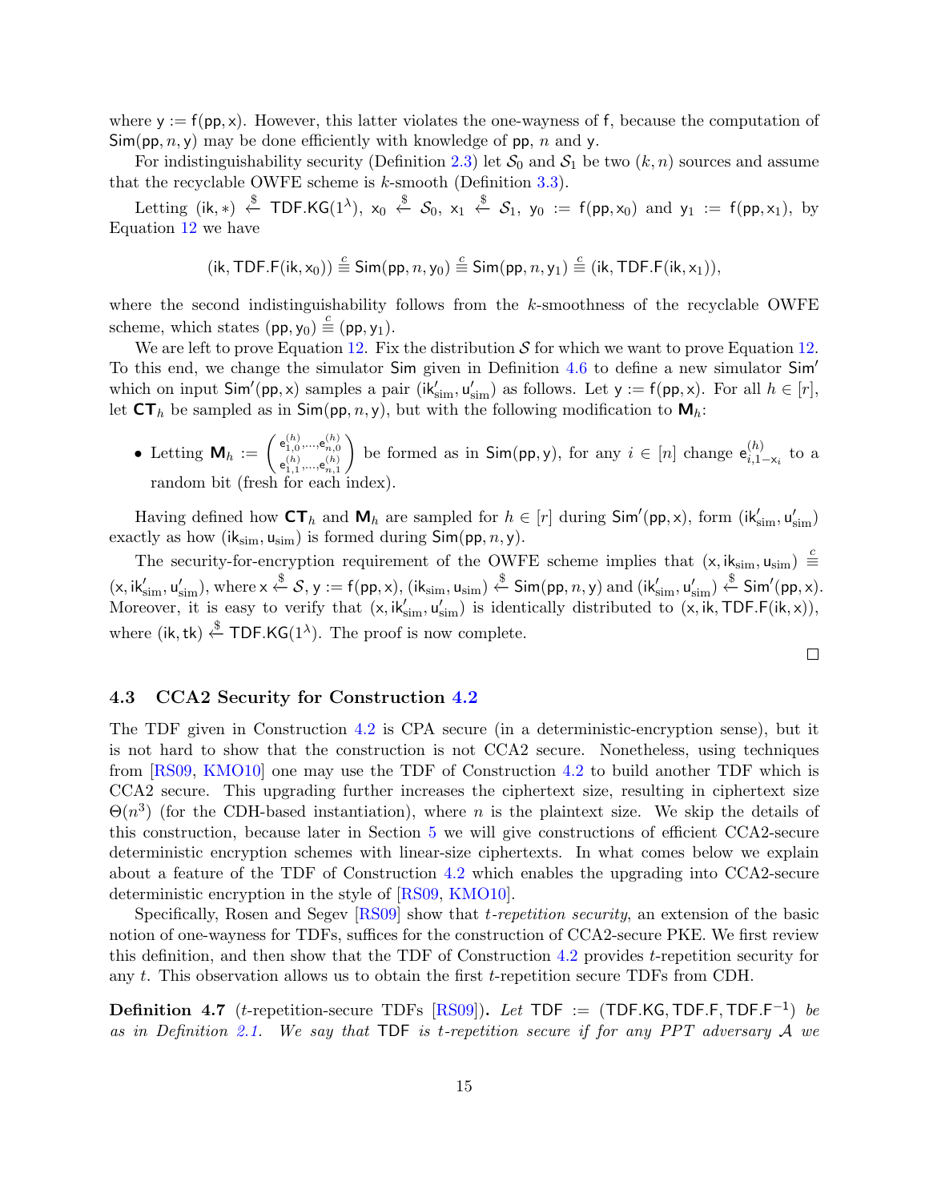where $\mathsf{y} := \mathsf{f}(\mathsf{pp}, \mathsf{x})$. However, this latter violates the one-wayness of $\mathsf{f}$, because the computation of $\mathsf{Sim}(\mathsf{pp}, n, \mathsf{y})$ may be done efficiently with knowledge of $\mathsf{pp}$, $n$ and $\mathsf{y}$.

For indistinguishability security (Definition 2.3) let $\mathcal{S}_0$ and $\mathcal{S}_1$ be two $(k, n)$ sources and assume that the recyclable OWFE scheme is $k$-smooth (Definition 3.3).

Letting $(\mathsf{ik}, *) \xleftarrow{\$} \mathsf{TDF.KG}(1^\lambda)$, $\mathsf{x}_0 \xleftarrow{\$} \mathcal{S}_0$, $\mathsf{x}_1 \xleftarrow{\$} \mathcal{S}_1$, $\mathsf{y}_0 := \mathsf{f}(\mathsf{pp}, \mathsf{x}_0)$ and $\mathsf{y}_1 := \mathsf{f}(\mathsf{pp}, \mathsf{x}_1)$, by Equation 12 we have

$$(\mathsf{ik}, \mathsf{TDF.F}(\mathsf{ik}, \mathsf{x}_0)) \stackrel{c}{\equiv} \mathsf{Sim}(\mathsf{pp}, n, \mathsf{y}_0) \stackrel{c}{\equiv} \mathsf{Sim}(\mathsf{pp}, n, \mathsf{y}_1) \stackrel{c}{\equiv} (\mathsf{ik}, \mathsf{TDF.F}(\mathsf{ik}, \mathsf{x}_1)),$$

where the second indistinguishability follows from the $k$-smoothness of the recyclable OWFE scheme, which states $(\mathsf{pp}, \mathsf{y}_0) \stackrel{c}{\equiv} (\mathsf{pp}, \mathsf{y}_1)$.

We are left to prove Equation 12. Fix the distribution $\mathcal{S}$ for which we want to prove Equation 12. To this end, we change the simulator $\mathsf{Sim}$ given in Definition 4.6 to define a new simulator $\mathsf{Sim}'$ which on input $\mathsf{Sim}'(\mathsf{pp}, \mathsf{x})$ samples a pair $(\mathsf{ik}'_{\mathrm{sim}}, \mathsf{u}'_{\mathrm{sim}})$ as follows. Let $\mathsf{y} := \mathsf{f}(\mathsf{pp}, \mathsf{x})$. For all $h \in [r]$, let $\mathbf{CT}_h$ be sampled as in $\mathsf{Sim}(\mathsf{pp}, n, \mathsf{y})$, but with the following modification to $\mathbf{M}_h$:

- Letting $\mathbf{M}_h := \begin{pmatrix} \mathsf{e}^{(h)}_{1,0}, \ldots, \mathsf{e}^{(h)}_{n,0} \\ \mathsf{e}^{(h)}_{1,1}, \ldots, \mathsf{e}^{(h)}_{n,1} \end{pmatrix}$ be formed as in $\mathsf{Sim}(\mathsf{pp}, \mathsf{y})$, for any $i \in [n]$ change $\mathsf{e}^{(h)}_{i,1-\mathsf{x}_i}$ to a random bit (fresh for each index).

Having defined how $\mathbf{CT}_h$ and $\mathbf{M}_h$ are sampled for $h \in [r]$ during $\mathsf{Sim}'(\mathsf{pp}, \mathsf{x})$, form $(\mathsf{ik}'_{\mathrm{sim}}, \mathsf{u}'_{\mathrm{sim}})$ exactly as how $(\mathsf{ik}_{\mathrm{sim}}, \mathsf{u}_{\mathrm{sim}})$ is formed during $\mathsf{Sim}(\mathsf{pp}, n, \mathsf{y})$.

The security-for-encryption requirement of the OWFE scheme implies that $(\mathsf{x}, \mathsf{ik}_{\mathrm{sim}}, \mathsf{u}_{\mathrm{sim}}) \stackrel{c}{\equiv} (\mathsf{x}, \mathsf{ik}'_{\mathrm{sim}}, \mathsf{u}'_{\mathrm{sim}})$, where $\mathsf{x} \xleftarrow{\$} \mathcal{S}$, $\mathsf{y} := \mathsf{f}(\mathsf{pp}, \mathsf{x})$, $(\mathsf{ik}_{\mathrm{sim}}, \mathsf{u}_{\mathrm{sim}}) \xleftarrow{\$} \mathsf{Sim}(\mathsf{pp}, n, \mathsf{y})$ and $(\mathsf{ik}'_{\mathrm{sim}}, \mathsf{u}'_{\mathrm{sim}}) \xleftarrow{\$} \mathsf{Sim}'(\mathsf{pp}, \mathsf{x})$. Moreover, it is easy to verify that $(\mathsf{x}, \mathsf{ik}'_{\mathrm{sim}}, \mathsf{u}'_{\mathrm{sim}})$ is identically distributed to $(\mathsf{x}, \mathsf{ik}, \mathsf{TDF.F}(\mathsf{ik}, \mathsf{x}))$, where $(\mathsf{ik}, \mathsf{tk}) \xleftarrow{\$} \mathsf{TDF.KG}(1^\lambda)$. The proof is now complete. □

### 4.3 CCA2 Security for Construction 4.2

The TDF given in Construction 4.2 is CPA secure (in a deterministic-encryption sense), but it is not hard to show that the construction is not CCA2 secure. Nonetheless, using techniques from [RS09, KMO10] one may use the TDF of Construction 4.2 to build another TDF which is CCA2 secure. This upgrading further increases the ciphertext size, resulting in ciphertext size $\Theta(n^3)$ (for the CDH-based instantiation), where $n$ is the plaintext size. We skip the details of this construction, because later in Section 5 we will give constructions of efficient CCA2-secure deterministic encryption schemes with linear-size ciphertexts. In what comes below we explain about a feature of the TDF of Construction 4.2 which enables the upgrading into CCA2-secure deterministic encryption in the style of [RS09, KMO10].

Specifically, Rosen and Segev [RS09] show that *t-repetition security*, an extension of the basic notion of one-wayness for TDFs, suffices for the construction of CCA2-secure PKE. We first review this definition, and then show that the TDF of Construction 4.2 provides $t$-repetition security for any $t$. This observation allows us to obtain the first $t$-repetition secure TDFs from CDH.

**Definition 4.7** ($t$-repetition-secure TDFs [RS09])**.** *Let $\mathsf{TDF} := (\mathsf{TDF.KG}, \mathsf{TDF.F}, \mathsf{TDF.F}^{-1})$ be as in Definition 2.1. We say that $\mathsf{TDF}$ is $t$-repetition secure if for any PPT adversary $\mathcal{A}$ we*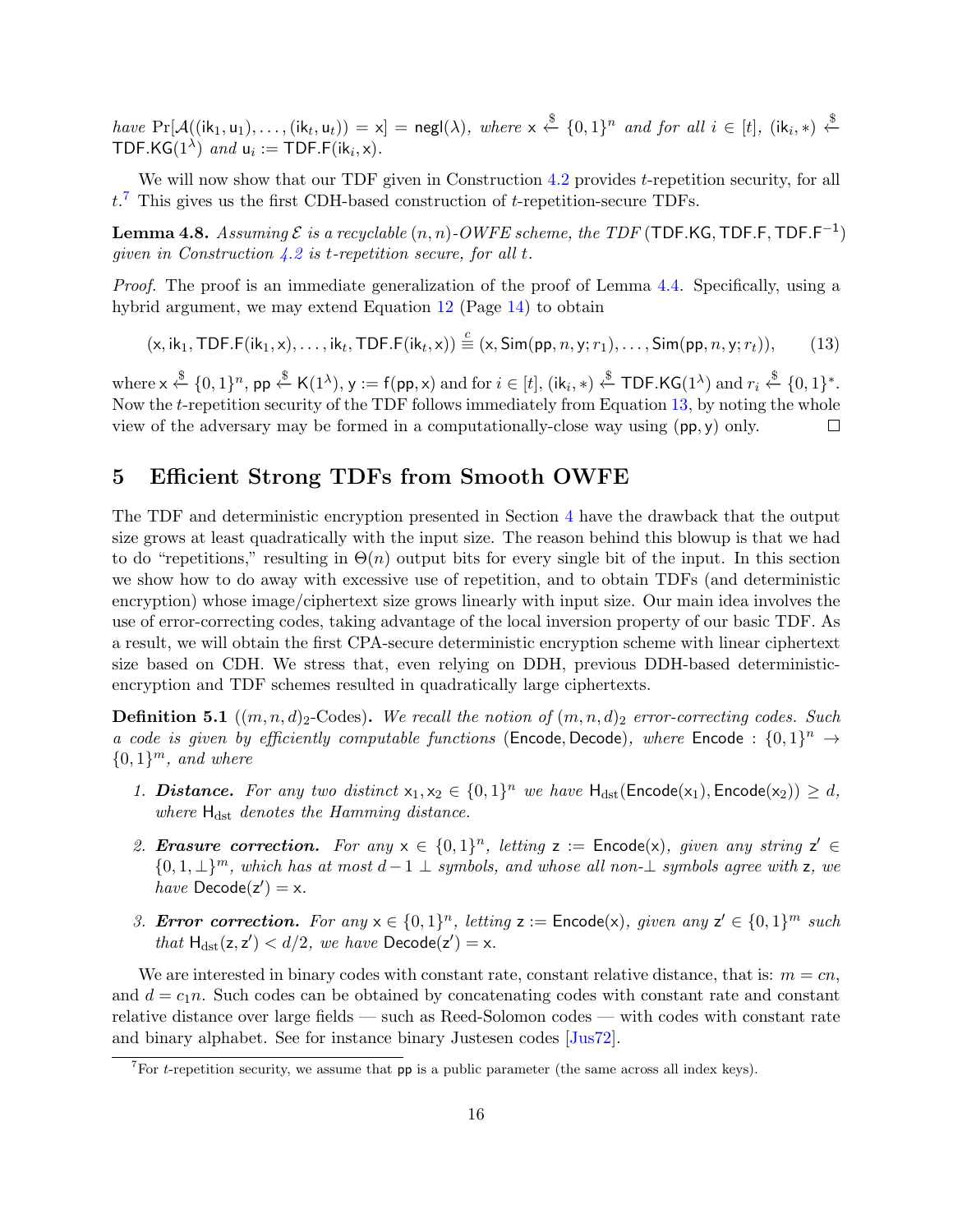*have* $\Pr[\mathcal{A}((\mathsf{ik}_1, \mathsf{u}_1), \ldots, (\mathsf{ik}_t, \mathsf{u}_t)) = \mathsf{x}] = \mathsf{negl}(\lambda)$*, where* $\mathsf{x} \xleftarrow{\$} \{0,1\}^n$ *and for all* $i \in [t]$*,* $(\mathsf{ik}_i, *) \xleftarrow{\$} \mathsf{TDF.KG}(1^\lambda)$ *and* $\mathsf{u}_i := \mathsf{TDF.F}(\mathsf{ik}_i, \mathsf{x})$*.*

We will now show that our TDF given in Construction 4.2 provides $t$-repetition security, for all $t$.[7] This gives us the first CDH-based construction of $t$-repetition-secure TDFs.

**Lemma 4.8.** *Assuming* $\mathcal{E}$ *is a recyclable* $(n, n)$*-OWFE scheme, the TDF* $(\mathsf{TDF.KG}, \mathsf{TDF.F}, \mathsf{TDF.F}^{-1})$ *given in Construction 4.2 is* $t$*-repetition secure, for all* $t$*.*

*Proof.* The proof is an immediate generalization of the proof of Lemma 4.4. Specifically, using a hybrid argument, we may extend Equation 12 (Page 14) to obtain

$$(\mathsf{x}, \mathsf{ik}_1, \mathsf{TDF.F}(\mathsf{ik}_1, \mathsf{x}), \ldots, \mathsf{ik}_t, \mathsf{TDF.F}(\mathsf{ik}_t, \mathsf{x})) \stackrel{c}{\equiv} (\mathsf{x}, \mathsf{Sim}(\mathsf{pp}, n, \mathsf{y}; r_1), \ldots, \mathsf{Sim}(\mathsf{pp}, n, \mathsf{y}; r_t)), \tag{13}$$

where $\mathsf{x} \xleftarrow{\$} \{0,1\}^n$, $\mathsf{pp} \xleftarrow{\$} \mathsf{K}(1^\lambda)$, $\mathsf{y} := \mathsf{f}(\mathsf{pp}, \mathsf{x})$ and for $i \in [t]$, $(\mathsf{ik}_i, *) \xleftarrow{\$} \mathsf{TDF.KG}(1^\lambda)$ and $r_i \xleftarrow{\$} \{0,1\}^*$. Now the $t$-repetition security of the TDF follows immediately from Equation 13, by noting the whole view of the adversary may be formed in a computationally-close way using $(\mathsf{pp}, \mathsf{y})$ only. □

# 5 Efficient Strong TDFs from Smooth OWFE

The TDF and deterministic encryption presented in Section 4 have the drawback that the output size grows at least quadratically with the input size. The reason behind this blowup is that we had to do "repetitions," resulting in $\Theta(n)$ output bits for every single bit of the input. In this section we show how to do away with excessive use of repetition, and to obtain TDFs (and deterministic encryption) whose image/ciphertext size grows linearly with input size. Our main idea involves the use of error-correcting codes, taking advantage of the local inversion property of our basic TDF. As a result, we will obtain the first CPA-secure deterministic encryption scheme with linear ciphertext size based on CDH. We stress that, even relying on DDH, previous DDH-based deterministic-encryption and TDF schemes resulted in quadratically large ciphertexts.

**Definition 5.1** ($(m, n, d)_2$-Codes)**.** *We recall the notion of* $(m, n, d)_2$ *error-correcting codes. Such a code is given by efficiently computable functions* $(\mathsf{Encode}, \mathsf{Decode})$*, where* $\mathsf{Encode} : \{0,1\}^n \to \{0,1\}^m$*, and where*

1. ***Distance.*** *For any two distinct* $\mathsf{x}_1, \mathsf{x}_2 \in \{0,1\}^n$ *we have* $\mathsf{H}_{\mathrm{dst}}(\mathsf{Encode}(\mathsf{x}_1), \mathsf{Encode}(\mathsf{x}_2)) \geq d$*, where* $\mathsf{H}_{\mathrm{dst}}$ *denotes the Hamming distance.*
2. ***Erasure correction.*** *For any* $\mathsf{x} \in \{0,1\}^n$*, letting* $\mathsf{z} := \mathsf{Encode}(\mathsf{x})$*, given any string* $\mathsf{z}' \in \{0,1,\perp\}^m$*, which has at most* $d-1$ $\perp$ *symbols, and whose all non-*$\perp$ *symbols agree with* $\mathsf{z}$*, we have* $\mathsf{Decode}(\mathsf{z}') = \mathsf{x}$*.*
3. ***Error correction.*** *For any* $\mathsf{x} \in \{0,1\}^n$*, letting* $\mathsf{z} := \mathsf{Encode}(\mathsf{x})$*, given any* $\mathsf{z}' \in \{0,1\}^m$ *such that* $\mathsf{H}_{\mathrm{dst}}(\mathsf{z}, \mathsf{z}') < d/2$*, we have* $\mathsf{Decode}(\mathsf{z}') = \mathsf{x}$*.*

We are interested in binary codes with constant rate, constant relative distance, that is: $m = cn$, and $d = c_1 n$. Such codes can be obtained by concatenating codes with constant rate and constant relative distance over large fields — such as Reed-Solomon codes — with codes with constant rate and binary alphabet. See for instance binary Justesen codes [Jus72].

[7] For $t$-repetition security, we assume that $\mathsf{pp}$ is a public parameter (the same across all index keys).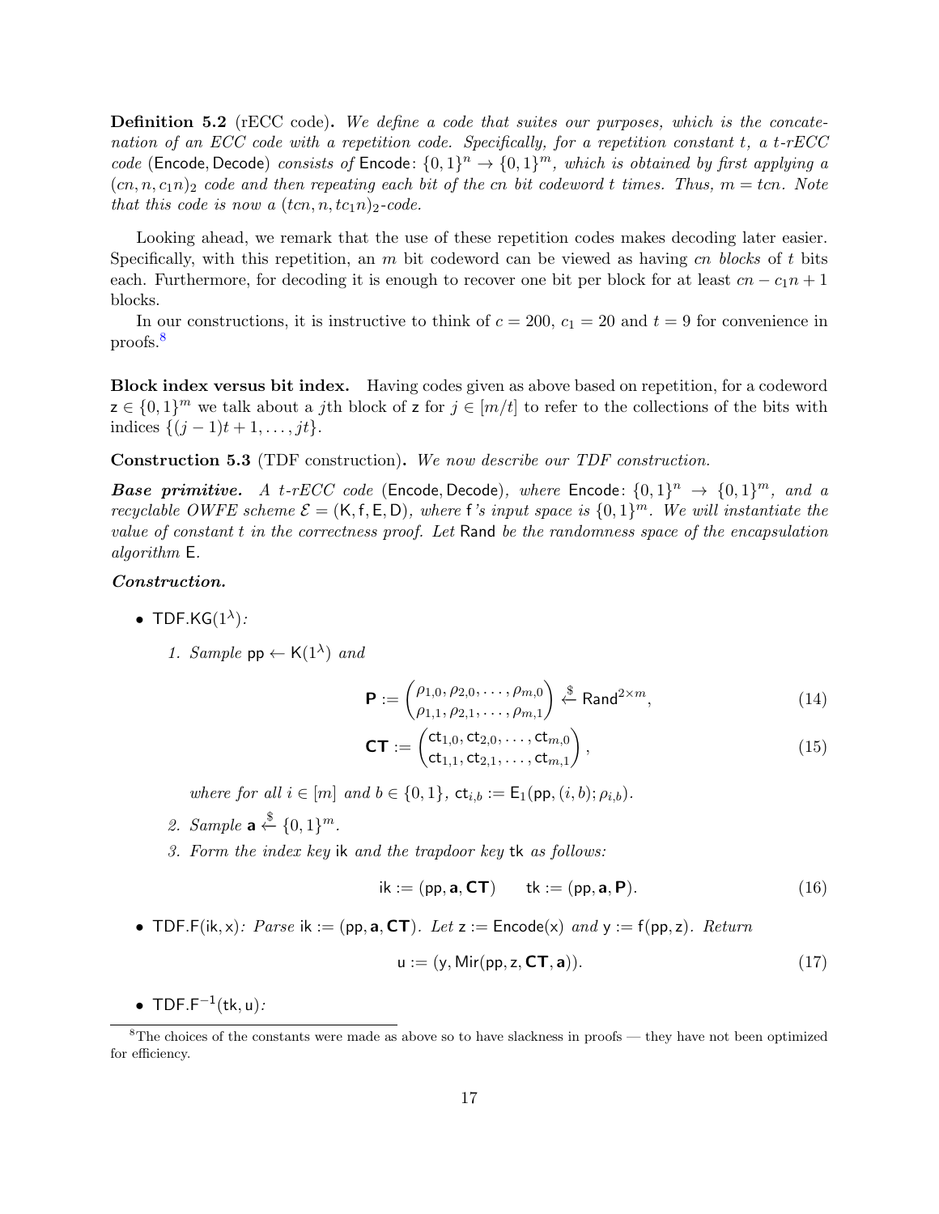**Definition 5.2** (rECC code)**.** *We define a code that suites our purposes, which is the concatenation of an ECC code with a repetition code. Specifically, for a repetition constant $t$, a $t$-rECC code* $(\mathsf{Encode}, \mathsf{Decode})$ *consists of* $\mathsf{Encode}\colon \{0,1\}^n \to \{0,1\}^m$*, which is obtained by first applying a* $(cn, n, c_1 n)_2$ *code and then repeating each bit of the $cn$ bit codeword $t$ times. Thus, $m = tcn$. Note that this code is now a* $(tcn, n, tc_1 n)_2$*-code.*

Looking ahead, we remark that the use of these repetition codes makes decoding later easier. Specifically, with this repetition, an $m$ bit codeword can be viewed as having *$cn$ blocks* of $t$ bits each. Furthermore, for decoding it is enough to recover one bit per block for at least $cn - c_1 n + 1$ blocks.

In our constructions, it is instructive to think of $c = 200$, $c_1 = 20$ and $t = 9$ for convenience in proofs.[8]

**Block index versus bit index.** Having codes given as above based on repetition, for a codeword $\mathsf{z} \in \{0,1\}^m$ we talk about a $j$th block of $\mathsf{z}$ for $j \in [m/t]$ to refer to the collections of the bits with indices $\{(j-1)t + 1, \ldots, jt\}$.

**Construction 5.3** (TDF construction)**.** *We now describe our TDF construction.*

***Base primitive.*** *A $t$-rECC code* $(\mathsf{Encode}, \mathsf{Decode})$*, where* $\mathsf{Encode}\colon \{0,1\}^n \to \{0,1\}^m$*, and a recyclable OWFE scheme* $\mathcal{E} = (\mathsf{K}, \mathsf{f}, \mathsf{E}, \mathsf{D})$*, where* $\mathsf{f}$*'s input space is* $\{0,1\}^m$*. We will instantiate the value of constant $t$ in the correctness proof. Let* $\mathsf{Rand}$ *be the randomness space of the encapsulation algorithm* $\mathsf{E}$*.*

***Construction.***

- $\mathsf{TDF.KG}(1^\lambda)$*:*
  1. *Sample* $\mathsf{pp} \leftarrow \mathsf{K}(1^\lambda)$ *and*

$$\mathbf{P} := \begin{pmatrix} \rho_{1,0}, \rho_{2,0}, \ldots, \rho_{m,0} \\ \rho_{1,1}, \rho_{2,1}, \ldots, \rho_{m,1} \end{pmatrix} \xleftarrow{\$} \mathsf{Rand}^{2 \times m}, \tag{14}$$

$$\mathbf{CT} := \begin{pmatrix} \mathsf{ct}_{1,0}, \mathsf{ct}_{2,0}, \ldots, \mathsf{ct}_{m,0} \\ \mathsf{ct}_{1,1}, \mathsf{ct}_{2,1}, \ldots, \mathsf{ct}_{m,1} \end{pmatrix}, \tag{15}$$

  *where for all $i \in [m]$ and $b \in \{0,1\}$,* $\mathsf{ct}_{i,b} := \mathsf{E}_1(\mathsf{pp}, (i,b); \rho_{i,b})$*.*

  2. *Sample* $\mathbf{a} \xleftarrow{\$} \{0,1\}^m$*.*
  3. *Form the index key* $\mathsf{ik}$ *and the trapdoor key* $\mathsf{tk}$ *as follows:*

$$\mathsf{ik} := (\mathsf{pp}, \mathbf{a}, \mathbf{CT}) \qquad \mathsf{tk} := (\mathsf{pp}, \mathbf{a}, \mathbf{P}). \tag{16}$$

- $\mathsf{TDF.F}(\mathsf{ik}, \mathsf{x})$*: Parse* $\mathsf{ik} := (\mathsf{pp}, \mathbf{a}, \mathbf{CT})$*. Let* $\mathsf{z} := \mathsf{Encode}(\mathsf{x})$ *and* $\mathsf{y} := \mathsf{f}(\mathsf{pp}, \mathsf{z})$*. Return*

$$\mathsf{u} := (\mathsf{y}, \mathsf{Mir}(\mathsf{pp}, \mathsf{z}, \mathbf{CT}, \mathbf{a})). \tag{17}$$

- $\mathsf{TDF.F}^{-1}(\mathsf{tk}, \mathsf{u})$*:*

[8] The choices of the constants were made as above so to have slackness in proofs — they have not been optimized for efficiency.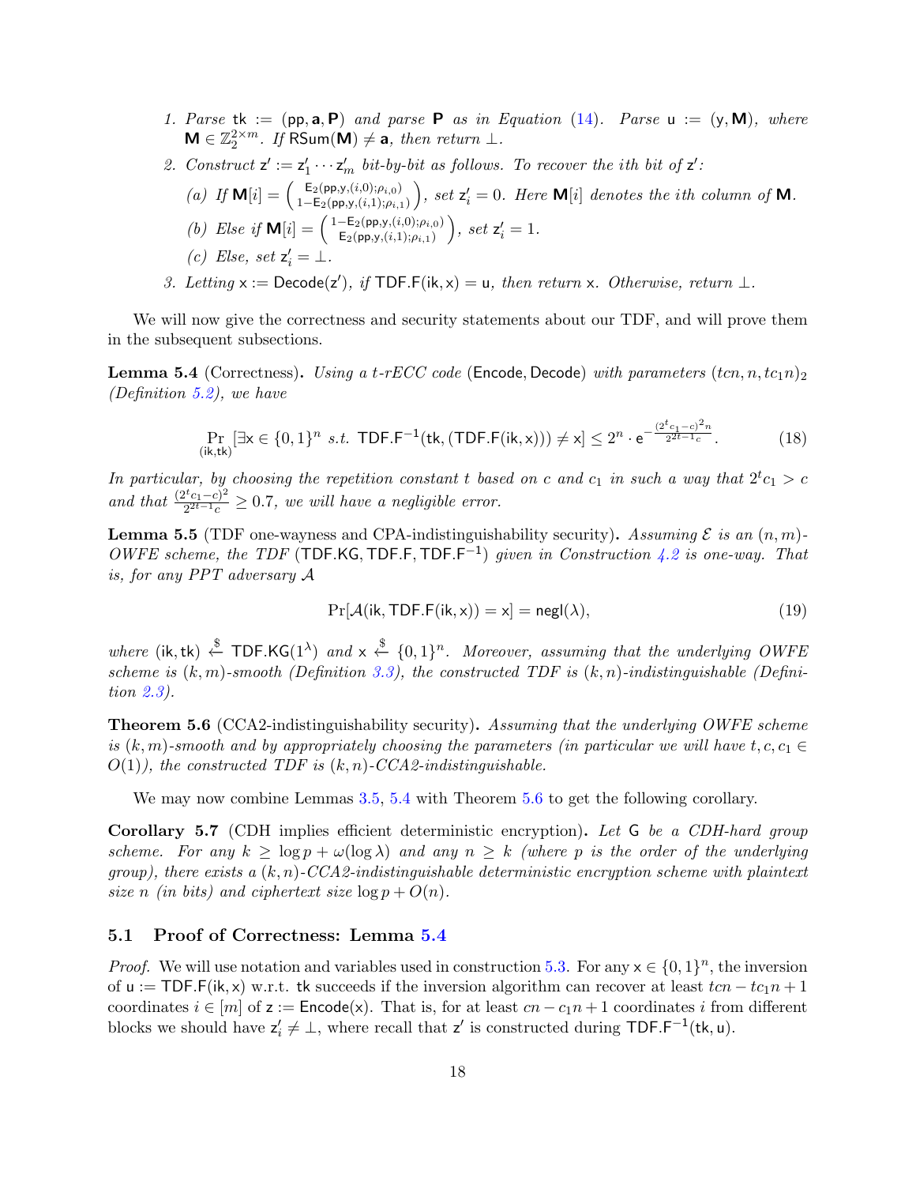1. *Parse* $\mathsf{tk} := (\mathsf{pp}, \mathbf{a}, \mathbf{P})$ *and parse* $\mathbf{P}$ *as in Equation* (14)*. Parse* $\mathsf{u} := (\mathsf{y}, \mathbf{M})$*, where* $\mathbf{M} \in \mathbb{Z}_2^{2\times m}$*. If* $\mathsf{RSum}(\mathbf{M}) \neq \mathbf{a}$*, then return* $\perp$*.*
2. *Construct* $\mathsf{z}' := \mathsf{z}'_1 \cdots \mathsf{z}'_m$ *bit-by-bit as follows. To recover the ith bit of* $\mathsf{z}'$*:*
   (a) *If* $\mathbf{M}[i] = \begin{pmatrix} \mathsf{E}_2(\mathsf{pp},\mathsf{y},(i,0);\rho_{i,0}) \\ 1-\mathsf{E}_2(\mathsf{pp},\mathsf{y},(i,1);\rho_{i,1}) \end{pmatrix}$*, set* $\mathsf{z}'_i = 0$*. Here* $\mathbf{M}[i]$ *denotes the ith column of* $\mathbf{M}$*.*
   (b) *Else if* $\mathbf{M}[i] = \begin{pmatrix} 1-\mathsf{E}_2(\mathsf{pp},\mathsf{y},(i,0);\rho_{i,0}) \\ \mathsf{E}_2(\mathsf{pp},\mathsf{y},(i,1);\rho_{i,1}) \end{pmatrix}$*, set* $\mathsf{z}'_i = 1$*.*
   (c) *Else, set* $\mathsf{z}'_i = \perp$*.*
3. *Letting* $\mathsf{x} := \mathsf{Decode}(\mathsf{z}')$*, if* $\mathsf{TDF.F}(\mathsf{ik}, \mathsf{x}) = \mathsf{u}$*, then return* $\mathsf{x}$*. Otherwise, return* $\perp$*.*

We will now give the correctness and security statements about our TDF, and will prove them in the subsequent subsections.

**Lemma 5.4** (Correctness)**.** *Using a t-rECC code* $(\mathsf{Encode}, \mathsf{Decode})$ *with parameters* $(tcn, n, tc_1n)_2$ *(Definition 5.2), we have*

$$\Pr_{(\mathsf{ik},\mathsf{tk})}[\exists \mathsf{x} \in \{0,1\}^n \text{ s.t. } \mathsf{TDF.F}^{-1}(\mathsf{tk}, (\mathsf{TDF.F}(\mathsf{ik}, \mathsf{x}))) \neq \mathsf{x}] \leq 2^n \cdot \mathsf{e}^{-\frac{(2^t c_1 - c)^2 n}{2^{2t-1} c}}. \tag{18}$$

*In particular, by choosing the repetition constant* $t$ *based on* $c$ *and* $c_1$ *in such a way that* $2^t c_1 > c$ *and that* $\frac{(2^t c_1 - c)^2}{2^{2t-1} c} \geq 0.7$*, we will have a negligible error.*

**Lemma 5.5** (TDF one-wayness and CPA-indistinguishability security)**.** *Assuming* $\mathcal{E}$ *is an* $(n, m)$*-OWFE scheme, the TDF* $(\mathsf{TDF.KG}, \mathsf{TDF.F}, \mathsf{TDF.F}^{-1})$ *given in Construction 4.2 is one-way. That is, for any PPT adversary* $\mathcal{A}$

$$\Pr[\mathcal{A}(\mathsf{ik}, \mathsf{TDF.F}(\mathsf{ik}, \mathsf{x})) = \mathsf{x}] = \mathsf{negl}(\lambda), \tag{19}$$

*where* $(\mathsf{ik}, \mathsf{tk}) \xleftarrow{\$} \mathsf{TDF.KG}(1^\lambda)$ *and* $\mathsf{x} \xleftarrow{\$} \{0,1\}^n$*. Moreover, assuming that the underlying OWFE scheme is* $(k, m)$*-smooth (Definition 3.3), the constructed TDF is* $(k, n)$*-indistinguishable (Definition 2.3).*

**Theorem 5.6** (CCA2-indistinguishability security)**.** *Assuming that the underlying OWFE scheme is* $(k, m)$*-smooth and by appropriately choosing the parameters (in particular we will have* $t, c, c_1 \in O(1)$*), the constructed TDF is* $(k, n)$*-CCA2-indistinguishable.*

We may now combine Lemmas 3.5, 5.4 with Theorem 5.6 to get the following corollary.

**Corollary 5.7** (CDH implies efficient deterministic encryption)**.** *Let* $\mathsf{G}$ *be a CDH-hard group scheme. For any* $k \geq \log p + \omega(\log \lambda)$ *and any* $n \geq k$ *(where* $p$ *is the order of the underlying group), there exists a* $(k, n)$*-CCA2-indistinguishable deterministic encryption scheme with plaintext size* $n$ *(in bits) and ciphertext size* $\log p + O(n)$*.*

## 5.1 Proof of Correctness: Lemma 5.4

*Proof.* We will use notation and variables used in construction 5.3. For any $\mathsf{x} \in \{0,1\}^n$, the inversion of $\mathsf{u} := \mathsf{TDF.F}(\mathsf{ik}, \mathsf{x})$ w.r.t. $\mathsf{tk}$ succeeds if the inversion algorithm can recover at least $tcn - tc_1n + 1$ coordinates $i \in [m]$ of $\mathsf{z} := \mathsf{Encode}(\mathsf{x})$. That is, for at least $cn - c_1n + 1$ coordinates $i$ from different blocks we should have $\mathsf{z}'_i \neq \perp$, where recall that $\mathsf{z}'$ is constructed during $\mathsf{TDF.F}^{-1}(\mathsf{tk}, \mathsf{u})$.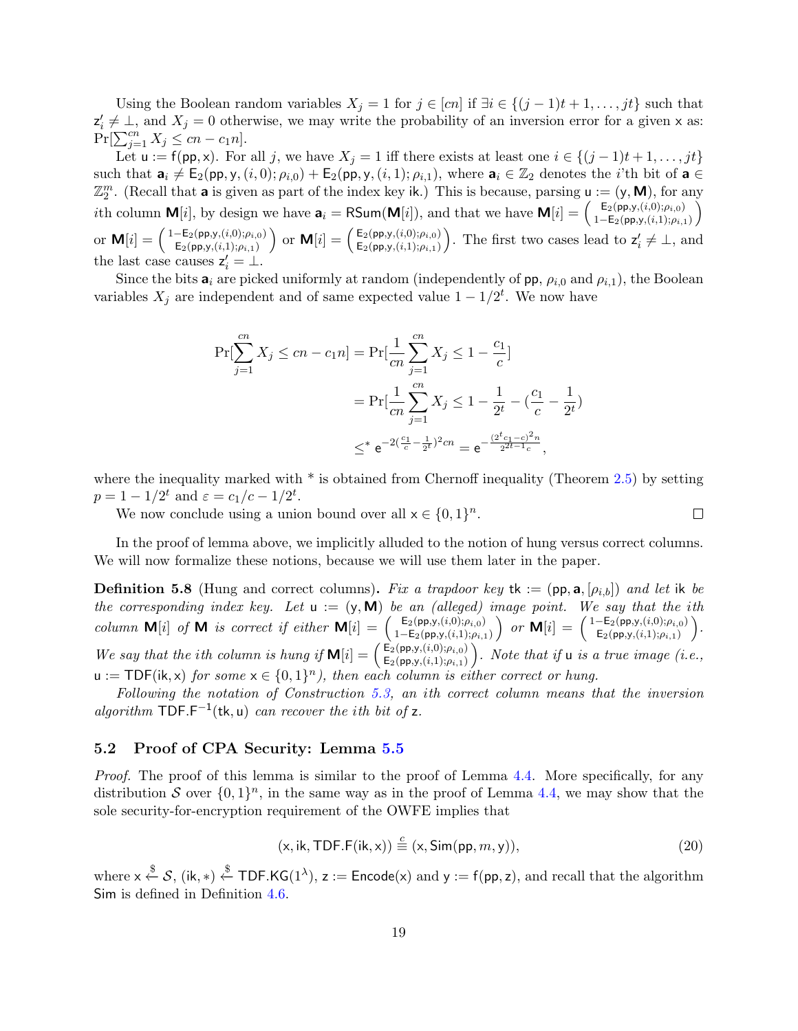Using the Boolean random variables $X_j = 1$ for $j \in [cn]$ if $\exists i \in \{(j-1)t+1, \ldots, jt\}$ such that $\mathsf{z}'_i \neq \perp$, and $X_j = 0$ otherwise, we may write the probability of an inversion error for a given $\mathsf{x}$ as: $\Pr[\sum_{j=1}^{cn} X_j \leq cn - c_1 n]$.

Let $\mathsf{u} := \mathsf{f}(\mathsf{pp}, \mathsf{x})$. For all $j$, we have $X_j = 1$ iff there exists at least one $i \in \{(j-1)t+1, \ldots, jt\}$ such that $\mathbf{a}_i \neq \mathsf{E}_2(\mathsf{pp}, \mathsf{y}, (i,0); \rho_{i,0}) + \mathsf{E}_2(\mathsf{pp}, \mathsf{y}, (i,1); \rho_{i,1})$, where $\mathbf{a}_i \in \mathbb{Z}_2$ denotes the $i$'th bit of $\mathbf{a} \in \mathbb{Z}_2^m$. (Recall that $\mathbf{a}$ is given as part of the index key $\mathsf{ik}$.) This is because, parsing $\mathsf{u} := (\mathsf{y}, \mathbf{M})$, for any $i$th column $\mathbf{M}[i]$, by design we have $\mathbf{a}_i = \mathsf{RSum}(\mathbf{M}[i])$, and that we have $\mathbf{M}[i] = \begin{pmatrix} \mathsf{E}_2(\mathsf{pp}, \mathsf{y}, (i,0); \rho_{i,0}) \\ 1 - \mathsf{E}_2(\mathsf{pp}, \mathsf{y}, (i,1); \rho_{i,1}) \end{pmatrix}$ or $\mathbf{M}[i] = \begin{pmatrix} 1 - \mathsf{E}_2(\mathsf{pp}, \mathsf{y}, (i,0); \rho_{i,0}) \\ \mathsf{E}_2(\mathsf{pp}, \mathsf{y}, (i,1); \rho_{i,1}) \end{pmatrix}$ or $\mathbf{M}[i] = \begin{pmatrix} \mathsf{E}_2(\mathsf{pp}, \mathsf{y}, (i,0); \rho_{i,0}) \\ \mathsf{E}_2(\mathsf{pp}, \mathsf{y}, (i,1); \rho_{i,1}) \end{pmatrix}$. The first two cases lead to $\mathsf{z}'_i \neq \perp$, and the last case causes $\mathsf{z}'_i = \perp$.

Since the bits $\mathbf{a}_i$ are picked uniformly at random (independently of $\mathsf{pp}$, $\rho_{i,0}$ and $\rho_{i,1}$), the Boolean variables $X_j$ are independent and of same expected value $1 - 1/2^t$. We now have

$$
\begin{aligned}
\Pr[\sum_{j=1}^{cn} X_j \leq cn - c_1 n] &= \Pr[\frac{1}{cn}\sum_{j=1}^{cn} X_j \leq 1 - \frac{c_1}{c}] \\
&= \Pr[\frac{1}{cn}\sum_{j=1}^{cn} X_j \leq 1 - \frac{1}{2^t} - (\frac{c_1}{c} - \frac{1}{2^t})] \\
&\leq^* \mathsf{e}^{-2(\frac{c_1}{c} - \frac{1}{2^t})^2 cn} = \mathsf{e}^{-\frac{(2^t c_1 - c)^2 n}{2^{2t-1} c}},
\end{aligned}
$$

where the inequality marked with $^*$ is obtained from Chernoff inequality (Theorem 2.5) by setting $p = 1 - 1/2^t$ and $\varepsilon = c_1/c - 1/2^t$.

We now conclude using a union bound over all $\mathsf{x} \in \{0,1\}^n$. $\square$

In the proof of lemma above, we implicitly alluded to the notion of hung versus correct columns. We will now formalize these notions, because we will use them later in the paper.

**Definition 5.8** (Hung and correct columns)**.** *Fix a trapdoor key* $\mathsf{tk} := (\mathsf{pp}, \mathbf{a}, [\rho_{i,b}])$ *and let* $\mathsf{ik}$ *be the corresponding index key. Let* $\mathsf{u} := (\mathsf{y}, \mathbf{M})$ *be an (alleged) image point. We say that the ith column* $\mathbf{M}[i]$ *of* $\mathbf{M}$ *is correct if either* $\mathbf{M}[i] = \begin{pmatrix} \mathsf{E}_2(\mathsf{pp}, \mathsf{y}, (i,0); \rho_{i,0}) \\ 1 - \mathsf{E}_2(\mathsf{pp}, \mathsf{y}, (i,1); \rho_{i,1}) \end{pmatrix}$ *or* $\mathbf{M}[i] = \begin{pmatrix} 1 - \mathsf{E}_2(\mathsf{pp}, \mathsf{y}, (i,0); \rho_{i,0}) \\ \mathsf{E}_2(\mathsf{pp}, \mathsf{y}, (i,1); \rho_{i,1}) \end{pmatrix}$*. We say that the ith column is hung if* $\mathbf{M}[i] = \begin{pmatrix} \mathsf{E}_2(\mathsf{pp}, \mathsf{y}, (i,0); \rho_{i,0}) \\ \mathsf{E}_2(\mathsf{pp}, \mathsf{y}, (i,1); \rho_{i,1}) \end{pmatrix}$*. Note that if* $\mathsf{u}$ *is a true image (i.e.,* $\mathsf{u} := \mathsf{TDF}(\mathsf{ik}, \mathsf{x})$ *for some* $\mathsf{x} \in \{0,1\}^n$*), then each column is either correct or hung.*

*Following the notation of Construction 5.3, an ith correct column means that the inversion algorithm* $\mathsf{TDF.F}^{-1}(\mathsf{tk}, \mathsf{u})$ *can recover the ith bit of* $\mathsf{z}$*.*

## 5.2 Proof of CPA Security: Lemma 5.5

*Proof.* The proof of this lemma is similar to the proof of Lemma 4.4. More specifically, for any distribution $\mathcal{S}$ over $\{0,1\}^n$, in the same way as in the proof of Lemma 4.4, we may show that the sole security-for-encryption requirement of the OWFE implies that

$$
(\mathsf{x}, \mathsf{ik}, \mathsf{TDF.F}(\mathsf{ik}, \mathsf{x})) \stackrel{c}{\equiv} (\mathsf{x}, \mathsf{Sim}(\mathsf{pp}, m, \mathsf{y})), \tag{20}
$$

where $\mathsf{x} \xleftarrow{\$} \mathcal{S}$, $(\mathsf{ik}, *) \xleftarrow{\$} \mathsf{TDF.KG}(1^\lambda)$, $\mathsf{z} := \mathsf{Encode}(\mathsf{x})$ and $\mathsf{y} := \mathsf{f}(\mathsf{pp}, \mathsf{z})$, and recall that the algorithm $\mathsf{Sim}$ is defined in Definition 4.6.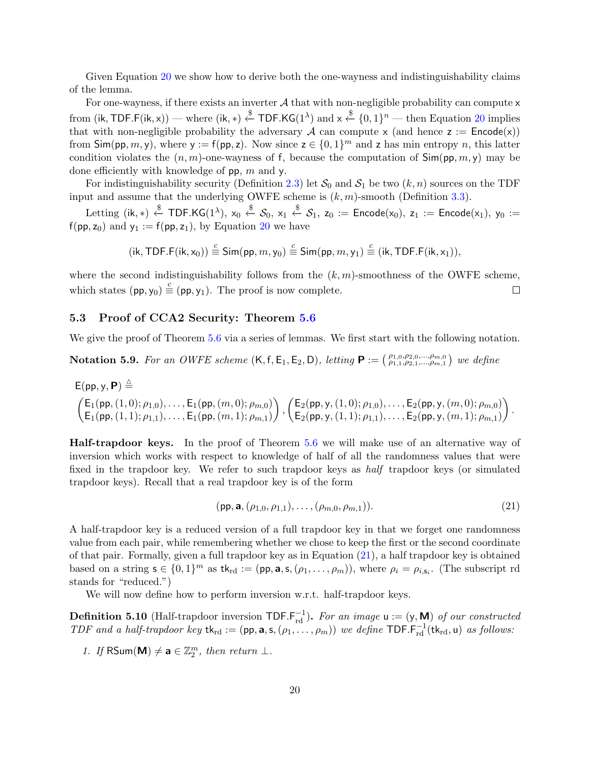Given Equation 20 we show how to derive both the one-wayness and indistinguishability claims of the lemma.

For one-wayness, if there exists an inverter $\mathcal{A}$ that with non-negligible probability can compute $\mathsf{x}$ from $(\mathsf{ik}, \mathsf{TDF.F}(\mathsf{ik}, \mathsf{x}))$ — where $(\mathsf{ik}, *) \xleftarrow{\$} \mathsf{TDF.KG}(1^\lambda)$ and $\mathsf{x} \xleftarrow{\$} \{0,1\}^n$ — then Equation 20 implies that with non-negligible probability the adversary $\mathcal{A}$ can compute $\mathsf{x}$ (and hence $\mathsf{z} := \mathsf{Encode}(\mathsf{x})$) from $\mathsf{Sim}(\mathsf{pp}, m, \mathsf{y})$, where $\mathsf{y} := \mathsf{f}(\mathsf{pp}, \mathsf{z})$. Now since $\mathsf{z} \in \{0,1\}^m$ and $\mathsf{z}$ has min entropy $n$, this latter condition violates the $(n,m)$-one-wayness of $\mathsf{f}$, because the computation of $\mathsf{Sim}(\mathsf{pp}, m, \mathsf{y})$ may be done efficiently with knowledge of $\mathsf{pp}$, $m$ and $\mathsf{y}$.

For indistinguishability security (Definition 2.3) let $\mathcal{S}_0$ and $\mathcal{S}_1$ be two $(k,n)$ sources on the TDF input and assume that the underlying OWFE scheme is $(k,m)$-smooth (Definition 3.3).

Letting $(\mathsf{ik}, *) \xleftarrow{\$} \mathsf{TDF.KG}(1^\lambda)$, $\mathsf{x}_0 \xleftarrow{\$} \mathcal{S}_0$, $\mathsf{x}_1 \xleftarrow{\$} \mathcal{S}_1$, $\mathsf{z}_0 := \mathsf{Encode}(\mathsf{x}_0)$, $\mathsf{z}_1 := \mathsf{Encode}(\mathsf{x}_1)$, $\mathsf{y}_0 := \mathsf{f}(\mathsf{pp}, \mathsf{z}_0)$ and $\mathsf{y}_1 := \mathsf{f}(\mathsf{pp}, \mathsf{z}_1)$, by Equation 20 we have

$$(\mathsf{ik}, \mathsf{TDF.F}(\mathsf{ik}, \mathsf{x}_0)) \stackrel{c}{\equiv} \mathsf{Sim}(\mathsf{pp}, m, \mathsf{y}_0) \stackrel{c}{\equiv} \mathsf{Sim}(\mathsf{pp}, m, \mathsf{y}_1) \stackrel{c}{\equiv} (\mathsf{ik}, \mathsf{TDF.F}(\mathsf{ik}, \mathsf{x}_1)),$$

where the second indistinguishability follows from the $(k,m)$-smoothness of the OWFE scheme, which states $(\mathsf{pp}, \mathsf{y}_0) \stackrel{c}{\equiv} (\mathsf{pp}, \mathsf{y}_1)$. The proof is now complete. □

## 5.3 Proof of CCA2 Security: Theorem 5.6

We give the proof of Theorem 5.6 via a series of lemmas. We first start with the following notation.

**Notation 5.9.** *For an OWFE scheme $(\mathsf{K}, \mathsf{f}, \mathsf{E}_1, \mathsf{E}_2, \mathsf{D})$, letting $\mathbf{P} := \begin{pmatrix} \rho_{1,0}, \rho_{2,0}, \ldots, \rho_{m,0} \\ \rho_{1,1}, \rho_{2,1}, \ldots, \rho_{m,1} \end{pmatrix}$ we define*

$$\mathsf{E}(\mathsf{pp}, \mathsf{y}, \mathbf{P}) \triangleq$$
$$\begin{pmatrix} \mathsf{E}_1(\mathsf{pp}, (1,0); \rho_{1,0}), \ldots, \mathsf{E}_1(\mathsf{pp}, (m,0); \rho_{m,0}) \\ \mathsf{E}_1(\mathsf{pp}, (1,1); \rho_{1,1}), \ldots, \mathsf{E}_1(\mathsf{pp}, (m,1); \rho_{m,1}) \end{pmatrix}, \begin{pmatrix} \mathsf{E}_2(\mathsf{pp}, \mathsf{y}, (1,0); \rho_{1,0}), \ldots, \mathsf{E}_2(\mathsf{pp}, \mathsf{y}, (m,0); \rho_{m,0}) \\ \mathsf{E}_2(\mathsf{pp}, \mathsf{y}, (1,1); \rho_{1,1}), \ldots, \mathsf{E}_2(\mathsf{pp}, \mathsf{y}, (m,1); \rho_{m,1}) \end{pmatrix}.$$

**Half-trapdoor keys.** In the proof of Theorem 5.6 we will make use of an alternative way of inversion which works with respect to knowledge of half of all the randomness values that were fixed in the trapdoor key. We refer to such trapdoor keys as *half* trapdoor keys (or simulated trapdoor keys). Recall that a real trapdoor key is of the form

$$(\mathsf{pp}, \mathbf{a}, (\rho_{1,0}, \rho_{1,1}), \ldots, (\rho_{m,0}, \rho_{m,1})). \tag{21}$$

A half-trapdoor key is a reduced version of a full trapdoor key in that we forget one randomness value from each pair, while remembering whether we chose to keep the first or the second coordinate of that pair. Formally, given a full trapdoor key as in Equation (21), a half trapdoor key is obtained based on a string $\mathsf{s} \in \{0,1\}^m$ as $\mathsf{tk}_{\mathrm{rd}} := (\mathsf{pp}, \mathbf{a}, \mathsf{s}, (\rho_1, \ldots, \rho_m))$, where $\rho_i = \rho_{i,\mathsf{s}_i}$. (The subscript rd stands for "reduced.")

We will now define how to perform inversion w.r.t. half-trapdoor keys.

**Definition 5.10** (Half-trapdoor inversion $\mathsf{TDF.F}^{-1}_{\mathrm{rd}}$)**.** *For an image $\mathsf{u} := (\mathsf{y}, \mathbf{M})$ of our constructed TDF and a half-trapdoor key $\mathsf{tk}_{\mathrm{rd}} := (\mathsf{pp}, \mathbf{a}, \mathsf{s}, (\rho_1, \ldots, \rho_m))$ we define $\mathsf{TDF.F}^{-1}_{\mathrm{rd}}(\mathsf{tk}_{\mathrm{rd}}, \mathsf{u})$ as follows:*

1. *If $\mathsf{RSum}(\mathbf{M}) \neq \mathbf{a} \in \mathbb{Z}_2^m$, then return $\perp$.*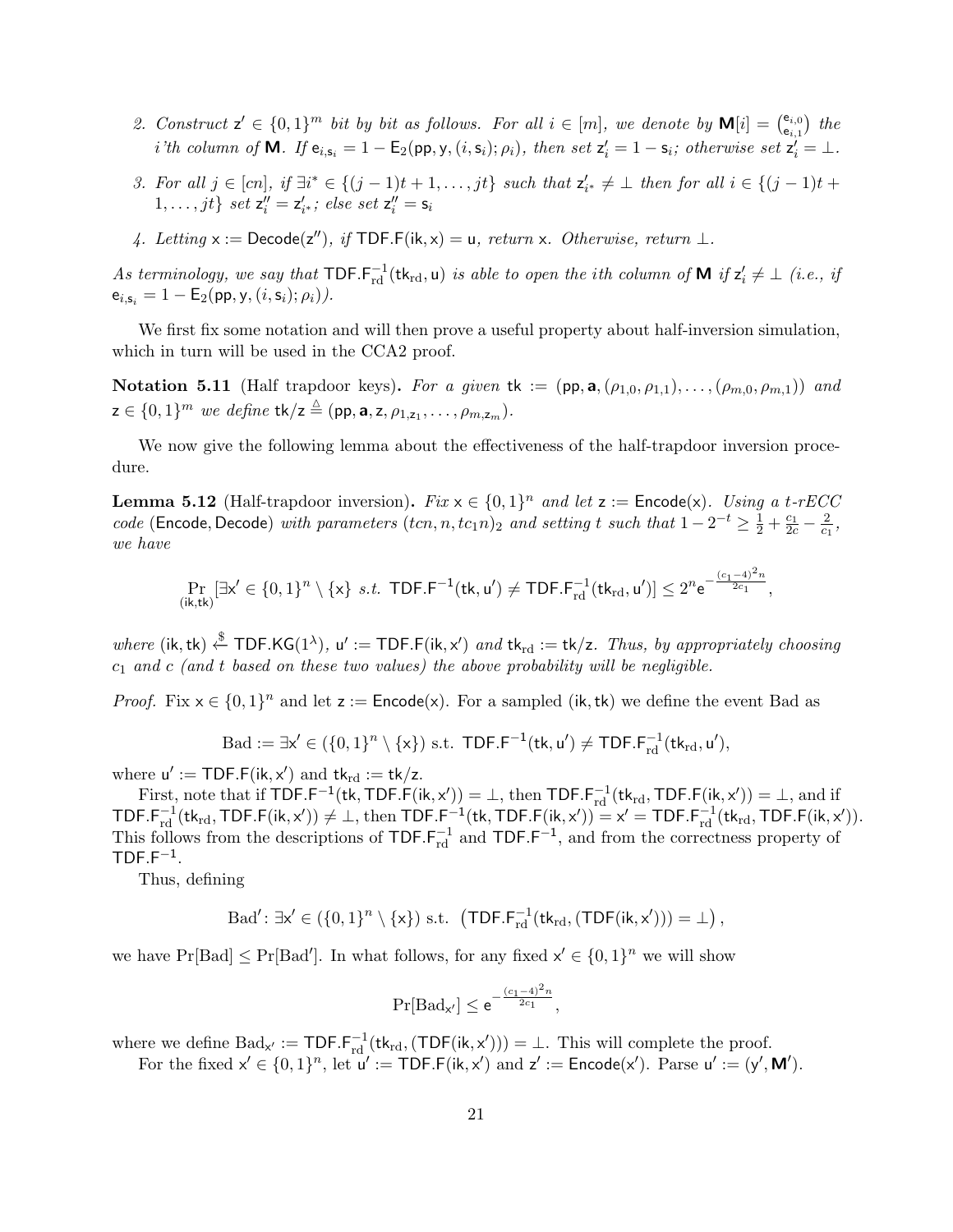2. *Construct* $\mathsf{z}' \in \{0,1\}^m$ *bit by bit as follows. For all* $i \in [m]$*, we denote by* $\mathbf{M}[i] = \binom{\mathsf{e}_{i,0}}{\mathsf{e}_{i,1}}$ *the* $i$*'th column of* $\mathbf{M}$*. If* $\mathsf{e}_{i,\mathsf{s}_i} = 1 - \mathsf{E}_2(\mathsf{pp}, \mathsf{y}, (i, \mathsf{s}_i); \rho_i)$*, then set* $\mathsf{z}'_i = 1 - \mathsf{s}_i$*; otherwise set* $\mathsf{z}'_i = \bot$*.*
3. *For all* $j \in [cn]$*, if* $\exists i^* \in \{(j-1)t+1, \ldots, jt\}$ *such that* $\mathsf{z}'_{i^*} \neq \bot$ *then for all* $i \in \{(j-1)t + 1, \ldots, jt\}$ *set* $\mathsf{z}''_i = \mathsf{z}'_{i^*}$*; else set* $\mathsf{z}''_i = \mathsf{s}_i$
4. *Letting* $\mathsf{x} := \mathsf{Decode}(\mathsf{z}'')$*, if* $\mathsf{TDF.F}(\mathsf{ik}, \mathsf{x}) = \mathsf{u}$*, return* $\mathsf{x}$*. Otherwise, return* $\bot$*.*

*As terminology, we say that* $\mathsf{TDF.F}^{-1}_{\mathrm{rd}}(\mathsf{tk}_{\mathrm{rd}}, \mathsf{u})$ *is able to open the ith column of* $\mathbf{M}$ *if* $\mathsf{z}'_i \neq \bot$ *(i.e., if* $\mathsf{e}_{i,\mathsf{s}_i} = 1 - \mathsf{E}_2(\mathsf{pp}, \mathsf{y}, (i, \mathsf{s}_i); \rho_i)$*).*

We first fix some notation and will then prove a useful property about half-inversion simulation, which in turn will be used in the CCA2 proof.

**Notation 5.11** (Half trapdoor keys)**.** *For a given* $\mathsf{tk} := (\mathsf{pp}, \mathbf{a}, (\rho_{1,0}, \rho_{1,1}), \ldots, (\rho_{m,0}, \rho_{m,1}))$ *and* $\mathsf{z} \in \{0,1\}^m$ *we define* $\mathsf{tk}/\mathsf{z} \triangleq (\mathsf{pp}, \mathbf{a}, \mathsf{z}, \rho_{1,\mathsf{z}_1}, \ldots, \rho_{m,\mathsf{z}_m})$*.*

We now give the following lemma about the effectiveness of the half-trapdoor inversion procedure.

**Lemma 5.12** (Half-trapdoor inversion)**.** *Fix* $\mathsf{x} \in \{0,1\}^n$ *and let* $\mathsf{z} := \mathsf{Encode}(\mathsf{x})$*. Using a* $t$*-rECC code* $(\mathsf{Encode}, \mathsf{Decode})$ *with parameters* $(tcn, n, tc_1 n)_2$ *and setting* $t$ *such that* $1 - 2^{-t} \geq \frac{1}{2} + \frac{c_1}{2c} - \frac{2}{c_1}$*, we have*

$$\Pr_{(\mathsf{ik},\mathsf{tk})}[\exists \mathsf{x}' \in \{0,1\}^n \setminus \{\mathsf{x}\} \text{ s.t. } \mathsf{TDF.F}^{-1}(\mathsf{tk}, \mathsf{u}') \neq \mathsf{TDF.F}^{-1}_{\mathrm{rd}}(\mathsf{tk}_{\mathrm{rd}}, \mathsf{u}')] \leq 2^n \mathsf{e}^{-\frac{(c_1-4)^2 n}{2c_1}},$$

*where* $(\mathsf{ik}, \mathsf{tk}) \xleftarrow{\$} \mathsf{TDF.KG}(1^\lambda)$*,* $\mathsf{u}' := \mathsf{TDF.F}(\mathsf{ik}, \mathsf{x}')$ *and* $\mathsf{tk}_{\mathrm{rd}} := \mathsf{tk}/\mathsf{z}$*. Thus, by appropriately choosing* $c_1$ *and* $c$ *(and* $t$ *based on these two values) the above probability will be negligible.*

*Proof.* Fix $\mathsf{x} \in \{0,1\}^n$ and let $\mathsf{z} := \mathsf{Encode}(\mathsf{x})$. For a sampled $(\mathsf{ik}, \mathsf{tk})$ we define the event Bad as

$$\mathrm{Bad} := \exists \mathsf{x}' \in (\{0,1\}^n \setminus \{\mathsf{x}\}) \text{ s.t. } \mathsf{TDF.F}^{-1}(\mathsf{tk}, \mathsf{u}') \neq \mathsf{TDF.F}^{-1}_{\mathrm{rd}}(\mathsf{tk}_{\mathrm{rd}}, \mathsf{u}'),$$

where $\mathsf{u}' := \mathsf{TDF.F}(\mathsf{ik}, \mathsf{x}')$ and $\mathsf{tk}_{\mathrm{rd}} := \mathsf{tk}/\mathsf{z}$.

First, note that if $\mathsf{TDF.F}^{-1}(\mathsf{tk}, \mathsf{TDF.F}(\mathsf{ik}, \mathsf{x}')) = \bot$, then $\mathsf{TDF.F}^{-1}_{\mathrm{rd}}(\mathsf{tk}_{\mathrm{rd}}, \mathsf{TDF.F}(\mathsf{ik}, \mathsf{x}')) = \bot$, and if $\mathsf{TDF.F}^{-1}_{\mathrm{rd}}(\mathsf{tk}_{\mathrm{rd}}, \mathsf{TDF.F}(\mathsf{ik}, \mathsf{x}')) \neq \bot$, then $\mathsf{TDF.F}^{-1}(\mathsf{tk}, \mathsf{TDF.F}(\mathsf{ik}, \mathsf{x}')) = \mathsf{x}' = \mathsf{TDF.F}^{-1}_{\mathrm{rd}}(\mathsf{tk}_{\mathrm{rd}}, \mathsf{TDF.F}(\mathsf{ik}, \mathsf{x}'))$. This follows from the descriptions of $\mathsf{TDF.F}^{-1}_{\mathrm{rd}}$ and $\mathsf{TDF.F}^{-1}$, and from the correctness property of $\mathsf{TDF.F}^{-1}$.

Thus, defining

$$\mathrm{Bad}' \colon \exists \mathsf{x}' \in (\{0,1\}^n \setminus \{\mathsf{x}\}) \text{ s.t. } \left(\mathsf{TDF.F}^{-1}_{\mathrm{rd}}(\mathsf{tk}_{\mathrm{rd}}, (\mathsf{TDF}(\mathsf{ik}, \mathsf{x}'))) = \bot\right),$$

we have $\Pr[\mathrm{Bad}] \leq \Pr[\mathrm{Bad}']$. In what follows, for any fixed $\mathsf{x}' \in \{0,1\}^n$ we will show

$$\Pr[\mathrm{Bad}_{\mathsf{x}'}] \leq \mathsf{e}^{-\frac{(c_1-4)^2 n}{2c_1}},$$

where we define $\mathrm{Bad}_{\mathsf{x}'} := \mathsf{TDF.F}^{-1}_{\mathrm{rd}}(\mathsf{tk}_{\mathrm{rd}}, (\mathsf{TDF}(\mathsf{ik}, \mathsf{x}'))) = \bot$. This will complete the proof.

For the fixed $\mathsf{x}' \in \{0,1\}^n$, let $\mathsf{u}' := \mathsf{TDF.F}(\mathsf{ik}, \mathsf{x}')$ and $\mathsf{z}' := \mathsf{Encode}(\mathsf{x}')$. Parse $\mathsf{u}' := (\mathsf{y}', \mathbf{M}')$.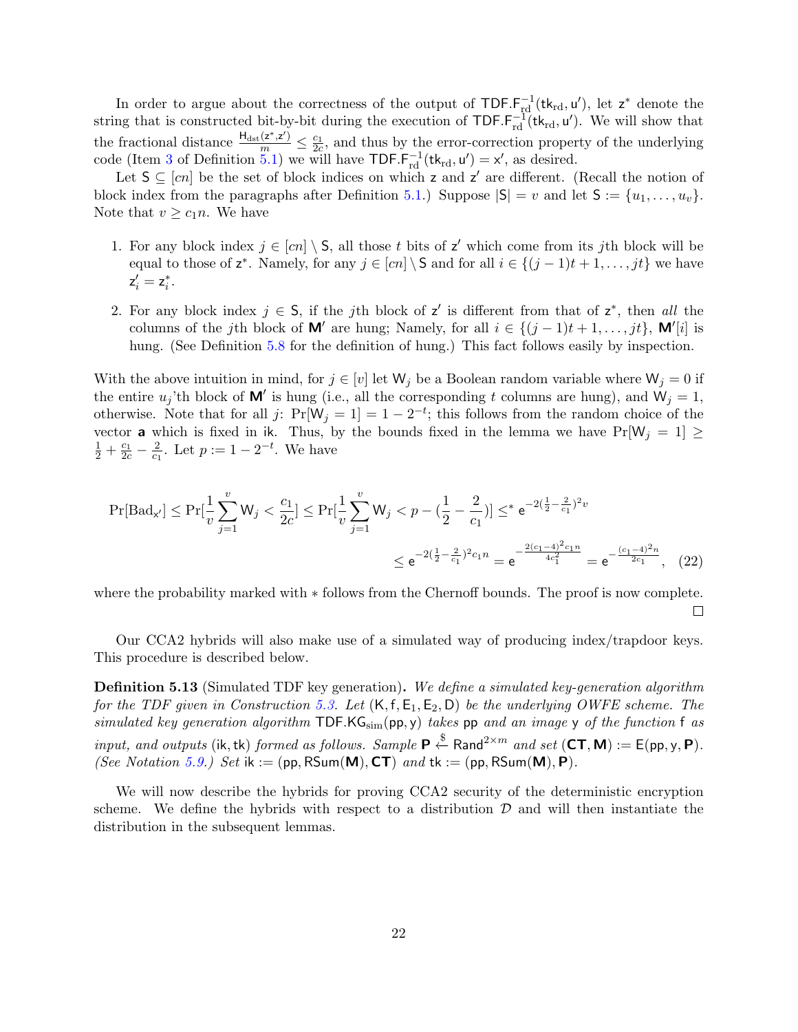In order to argue about the correctness of the output of $\mathsf{TDF.F}_{\mathrm{rd}}^{-1}(\mathsf{tk}_{\mathrm{rd}}, \mathsf{u}')$, let $\mathsf{z}^*$ denote the string that is constructed bit-by-bit during the execution of $\mathsf{TDF.F}_{\mathrm{rd}}^{-1}(\mathsf{tk}_{\mathrm{rd}}, \mathsf{u}')$. We will show that the fractional distance $\frac{\mathsf{H}_{\mathrm{dst}}(\mathsf{z}^*,\mathsf{z}')}{m} \leq \frac{c_1}{2c}$, and thus by the error-correction property of the underlying code (Item 3 of Definition 5.1) we will have $\mathsf{TDF.F}_{\mathrm{rd}}^{-1}(\mathsf{tk}_{\mathrm{rd}}, \mathsf{u}') = \mathsf{x}'$, as desired.

Let $\mathsf{S} \subseteq [cn]$ be the set of block indices on which $\mathsf{z}$ and $\mathsf{z}'$ are different. (Recall the notion of block index from the paragraphs after Definition 5.1.) Suppose $|\mathsf{S}| = v$ and let $\mathsf{S} := \{u_1, \ldots, u_v\}$. Note that $v \geq c_1 n$. We have

1. For any block index $j \in [cn] \setminus \mathsf{S}$, all those $t$ bits of $\mathsf{z}'$ which come from its $j$th block will be equal to those of $\mathsf{z}^*$. Namely, for any $j \in [cn] \setminus \mathsf{S}$ and for all $i \in \{(j-1)t + 1, \ldots, jt\}$ we have $\mathsf{z}'_i = \mathsf{z}^*_i$.
2. For any block index $j \in \mathsf{S}$, if the $j$th block of $\mathsf{z}'$ is different from that of $\mathsf{z}^*$, then *all* the columns of the $j$th block of $\mathbf{M}'$ are hung; Namely, for all $i \in \{(j-1)t + 1, \ldots, jt\}$, $\mathbf{M}'[i]$ is hung. (See Definition 5.8 for the definition of hung.) This fact follows easily by inspection.

With the above intuition in mind, for $j \in [v]$ let $\mathsf{W}_j$ be a Boolean random variable where $\mathsf{W}_j = 0$ if the entire $u_j$'th block of $\mathbf{M}'$ is hung (i.e., all the corresponding $t$ columns are hung), and $\mathsf{W}_j = 1$, otherwise. Note that for all $j$: $\Pr[\mathsf{W}_j = 1] = 1 - 2^{-t}$; this follows from the random choice of the vector $\mathbf{a}$ which is fixed in $\mathsf{ik}$. Thus, by the bounds fixed in the lemma we have $\Pr[\mathsf{W}_j = 1] \geq \frac{1}{2} + \frac{c_1}{2c} - \frac{2}{c_1}$. Let $p := 1 - 2^{-t}$. We have

$$\Pr[\mathrm{Bad}_{\mathsf{x}'}] \leq \Pr[\frac{1}{v}\sum_{j=1}^{v} \mathsf{W}_j < \frac{c_1}{2c}] \leq \Pr[\frac{1}{v}\sum_{j=1}^{v} \mathsf{W}_j < p - (\frac{1}{2} - \frac{2}{c_1})] \leq^* \mathsf{e}^{-2(\frac{1}{2}-\frac{2}{c_1})^2 v}$$
$$\leq \mathsf{e}^{-2(\frac{1}{2}-\frac{2}{c_1})^2 c_1 n} = \mathsf{e}^{-\frac{2(c_1-4)^2 c_1 n}{4c_1^2}} = \mathsf{e}^{-\frac{(c_1-4)^2 n}{2c_1}}, \quad (22)$$

where the probability marked with $*$ follows from the Chernoff bounds. The proof is now complete. □

Our CCA2 hybrids will also make use of a simulated way of producing index/trapdoor keys. This procedure is described below.

**Definition 5.13** (Simulated TDF key generation)**.** *We define a simulated key-generation algorithm for the TDF given in Construction 5.3. Let* $(\mathsf{K}, \mathsf{f}, \mathsf{E}_1, \mathsf{E}_2, \mathsf{D})$ *be the underlying OWFE scheme. The simulated key generation algorithm* $\mathsf{TDF.KG}_{\mathrm{sim}}(\mathsf{pp}, \mathsf{y})$ *takes* $\mathsf{pp}$ *and an image* $\mathsf{y}$ *of the function* $\mathsf{f}$ *as input, and outputs* $(\mathsf{ik}, \mathsf{tk})$ *formed as follows. Sample* $\mathbf{P} \xleftarrow{\$} \mathsf{Rand}^{2\times m}$ *and set* $(\mathbf{CT}, \mathbf{M}) := \mathsf{E}(\mathsf{pp}, \mathsf{y}, \mathbf{P})$*. (See Notation 5.9.) Set* $\mathsf{ik} := (\mathsf{pp}, \mathsf{RSum}(\mathbf{M}), \mathbf{CT})$ *and* $\mathsf{tk} := (\mathsf{pp}, \mathsf{RSum}(\mathbf{M}), \mathbf{P})$*.*

We will now describe the hybrids for proving CCA2 security of the deterministic encryption scheme. We define the hybrids with respect to a distribution $\mathcal{D}$ and will then instantiate the distribution in the subsequent lemmas.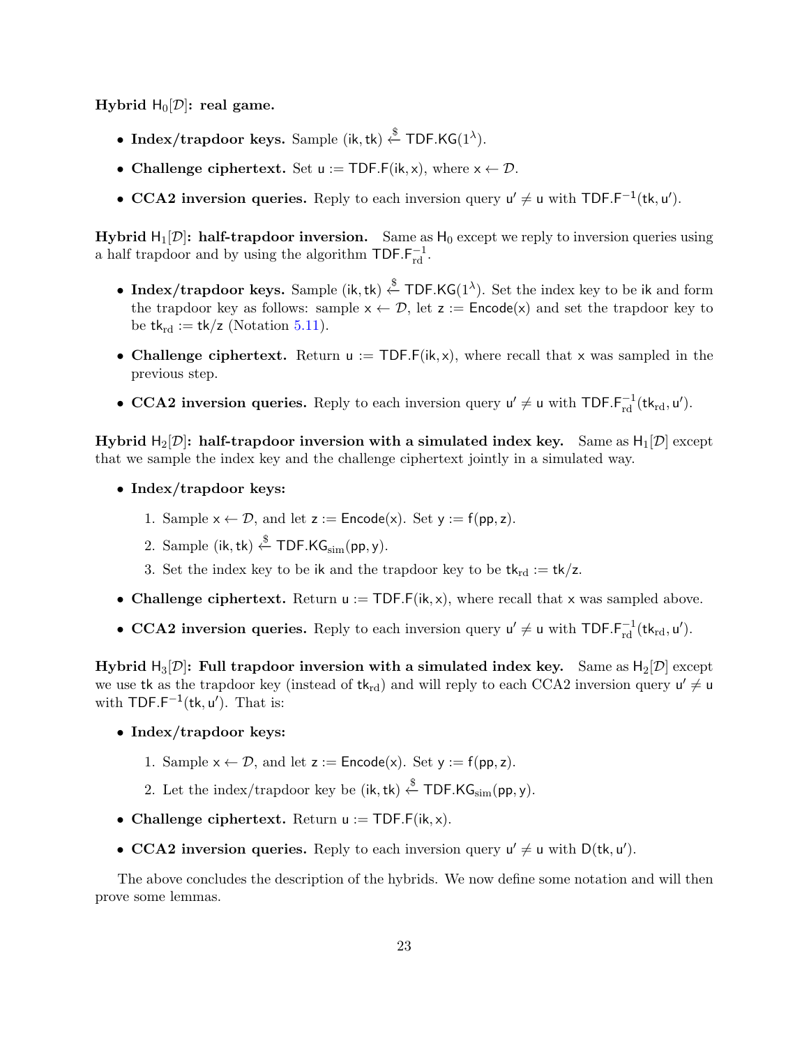**Hybrid $\mathsf{H}_0[\mathcal{D}]$: real game.**

- **Index/trapdoor keys.** Sample $(\mathsf{ik}, \mathsf{tk}) \xleftarrow{\$} \mathsf{TDF.KG}(1^\lambda)$.
- **Challenge ciphertext.** Set $\mathsf{u} := \mathsf{TDF.F}(\mathsf{ik}, \mathsf{x})$, where $\mathsf{x} \leftarrow \mathcal{D}$.
- **CCA2 inversion queries.** Reply to each inversion query $\mathsf{u}' \neq \mathsf{u}$ with $\mathsf{TDF.F}^{-1}(\mathsf{tk}, \mathsf{u}')$.

**Hybrid $\mathsf{H}_1[\mathcal{D}]$: half-trapdoor inversion.** Same as $\mathsf{H}_0$ except we reply to inversion queries using a half trapdoor and by using the algorithm $\mathsf{TDF.F}^{-1}_{\mathrm{rd}}$.

- **Index/trapdoor keys.** Sample $(\mathsf{ik}, \mathsf{tk}) \xleftarrow{\$} \mathsf{TDF.KG}(1^\lambda)$. Set the index key to be $\mathsf{ik}$ and form the trapdoor key as follows: sample $\mathsf{x} \leftarrow \mathcal{D}$, let $\mathsf{z} := \mathsf{Encode}(\mathsf{x})$ and set the trapdoor key to be $\mathsf{tk}_{\mathrm{rd}} := \mathsf{tk}/\mathsf{z}$ (Notation 5.11).
- **Challenge ciphertext.** Return $\mathsf{u} := \mathsf{TDF.F}(\mathsf{ik}, \mathsf{x})$, where recall that $\mathsf{x}$ was sampled in the previous step.
- **CCA2 inversion queries.** Reply to each inversion query $\mathsf{u}' \neq \mathsf{u}$ with $\mathsf{TDF.F}^{-1}_{\mathrm{rd}}(\mathsf{tk}_{\mathrm{rd}}, \mathsf{u}')$.

**Hybrid $\mathsf{H}_2[\mathcal{D}]$: half-trapdoor inversion with a simulated index key.** Same as $\mathsf{H}_1[\mathcal{D}]$ except that we sample the index key and the challenge ciphertext jointly in a simulated way.

- **Index/trapdoor keys:**
  1. Sample $\mathsf{x} \leftarrow \mathcal{D}$, and let $\mathsf{z} := \mathsf{Encode}(\mathsf{x})$. Set $\mathsf{y} := \mathsf{f}(\mathsf{pp}, \mathsf{z})$.
  2. Sample $(\mathsf{ik}, \mathsf{tk}) \xleftarrow{\$} \mathsf{TDF.KG}_{\mathrm{sim}}(\mathsf{pp}, \mathsf{y})$.
  3. Set the index key to be $\mathsf{ik}$ and the trapdoor key to be $\mathsf{tk}_{\mathrm{rd}} := \mathsf{tk}/\mathsf{z}$.
- **Challenge ciphertext.** Return $\mathsf{u} := \mathsf{TDF.F}(\mathsf{ik}, \mathsf{x})$, where recall that $\mathsf{x}$ was sampled above.
- **CCA2 inversion queries.** Reply to each inversion query $\mathsf{u}' \neq \mathsf{u}$ with $\mathsf{TDF.F}^{-1}_{\mathrm{rd}}(\mathsf{tk}_{\mathrm{rd}}, \mathsf{u}')$.

**Hybrid $\mathsf{H}_3[\mathcal{D}]$: Full trapdoor inversion with a simulated index key.** Same as $\mathsf{H}_2[\mathcal{D}]$ except we use $\mathsf{tk}$ as the trapdoor key (instead of $\mathsf{tk}_{\mathrm{rd}}$) and will reply to each CCA2 inversion query $\mathsf{u}' \neq \mathsf{u}$ with $\mathsf{TDF.F}^{-1}(\mathsf{tk}, \mathsf{u}')$. That is:

- **Index/trapdoor keys:**
  1. Sample $\mathsf{x} \leftarrow \mathcal{D}$, and let $\mathsf{z} := \mathsf{Encode}(\mathsf{x})$. Set $\mathsf{y} := \mathsf{f}(\mathsf{pp}, \mathsf{z})$.
  2. Let the index/trapdoor key be $(\mathsf{ik}, \mathsf{tk}) \xleftarrow{\$} \mathsf{TDF.KG}_{\mathrm{sim}}(\mathsf{pp}, \mathsf{y})$.
- **Challenge ciphertext.** Return $\mathsf{u} := \mathsf{TDF.F}(\mathsf{ik}, \mathsf{x})$.
- **CCA2 inversion queries.** Reply to each inversion query $\mathsf{u}' \neq \mathsf{u}$ with $\mathsf{D}(\mathsf{tk}, \mathsf{u}')$.

The above concludes the description of the hybrids. We now define some notation and will then prove some lemmas.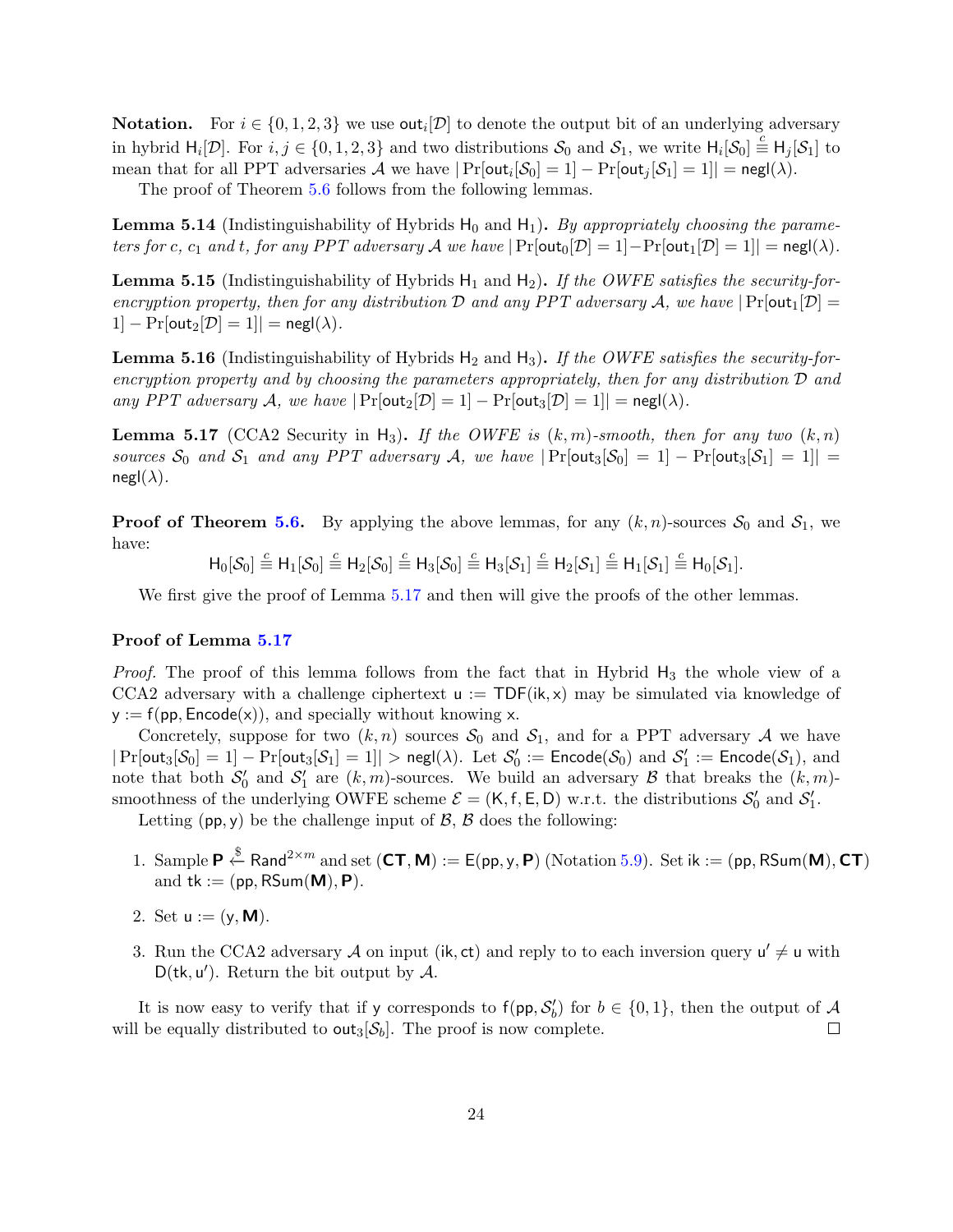**Notation.** For $i \in \{0,1,2,3\}$ we use $\mathsf{out}_i[\mathcal{D}]$ to denote the output bit of an underlying adversary in hybrid $\mathsf{H}_i[\mathcal{D}]$. For $i, j \in \{0,1,2,3\}$ and two distributions $\mathcal{S}_0$ and $\mathcal{S}_1$, we write $\mathsf{H}_i[\mathcal{S}_0] \stackrel{c}{\equiv} \mathsf{H}_j[\mathcal{S}_1]$ to mean that for all PPT adversaries $\mathcal{A}$ we have $|\Pr[\mathsf{out}_i[\mathcal{S}_0] = 1] - \Pr[\mathsf{out}_j[\mathcal{S}_1] = 1]| = \mathsf{negl}(\lambda)$.

The proof of Theorem 5.6 follows from the following lemmas.

**Lemma 5.14** (Indistinguishability of Hybrids $\mathsf{H}_0$ and $\mathsf{H}_1$)**.** *By appropriately choosing the parameters for $c$, $c_1$ and $t$, for any PPT adversary $\mathcal{A}$ we have $|\Pr[\mathsf{out}_0[\mathcal{D}] = 1] - \Pr[\mathsf{out}_1[\mathcal{D}] = 1]| = \mathsf{negl}(\lambda)$.*

**Lemma 5.15** (Indistinguishability of Hybrids $\mathsf{H}_1$ and $\mathsf{H}_2$)**.** *If the OWFE satisfies the security-for-encryption property, then for any distribution $\mathcal{D}$ and any PPT adversary $\mathcal{A}$, we have $|\Pr[\mathsf{out}_1[\mathcal{D}] = 1] - \Pr[\mathsf{out}_2[\mathcal{D}] = 1]| = \mathsf{negl}(\lambda)$.*

**Lemma 5.16** (Indistinguishability of Hybrids $\mathsf{H}_2$ and $\mathsf{H}_3$)**.** *If the OWFE satisfies the security-for-encryption property and by choosing the parameters appropriately, then for any distribution $\mathcal{D}$ and any PPT adversary $\mathcal{A}$, we have $|\Pr[\mathsf{out}_2[\mathcal{D}] = 1] - \Pr[\mathsf{out}_3[\mathcal{D}] = 1]| = \mathsf{negl}(\lambda)$.*

**Lemma 5.17** (CCA2 Security in $\mathsf{H}_3$)**.** *If the OWFE is $(k, m)$-smooth, then for any two $(k, n)$ sources $\mathcal{S}_0$ and $\mathcal{S}_1$ and any PPT adversary $\mathcal{A}$, we have $|\Pr[\mathsf{out}_3[\mathcal{S}_0] = 1] - \Pr[\mathsf{out}_3[\mathcal{S}_1] = 1]| = \mathsf{negl}(\lambda)$.*

**Proof of Theorem 5.6.** By applying the above lemmas, for any $(k, n)$-sources $\mathcal{S}_0$ and $\mathcal{S}_1$, we have:

$$\mathsf{H}_0[\mathcal{S}_0] \stackrel{c}{\equiv} \mathsf{H}_1[\mathcal{S}_0] \stackrel{c}{\equiv} \mathsf{H}_2[\mathcal{S}_0] \stackrel{c}{\equiv} \mathsf{H}_3[\mathcal{S}_0] \stackrel{c}{\equiv} \mathsf{H}_3[\mathcal{S}_1] \stackrel{c}{\equiv} \mathsf{H}_2[\mathcal{S}_1] \stackrel{c}{\equiv} \mathsf{H}_1[\mathcal{S}_1] \stackrel{c}{\equiv} \mathsf{H}_0[\mathcal{S}_1].$$

We first give the proof of Lemma 5.17 and then will give the proofs of the other lemmas.

**Proof of Lemma 5.17**

*Proof.* The proof of this lemma follows from the fact that in Hybrid $\mathsf{H}_3$ the whole view of a CCA2 adversary with a challenge ciphertext $\mathsf{u} := \mathsf{TDF}(\mathsf{ik}, \mathsf{x})$ may be simulated via knowledge of $\mathsf{y} := \mathsf{f}(\mathsf{pp}, \mathsf{Encode}(\mathsf{x}))$, and specially without knowing $\mathsf{x}$.

Concretely, suppose for two $(k, n)$ sources $\mathcal{S}_0$ and $\mathcal{S}_1$, and for a PPT adversary $\mathcal{A}$ we have $|\Pr[\mathsf{out}_3[\mathcal{S}_0] = 1] - \Pr[\mathsf{out}_3[\mathcal{S}_1] = 1]| > \mathsf{negl}(\lambda)$. Let $\mathcal{S}'_0 := \mathsf{Encode}(\mathcal{S}_0)$ and $\mathcal{S}'_1 := \mathsf{Encode}(\mathcal{S}_1)$, and note that both $\mathcal{S}'_0$ and $\mathcal{S}'_1$ are $(k, m)$-sources. We build an adversary $\mathcal{B}$ that breaks the $(k, m)$-smoothness of the underlying OWFE scheme $\mathcal{E} = (\mathsf{K}, \mathsf{f}, \mathsf{E}, \mathsf{D})$ w.r.t. the distributions $\mathcal{S}'_0$ and $\mathcal{S}'_1$.

Letting $(\mathsf{pp}, \mathsf{y})$ be the challenge input of $\mathcal{B}$, $\mathcal{B}$ does the following:

1. Sample $\mathbf{P} \xleftarrow{\$} \mathsf{Rand}^{2 \times m}$ and set $(\mathbf{CT}, \mathbf{M}) := \mathsf{E}(\mathsf{pp}, \mathsf{y}, \mathbf{P})$ (Notation 5.9). Set $\mathsf{ik} := (\mathsf{pp}, \mathsf{RSum}(\mathbf{M}), \mathbf{CT})$ and $\mathsf{tk} := (\mathsf{pp}, \mathsf{RSum}(\mathbf{M}), \mathbf{P})$.
2. Set $\mathsf{u} := (\mathsf{y}, \mathbf{M})$.
3. Run the CCA2 adversary $\mathcal{A}$ on input $(\mathsf{ik}, \mathsf{ct})$ and reply to to each inversion query $\mathsf{u}' \neq \mathsf{u}$ with $\mathsf{D}(\mathsf{tk}, \mathsf{u}')$. Return the bit output by $\mathcal{A}$.

It is now easy to verify that if $\mathsf{y}$ corresponds to $\mathsf{f}(\mathsf{pp}, \mathcal{S}'_b)$ for $b \in \{0,1\}$, then the output of $\mathcal{A}$ will be equally distributed to $\mathsf{out}_3[\mathcal{S}_b]$. The proof is now complete. $\square$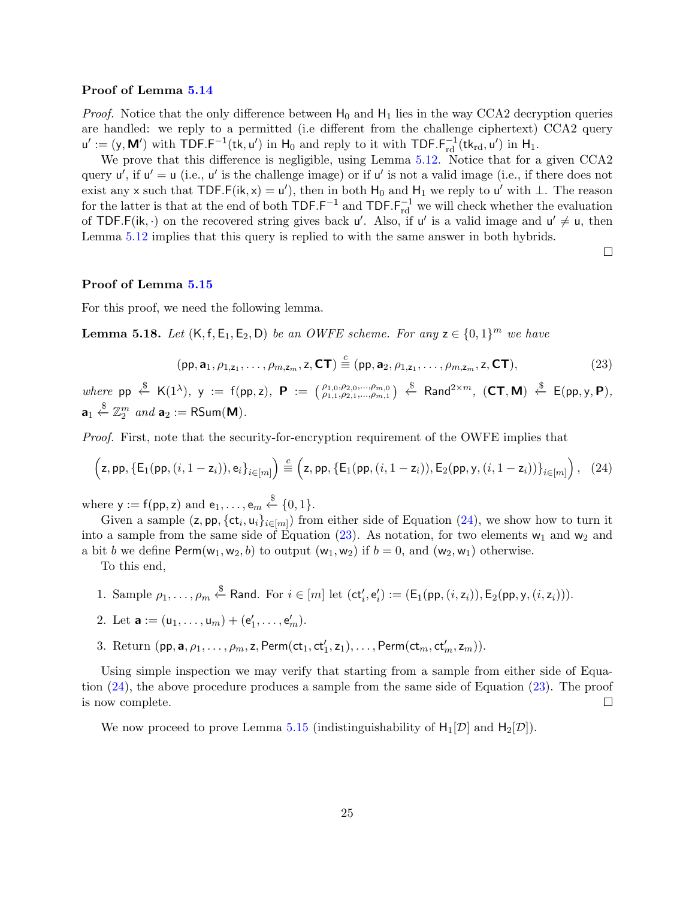**Proof of Lemma 5.14**

*Proof.* Notice that the only difference between $\mathsf{H}_0$ and $\mathsf{H}_1$ lies in the way CCA2 decryption queries are handled: we reply to a permitted (i.e different from the challenge ciphertext) CCA2 query $\mathsf{u}' := (\mathsf{y}, \mathbf{M}')$ with $\mathsf{TDF.F}^{-1}(\mathsf{tk}, \mathsf{u}')$ in $\mathsf{H}_0$ and reply to it with $\mathsf{TDF.F}^{-1}_{\mathrm{rd}}(\mathsf{tk}_{\mathrm{rd}}, \mathsf{u}')$ in $\mathsf{H}_1$.

We prove that this difference is negligible, using Lemma 5.12. Notice that for a given CCA2 query $\mathsf{u}'$, if $\mathsf{u}' = \mathsf{u}$ (i.e., $\mathsf{u}'$ is the challenge image) or if $\mathsf{u}'$ is not a valid image (i.e., if there does not exist any $\mathsf{x}$ such that $\mathsf{TDF.F}(\mathsf{ik}, \mathsf{x}) = \mathsf{u}'$), then in both $\mathsf{H}_0$ and $\mathsf{H}_1$ we reply to $\mathsf{u}'$ with $\perp$. The reason for the latter is that at the end of both $\mathsf{TDF.F}^{-1}$ and $\mathsf{TDF.F}^{-1}_{\mathrm{rd}}$ we will check whether the evaluation of $\mathsf{TDF.F}(\mathsf{ik}, \cdot)$ on the recovered string gives back $\mathsf{u}'$. Also, if $\mathsf{u}'$ is a valid image and $\mathsf{u}' \neq \mathsf{u}$, then Lemma 5.12 implies that this query is replied to with the same answer in both hybrids. $\square$

**Proof of Lemma 5.15**

For this proof, we need the following lemma.

**Lemma 5.18.** *Let* $(\mathsf{K}, \mathsf{f}, \mathsf{E}_1, \mathsf{E}_2, \mathsf{D})$ *be an OWFE scheme. For any* $\mathsf{z} \in \{0,1\}^m$ *we have*

$$(\mathsf{pp}, \mathbf{a}_1, \rho_{1,\mathsf{z}_1}, \ldots, \rho_{m,\mathsf{z}_m}, \mathsf{z}, \mathbf{CT}) \stackrel{c}{\equiv} (\mathsf{pp}, \mathbf{a}_2, \rho_{1,\mathsf{z}_1}, \ldots, \rho_{m,\mathsf{z}_m}, \mathsf{z}, \mathbf{CT}), \tag{23}$$

*where* $\mathsf{pp} \xleftarrow{\$} \mathsf{K}(1^\lambda)$, $\mathsf{y} := \mathsf{f}(\mathsf{pp}, \mathsf{z})$, $\mathbf{P} := \left(\begin{smallmatrix} \rho_{1,0}, \rho_{2,0}, \ldots, \rho_{m,0} \\ \rho_{1,1}, \rho_{2,1}, \ldots, \rho_{m,1} \end{smallmatrix}\right) \xleftarrow{\$} \mathsf{Rand}^{2 \times m}$, $(\mathbf{CT}, \mathbf{M}) \xleftarrow{\$} \mathsf{E}(\mathsf{pp}, \mathsf{y}, \mathbf{P})$, $\mathbf{a}_1 \xleftarrow{\$} \mathbb{Z}_2^m$ *and* $\mathbf{a}_2 := \mathsf{RSum}(\mathbf{M})$.

*Proof.* First, note that the security-for-encryption requirement of the OWFE implies that

$$\Big(\mathsf{z}, \mathsf{pp}, \{\mathsf{E}_1(\mathsf{pp}, (i, 1 - \mathsf{z}_i)), \mathsf{e}_i\}_{i \in [m]}\Big) \stackrel{c}{\equiv} \Big(\mathsf{z}, \mathsf{pp}, \{\mathsf{E}_1(\mathsf{pp}, (i, 1 - \mathsf{z}_i)), \mathsf{E}_2(\mathsf{pp}, \mathsf{y}, (i, 1 - \mathsf{z}_i))\}_{i \in [m]}\Big), \tag{24}$$

where $\mathsf{y} := \mathsf{f}(\mathsf{pp}, \mathsf{z})$ and $\mathsf{e}_1, \ldots, \mathsf{e}_m \xleftarrow{\$} \{0,1\}$.

Given a sample $(\mathsf{z}, \mathsf{pp}, \{\mathsf{ct}_i, \mathsf{u}_i\}_{i \in [m]})$ from either side of Equation (24), we show how to turn it into a sample from the same side of Equation (23). As notation, for two elements $\mathsf{w}_1$ and $\mathsf{w}_2$ and a bit $b$ we define $\mathsf{Perm}(\mathsf{w}_1, \mathsf{w}_2, b)$ to output $(\mathsf{w}_1, \mathsf{w}_2)$ if $b = 0$, and $(\mathsf{w}_2, \mathsf{w}_1)$ otherwise.

To this end,

1. Sample $\rho_1, \ldots, \rho_m \xleftarrow{\$} \mathsf{Rand}$. For $i \in [m]$ let $(\mathsf{ct}'_i, \mathsf{e}'_i) := (\mathsf{E}_1(\mathsf{pp}, (i, \mathsf{z}_i)), \mathsf{E}_2(\mathsf{pp}, \mathsf{y}, (i, \mathsf{z}_i)))$.
2. Let $\mathbf{a} := (\mathsf{u}_1, \ldots, \mathsf{u}_m) + (\mathsf{e}'_1, \ldots, \mathsf{e}'_m)$.
3. Return $(\mathsf{pp}, \mathbf{a}, \rho_1, \ldots, \rho_m, \mathsf{z}, \mathsf{Perm}(\mathsf{ct}_1, \mathsf{ct}'_1, \mathsf{z}_1), \ldots, \mathsf{Perm}(\mathsf{ct}_m, \mathsf{ct}'_m, \mathsf{z}_m))$.

Using simple inspection we may verify that starting from a sample from either side of Equation (24), the above procedure produces a sample from the same side of Equation (23). The proof is now complete. $\square$

We now proceed to prove Lemma 5.15 (indistinguishability of $\mathsf{H}_1[\mathcal{D}]$ and $\mathsf{H}_2[\mathcal{D}]$).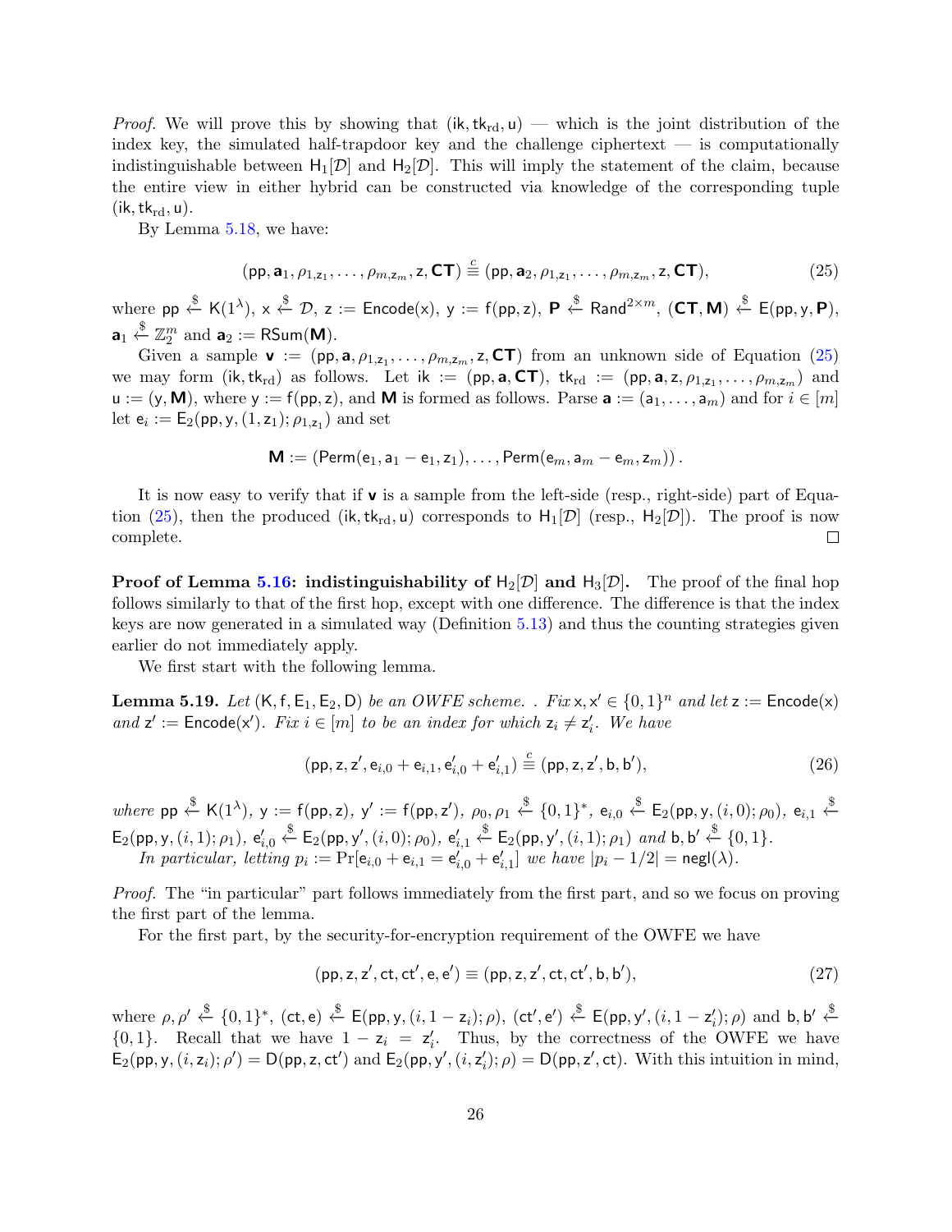*Proof.* We will prove this by showing that $(\mathsf{ik}, \mathsf{tk}_{\mathrm{rd}}, \mathsf{u})$ — which is the joint distribution of the index key, the simulated half-trapdoor key and the challenge ciphertext — is computationally indistinguishable between $\mathsf{H}_1[\mathcal{D}]$ and $\mathsf{H}_2[\mathcal{D}]$. This will imply the statement of the claim, because the entire view in either hybrid can be constructed via knowledge of the corresponding tuple $(\mathsf{ik}, \mathsf{tk}_{\mathrm{rd}}, \mathsf{u})$.

By Lemma 5.18, we have:

$$(\mathsf{pp}, \mathbf{a}_1, \rho_{1,\mathsf{z}_1}, \ldots, \rho_{m,\mathsf{z}_m}, \mathsf{z}, \mathbf{CT}) \stackrel{c}{\equiv} (\mathsf{pp}, \mathbf{a}_2, \rho_{1,\mathsf{z}_1}, \ldots, \rho_{m,\mathsf{z}_m}, \mathsf{z}, \mathbf{CT}), \tag{25}$$

where $\mathsf{pp} \xleftarrow{\$} \mathsf{K}(1^\lambda)$, $\mathsf{x} \xleftarrow{\$} \mathcal{D}$, $\mathsf{z} := \mathsf{Encode}(\mathsf{x})$, $\mathsf{y} := \mathsf{f}(\mathsf{pp}, \mathsf{z})$, $\mathbf{P} \xleftarrow{\$} \mathsf{Rand}^{2\times m}$, $(\mathbf{CT}, \mathbf{M}) \xleftarrow{\$} \mathsf{E}(\mathsf{pp}, \mathsf{y}, \mathbf{P})$, $\mathbf{a}_1 \xleftarrow{\$} \mathbb{Z}_2^m$ and $\mathbf{a}_2 := \mathsf{RSum}(\mathbf{M})$.

Given a sample $\mathbf{v} := (\mathsf{pp}, \mathbf{a}, \rho_{1,\mathsf{z}_1}, \ldots, \rho_{m,\mathsf{z}_m}, \mathsf{z}, \mathbf{CT})$ from an unknown side of Equation (25) we may form $(\mathsf{ik}, \mathsf{tk}_{\mathrm{rd}})$ as follows. Let $\mathsf{ik} := (\mathsf{pp}, \mathbf{a}, \mathbf{CT})$, $\mathsf{tk}_{\mathrm{rd}} := (\mathsf{pp}, \mathbf{a}, \mathsf{z}, \rho_{1,\mathsf{z}_1}, \ldots, \rho_{m,\mathsf{z}_m})$ and $\mathsf{u} := (\mathsf{y}, \mathbf{M})$, where $\mathsf{y} := \mathsf{f}(\mathsf{pp}, \mathsf{z})$, and $\mathbf{M}$ is formed as follows. Parse $\mathbf{a} := (\mathsf{a}_1, \ldots, \mathsf{a}_m)$ and for $i \in [m]$ let $\mathsf{e}_i := \mathsf{E}_2(\mathsf{pp}, \mathsf{y}, (1, \mathsf{z}_1); \rho_{1,\mathsf{z}_1})$ and set

$$\mathbf{M} := (\mathsf{Perm}(\mathsf{e}_1, \mathsf{a}_1 - \mathsf{e}_1, \mathsf{z}_1), \ldots, \mathsf{Perm}(\mathsf{e}_m, \mathsf{a}_m - \mathsf{e}_m, \mathsf{z}_m)).$$

It is now easy to verify that if $\mathbf{v}$ is a sample from the left-side (resp., right-side) part of Equation (25), then the produced $(\mathsf{ik}, \mathsf{tk}_{\mathrm{rd}}, \mathsf{u})$ corresponds to $\mathsf{H}_1[\mathcal{D}]$ (resp., $\mathsf{H}_2[\mathcal{D}]$). The proof is now complete. $\square$

**Proof of Lemma 5.16: indistinguishability of $\mathsf{H}_2[\mathcal{D}]$ and $\mathsf{H}_3[\mathcal{D}]$.** The proof of the final hop follows similarly to that of the first hop, except with one difference. The difference is that the index keys are now generated in a simulated way (Definition 5.13) and thus the counting strategies given earlier do not immediately apply.

We first start with the following lemma.

**Lemma 5.19.** *Let $(\mathsf{K}, \mathsf{f}, \mathsf{E}_1, \mathsf{E}_2, \mathsf{D})$ be an OWFE scheme. . Fix $\mathsf{x}, \mathsf{x}' \in \{0,1\}^n$ and let $\mathsf{z} := \mathsf{Encode}(\mathsf{x})$ and $\mathsf{z}' := \mathsf{Encode}(\mathsf{x}')$. Fix $i \in [m]$ to be an index for which $\mathsf{z}_i \neq \mathsf{z}'_i$. We have*

$$(\mathsf{pp}, \mathsf{z}, \mathsf{z}', \mathsf{e}_{i,0} + \mathsf{e}_{i,1}, \mathsf{e}'_{i,0} + \mathsf{e}'_{i,1}) \stackrel{c}{\equiv} (\mathsf{pp}, \mathsf{z}, \mathsf{z}', \mathsf{b}, \mathsf{b}'), \tag{26}$$

*where $\mathsf{pp} \xleftarrow{\$} \mathsf{K}(1^\lambda)$, $\mathsf{y} := \mathsf{f}(\mathsf{pp}, \mathsf{z})$, $\mathsf{y}' := \mathsf{f}(\mathsf{pp}, \mathsf{z}')$, $\rho_0, \rho_1 \xleftarrow{\$} \{0,1\}^*$, $\mathsf{e}_{i,0} \xleftarrow{\$} \mathsf{E}_2(\mathsf{pp}, \mathsf{y}, (i, 0); \rho_0)$, $\mathsf{e}_{i,1} \xleftarrow{\$} \mathsf{E}_2(\mathsf{pp}, \mathsf{y}, (i, 1); \rho_1)$, $\mathsf{e}'_{i,0} \xleftarrow{\$} \mathsf{E}_2(\mathsf{pp}, \mathsf{y}', (i, 0); \rho_0)$, $\mathsf{e}'_{i,1} \xleftarrow{\$} \mathsf{E}_2(\mathsf{pp}, \mathsf{y}', (i, 1); \rho_1)$ and $\mathsf{b}, \mathsf{b}' \xleftarrow{\$} \{0,1\}$.*

*In particular, letting $p_i := \Pr[\mathsf{e}_{i,0} + \mathsf{e}_{i,1} = \mathsf{e}'_{i,0} + \mathsf{e}'_{i,1}]$ we have $|p_i - 1/2| = \mathsf{negl}(\lambda)$.*

*Proof.* The "in particular" part follows immediately from the first part, and so we focus on proving the first part of the lemma.

For the first part, by the security-for-encryption requirement of the OWFE we have

$$(\mathsf{pp}, \mathsf{z}, \mathsf{z}', \mathsf{ct}, \mathsf{ct}', \mathsf{e}, \mathsf{e}') \equiv (\mathsf{pp}, \mathsf{z}, \mathsf{z}', \mathsf{ct}, \mathsf{ct}', \mathsf{b}, \mathsf{b}'), \tag{27}$$

where $\rho, \rho' \xleftarrow{\$} \{0,1\}^*$, $(\mathsf{ct}, \mathsf{e}) \xleftarrow{\$} \mathsf{E}(\mathsf{pp}, \mathsf{y}, (i, 1 - \mathsf{z}_i); \rho)$, $(\mathsf{ct}', \mathsf{e}') \xleftarrow{\$} \mathsf{E}(\mathsf{pp}, \mathsf{y}', (i, 1 - \mathsf{z}'_i); \rho)$ and $\mathsf{b}, \mathsf{b}' \xleftarrow{\$} \{0,1\}$. Recall that we have $1 - \mathsf{z}_i = \mathsf{z}'_i$. Thus, by the correctness of the OWFE we have $\mathsf{E}_2(\mathsf{pp}, \mathsf{y}, (i, \mathsf{z}_i); \rho') = \mathsf{D}(\mathsf{pp}, \mathsf{z}, \mathsf{ct}')$ and $\mathsf{E}_2(\mathsf{pp}, \mathsf{y}', (i, \mathsf{z}'_i); \rho) = \mathsf{D}(\mathsf{pp}, \mathsf{z}', \mathsf{ct})$. With this intuition in mind,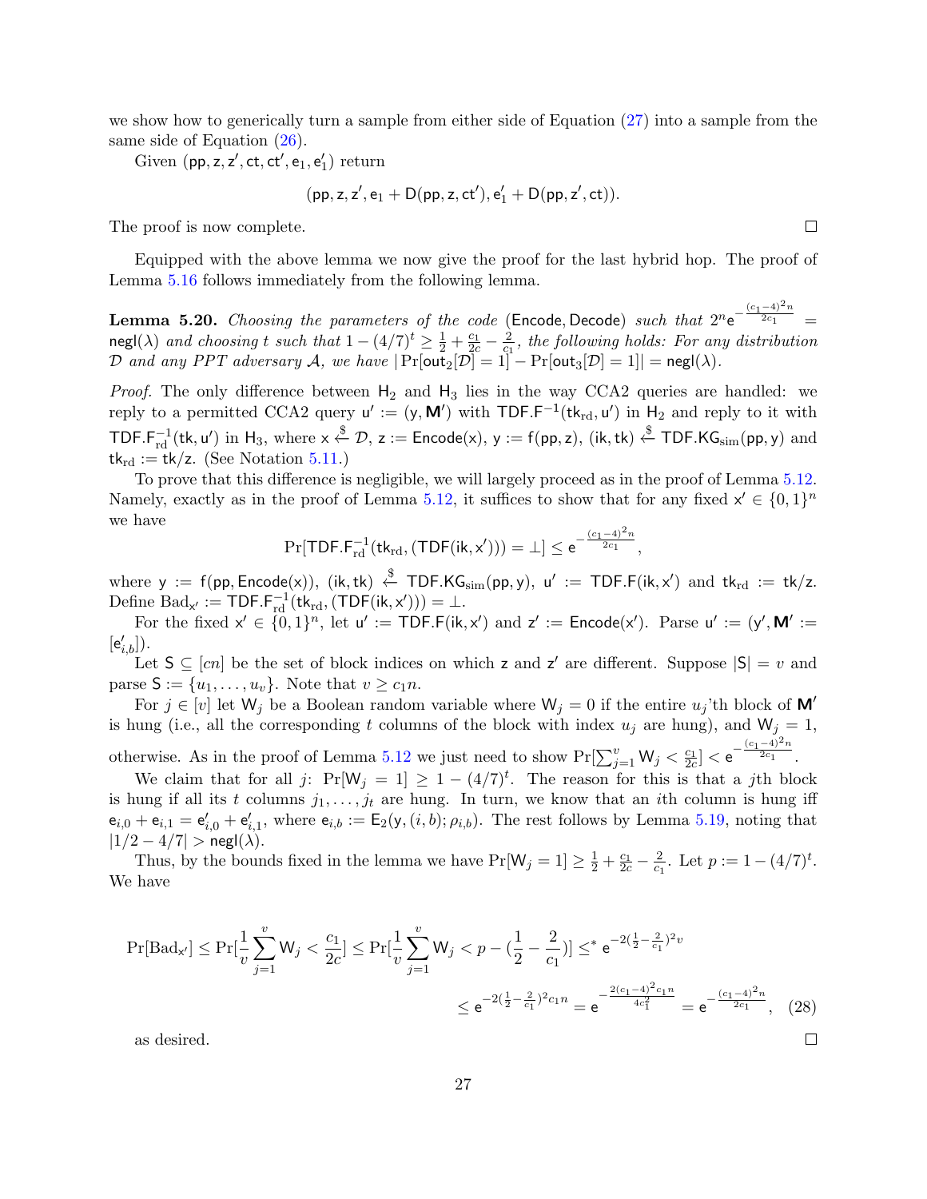we show how to generically turn a sample from either side of Equation (27) into a sample from the same side of Equation (26).

Given $(\mathsf{pp}, \mathsf{z}, \mathsf{z}', \mathsf{ct}, \mathsf{ct}', \mathsf{e}_1, \mathsf{e}_1')$ return

$$(\mathsf{pp}, \mathsf{z}, \mathsf{z}', \mathsf{e}_1 + \mathsf{D}(\mathsf{pp}, \mathsf{z}, \mathsf{ct}'), \mathsf{e}_1' + \mathsf{D}(\mathsf{pp}, \mathsf{z}', \mathsf{ct})).$$

The proof is now complete. $\square$

Equipped with the above lemma we now give the proof for the last hybrid hop. The proof of Lemma 5.16 follows immediately from the following lemma.

**Lemma 5.20.** *Choosing the parameters of the code* $(\mathsf{Encode}, \mathsf{Decode})$ *such that* $2^n \mathsf{e}^{-\frac{(c_1-4)^2 n}{2c_1}} = \mathsf{negl}(\lambda)$ *and choosing* $t$ *such that* $1 - (4/7)^t \geq \frac{1}{2} + \frac{c_1}{2c} - \frac{2}{c_1}$*, the following holds: For any distribution* $\mathcal{D}$ *and any PPT adversary* $\mathcal{A}$*, we have* $|\Pr[\mathsf{out}_2[\mathcal{D}] = 1] - \Pr[\mathsf{out}_3[\mathcal{D}] = 1]| = \mathsf{negl}(\lambda)$.

*Proof.* The only difference between $\mathsf{H}_2$ and $\mathsf{H}_3$ lies in the way CCA2 queries are handled: we reply to a permitted CCA2 query $\mathsf{u}' := (\mathsf{y}, \mathbf{M}')$ with $\mathsf{TDF.F}^{-1}(\mathsf{tk}_{\mathrm{rd}}, \mathsf{u}')$ in $\mathsf{H}_2$ and reply to it with $\mathsf{TDF.F}_{\mathrm{rd}}^{-1}(\mathsf{tk}, \mathsf{u}')$ in $\mathsf{H}_3$, where $\mathsf{x} \xleftarrow{\$} \mathcal{D}$, $\mathsf{z} := \mathsf{Encode}(\mathsf{x})$, $\mathsf{y} := \mathsf{f}(\mathsf{pp}, \mathsf{z})$, $(\mathsf{ik}, \mathsf{tk}) \xleftarrow{\$} \mathsf{TDF.KG}_{\mathrm{sim}}(\mathsf{pp}, \mathsf{y})$ and $\mathsf{tk}_{\mathrm{rd}} := \mathsf{tk}/\mathsf{z}$. (See Notation 5.11.)

To prove that this difference is negligible, we will largely proceed as in the proof of Lemma 5.12. Namely, exactly as in the proof of Lemma 5.12, it suffices to show that for any fixed $\mathsf{x}' \in \{0,1\}^n$ we have

$$\Pr[\mathsf{TDF.F}_{\mathrm{rd}}^{-1}(\mathsf{tk}_{\mathrm{rd}}, (\mathsf{TDF}(\mathsf{ik}, \mathsf{x}'))) = \bot] \leq \mathsf{e}^{-\frac{(c_1-4)^2 n}{2c_1}},$$

where $\mathsf{y} := \mathsf{f}(\mathsf{pp}, \mathsf{Encode}(\mathsf{x}))$, $(\mathsf{ik}, \mathsf{tk}) \xleftarrow{\$} \mathsf{TDF.KG}_{\mathrm{sim}}(\mathsf{pp}, \mathsf{y})$, $\mathsf{u}' := \mathsf{TDF.F}(\mathsf{ik}, \mathsf{x}')$ and $\mathsf{tk}_{\mathrm{rd}} := \mathsf{tk}/\mathsf{z}$. Define $\mathrm{Bad}_{\mathsf{x}'} := \mathsf{TDF.F}_{\mathrm{rd}}^{-1}(\mathsf{tk}_{\mathrm{rd}}, (\mathsf{TDF}(\mathsf{ik}, \mathsf{x}'))) = \bot$.

For the fixed $\mathsf{x}' \in \{0,1\}^n$, let $\mathsf{u}' := \mathsf{TDF.F}(\mathsf{ik}, \mathsf{x}')$ and $\mathsf{z}' := \mathsf{Encode}(\mathsf{x}')$. Parse $\mathsf{u}' := (\mathsf{y}', \mathbf{M}' := [\mathsf{e}'_{i,b}])$.

Let $\mathsf{S} \subseteq [cn]$ be the set of block indices on which $\mathsf{z}$ and $\mathsf{z}'$ are different. Suppose $|\mathsf{S}| = v$ and parse $\mathsf{S} := \{u_1, \ldots, u_v\}$. Note that $v \geq c_1 n$.

For $j \in [v]$ let $\mathsf{W}_j$ be a Boolean random variable where $\mathsf{W}_j = 0$ if the entire $u_j$'th block of $\mathbf{M}'$ is hung (i.e., all the corresponding $t$ columns of the block with index $u_j$ are hung), and $\mathsf{W}_j = 1$, otherwise. As in the proof of Lemma 5.12 we just need to show $\Pr[\sum_{j=1}^{v} \mathsf{W}_j < \frac{c_1}{2c}] < \mathsf{e}^{-\frac{(c_1-4)^2 n}{2c_1}}$.

We claim that for all $j$: $\Pr[\mathsf{W}_j = 1] \geq 1 - (4/7)^t$. The reason for this is that a $j$th block is hung if all its $t$ columns $j_1, \ldots, j_t$ are hung. In turn, we know that an $i$th column is hung iff $\mathsf{e}_{i,0} + \mathsf{e}_{i,1} = \mathsf{e}'_{i,0} + \mathsf{e}'_{i,1}$, where $\mathsf{e}_{i,b} := \mathsf{E}_2(\mathsf{y}, (i,b); \rho_{i,b})$. The rest follows by Lemma 5.19, noting that $|1/2 - 4/7| > \mathsf{negl}(\lambda)$.

Thus, by the bounds fixed in the lemma we have $\Pr[\mathsf{W}_j = 1] \geq \frac{1}{2} + \frac{c_1}{2c} - \frac{2}{c_1}$. Let $p := 1 - (4/7)^t$. We have

$$\Pr[\mathrm{Bad}_{\mathsf{x}'}] \leq \Pr[\frac{1}{v}\sum_{j=1}^{v} \mathsf{W}_j < \frac{c_1}{2c}] \leq \Pr[\frac{1}{v}\sum_{j=1}^{v} \mathsf{W}_j < p - (\frac{1}{2} - \frac{2}{c_1})] \leq^* \mathsf{e}^{-2(\frac{1}{2} - \frac{2}{c_1})^2 v}$$

$$\leq \mathsf{e}^{-2(\frac{1}{2} - \frac{2}{c_1})^2 c_1 n} = \mathsf{e}^{-\frac{2(c_1-4)^2 c_1 n}{4c_1^2}} = \mathsf{e}^{-\frac{(c_1-4)^2 n}{2c_1}}, \quad (28)$$

as desired. $\square$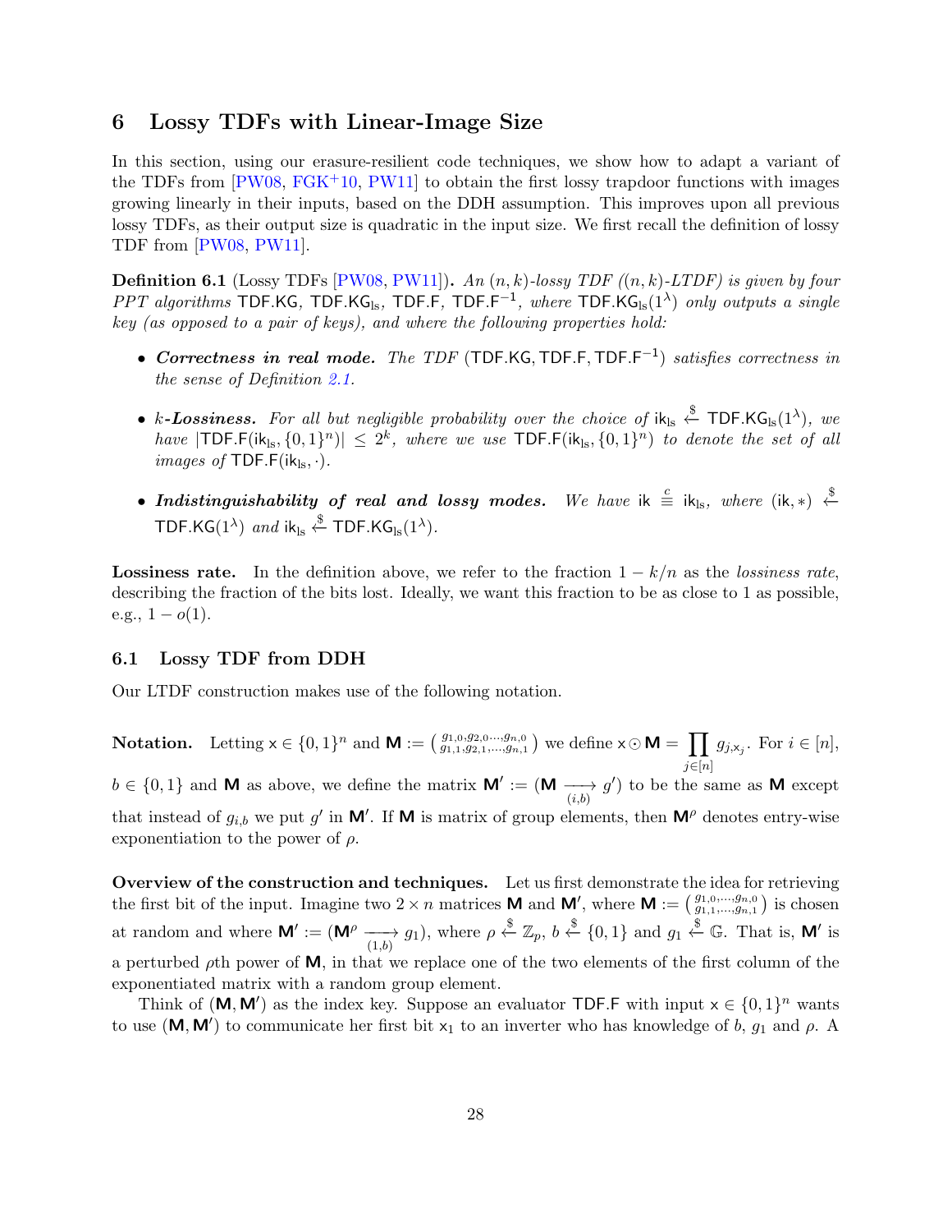# 6 Lossy TDFs with Linear-Image Size

In this section, using our erasure-resilient code techniques, we show how to adapt a variant of the TDFs from [PW08, FGK+10, PW11] to obtain the first lossy trapdoor functions with images growing linearly in their inputs, based on the DDH assumption. This improves upon all previous lossy TDFs, as their output size is quadratic in the input size. We first recall the definition of lossy TDF from [PW08, PW11].

**Definition 6.1** (Lossy TDFs [PW08, PW11])**.** *An $(n, k)$-lossy TDF ($(n, k)$-LTDF) is given by four PPT algorithms* $\mathsf{TDF.KG}$, $\mathsf{TDF.KG_{ls}}$, $\mathsf{TDF.F}$, $\mathsf{TDF.F^{-1}}$, *where* $\mathsf{TDF.KG_{ls}}(1^\lambda)$ *only outputs a single key (as opposed to a pair of keys), and where the following properties hold:*

- ***Correctness in real mode.*** *The TDF* $(\mathsf{TDF.KG}, \mathsf{TDF.F}, \mathsf{TDF.F^{-1}})$ *satisfies correctness in the sense of Definition 2.1.*

- ***$k$-Lossiness.*** *For all but negligible probability over the choice of* $\mathsf{ik_{ls}} \xleftarrow{\$} \mathsf{TDF.KG_{ls}}(1^\lambda)$*, we have* $|\mathsf{TDF.F}(\mathsf{ik_{ls}}, \{0,1\}^n)| \leq 2^k$*, where we use* $\mathsf{TDF.F}(\mathsf{ik_{ls}}, \{0,1\}^n)$ *to denote the set of all images of* $\mathsf{TDF.F}(\mathsf{ik_{ls}}, \cdot)$*.*

- ***Indistinguishability of real and lossy modes.*** *We have* $\mathsf{ik} \stackrel{c}{\equiv} \mathsf{ik_{ls}}$*, where* $(\mathsf{ik}, *) \xleftarrow{\$} \mathsf{TDF.KG}(1^\lambda)$ *and* $\mathsf{ik_{ls}} \xleftarrow{\$} \mathsf{TDF.KG_{ls}}(1^\lambda)$*.*

**Lossiness rate.** In the definition above, we refer to the fraction $1 - k/n$ as the *lossiness rate*, describing the fraction of the bits lost. Ideally, we want this fraction to be as close to 1 as possible, e.g., $1 - o(1)$.

## 6.1 Lossy TDF from DDH

Our LTDF construction makes use of the following notation.

**Notation.** Letting $\mathsf{x} \in \{0,1\}^n$ and $\mathbf{M} := \left(\begin{smallmatrix} g_{1,0}, g_{2,0}, \ldots, g_{n,0} \\ g_{1,1}, g_{2,1}, \ldots, g_{n,1} \end{smallmatrix}\right)$ we define $\mathsf{x} \odot \mathbf{M} = \prod_{j \in [n]} g_{j, \mathsf{x}_j}$. For $i \in [n]$, $b \in \{0,1\}$ and $\mathbf{M}$ as above, we define the matrix $\mathbf{M}' := (\mathbf{M} \xrightarrow[(i,b)]{} g')$ to be the same as $\mathbf{M}$ except that instead of $g_{i,b}$ we put $g'$ in $\mathbf{M}'$. If $\mathbf{M}$ is matrix of group elements, then $\mathbf{M}^\rho$ denotes entry-wise exponentiation to the power of $\rho$.

**Overview of the construction and techniques.** Let us first demonstrate the idea for retrieving the first bit of the input. Imagine two $2 \times n$ matrices $\mathbf{M}$ and $\mathbf{M}'$, where $\mathbf{M} := \left(\begin{smallmatrix} g_{1,0}, \ldots, g_{n,0} \\ g_{1,1}, \ldots, g_{n,1} \end{smallmatrix}\right)$ is chosen at random and where $\mathbf{M}' := (\mathbf{M}^\rho \xrightarrow[(1,b)]{} g_1)$, where $\rho \xleftarrow{\$} \mathbb{Z}_p$, $b \xleftarrow{\$} \{0,1\}$ and $g_1 \xleftarrow{\$} \mathbb{G}$. That is, $\mathbf{M}'$ is a perturbed $\rho$th power of $\mathbf{M}$, in that we replace one of the two elements of the first column of the exponentiated matrix with a random group element.

Think of $(\mathbf{M}, \mathbf{M}')$ as the index key. Suppose an evaluator $\mathsf{TDF.F}$ with input $\mathsf{x} \in \{0,1\}^n$ wants to use $(\mathbf{M}, \mathbf{M}')$ to communicate her first bit $\mathsf{x}_1$ to an inverter who has knowledge of $b$, $g_1$ and $\rho$. A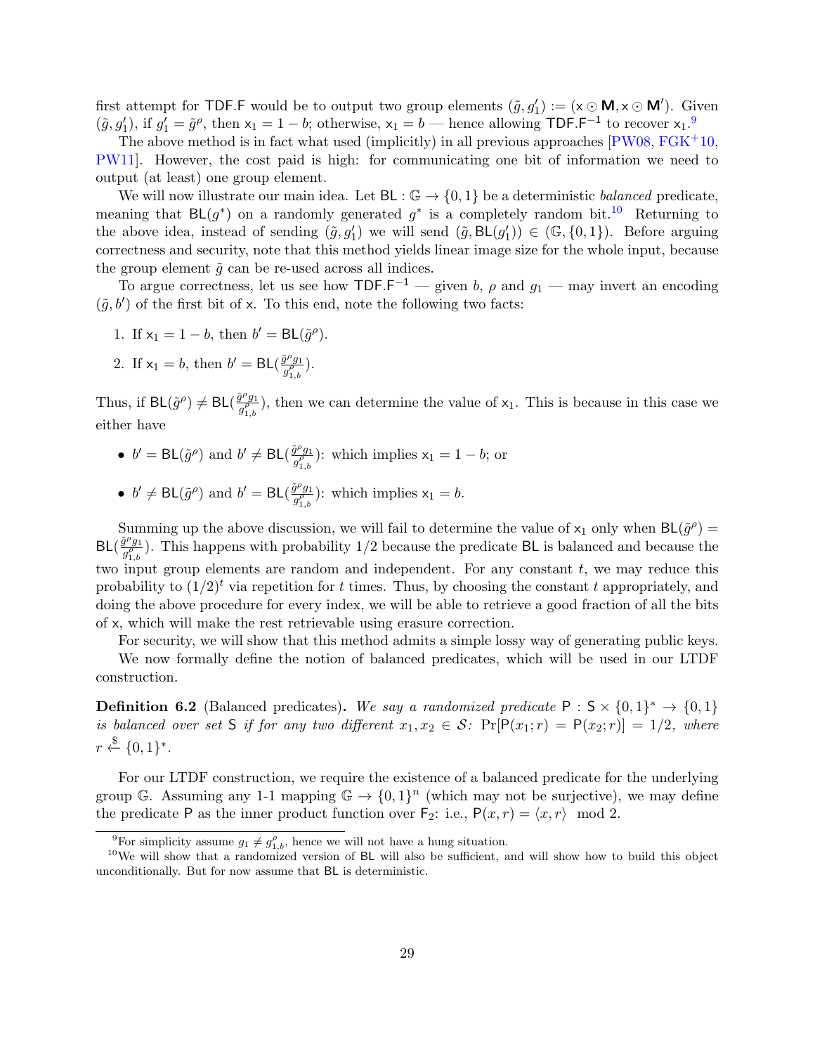first attempt for $\mathsf{TDF.F}$ would be to output two group elements $(\tilde{g}, g_1') := (\mathsf{x} \odot \mathbf{M}, \mathsf{x} \odot \mathbf{M}')$. Given $(\tilde{g}, g_1')$, if $g_1' = \tilde{g}^\rho$, then $\mathsf{x}_1 = 1 - b$; otherwise, $\mathsf{x}_1 = b$ — hence allowing $\mathsf{TDF.F}^{-1}$ to recover $\mathsf{x}_1$.[9]

The above method is in fact what used (implicitly) in all previous approaches [PW08, FGK+10, PW11]. However, the cost paid is high: for communicating one bit of information we need to output (at least) one group element.

We will now illustrate our main idea. Let $\mathsf{BL} : \mathbb{G} \to \{0, 1\}$ be a deterministic *balanced* predicate, meaning that $\mathsf{BL}(g^*)$ on a randomly generated $g^*$ is a completely random bit.[10] Returning to the above idea, instead of sending $(\tilde{g}, g_1')$ we will send $(\tilde{g}, \mathsf{BL}(g_1')) \in (\mathbb{G}, \{0, 1\})$. Before arguing correctness and security, note that this method yields linear image size for the whole input, because the group element $\tilde{g}$ can be re-used across all indices.

To argue correctness, let us see how $\mathsf{TDF.F}^{-1}$ — given $b$, $\rho$ and $g_1$ — may invert an encoding $(\tilde{g}, b')$ of the first bit of $\mathsf{x}$. To this end, note the following two facts:

1. If $\mathsf{x}_1 = 1 - b$, then $b' = \mathsf{BL}(\tilde{g}^\rho)$.
2. If $\mathsf{x}_1 = b$, then $b' = \mathsf{BL}(\frac{\tilde{g}^\rho g_1}{g_{1,b}^\rho})$.

Thus, if $\mathsf{BL}(\tilde{g}^\rho) \neq \mathsf{BL}(\frac{\tilde{g}^\rho g_1}{g_{1,b}^\rho})$, then we can determine the value of $\mathsf{x}_1$. This is because in this case we either have

- $b' = \mathsf{BL}(\tilde{g}^\rho)$ and $b' \neq \mathsf{BL}(\frac{\tilde{g}^\rho g_1}{g_{1,b}^\rho})$: which implies $\mathsf{x}_1 = 1 - b$; or
- $b' \neq \mathsf{BL}(\tilde{g}^\rho)$ and $b' = \mathsf{BL}(\frac{\tilde{g}^\rho g_1}{g_{1,b}^\rho})$: which implies $\mathsf{x}_1 = b$.

Summing up the above discussion, we will fail to determine the value of $\mathsf{x}_1$ only when $\mathsf{BL}(\tilde{g}^\rho) = \mathsf{BL}(\frac{\tilde{g}^\rho g_1}{g_{1,b}^\rho})$. This happens with probability $1/2$ because the predicate $\mathsf{BL}$ is balanced and because the two input group elements are random and independent. For any constant $t$, we may reduce this probability to $(1/2)^t$ via repetition for $t$ times. Thus, by choosing the constant $t$ appropriately, and doing the above procedure for every index, we will be able to retrieve a good fraction of all the bits of $\mathsf{x}$, which will make the rest retrievable using erasure correction.

For security, we will show that this method admits a simple lossy way of generating public keys.

We now formally define the notion of balanced predicates, which will be used in our LTDF construction.

**Definition 6.2** (Balanced predicates)**.** *We say a randomized predicate $\mathsf{P} : \mathsf{S} \times \{0,1\}^* \to \{0, 1\}$ is balanced over set $\mathsf{S}$ if for any two different $x_1, x_2 \in \mathcal{S}$: $\Pr[\mathsf{P}(x_1; r) = \mathsf{P}(x_2; r)] = 1/2$, where $r \xleftarrow{\$} \{0,1\}^*$.*

For our LTDF construction, we require the existence of a balanced predicate for the underlying group $\mathbb{G}$. Assuming any 1-1 mapping $\mathbb{G} \to \{0, 1\}^n$ (which may not be surjective), we may define the predicate $\mathsf{P}$ as the inner product function over $\mathsf{F}_2$: i.e., $\mathsf{P}(x, r) = \langle x, r \rangle \mod 2$.

---

[9] For simplicity assume $g_1 \neq g_{1,b}^\rho$, hence we will not have a hung situation.

[10] We will show that a randomized version of $\mathsf{BL}$ will also be sufficient, and will show how to build this object unconditionally. But for now assume that $\mathsf{BL}$ is deterministic.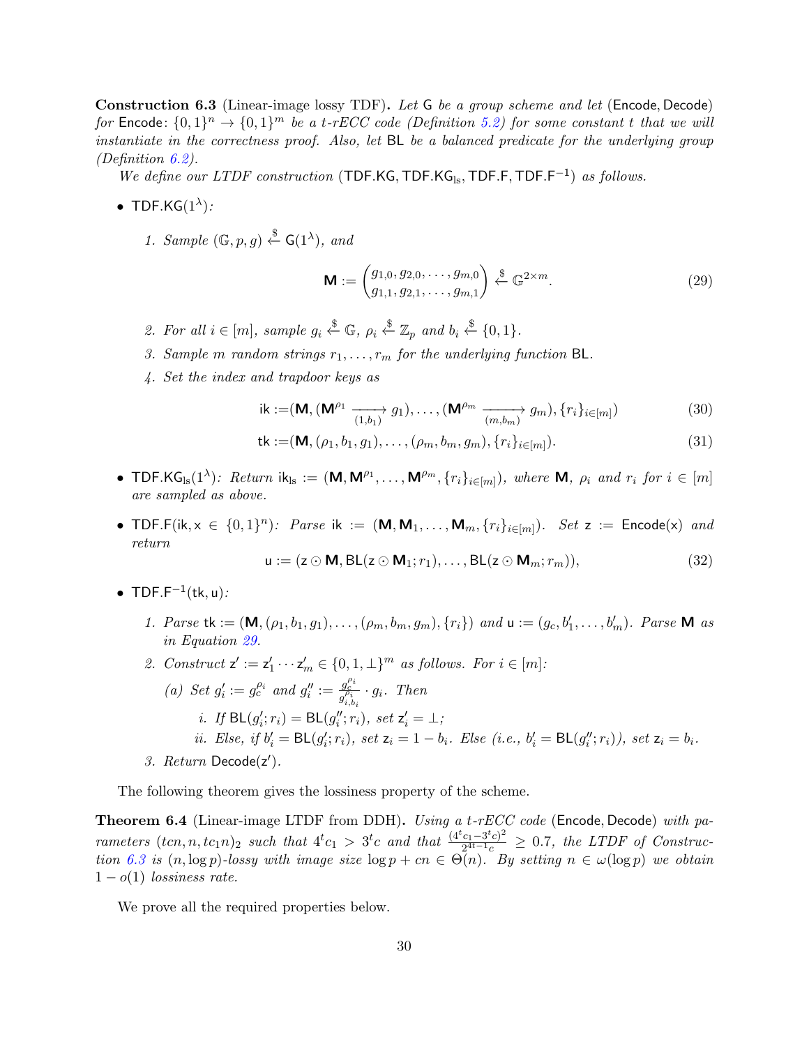**Construction 6.3** (Linear-image lossy TDF)**.** *Let* $\mathsf{G}$ *be a group scheme and let* $(\mathsf{Encode}, \mathsf{Decode})$ *for* $\mathsf{Encode}\colon \{0,1\}^n \to \{0,1\}^m$ *be a* $t$*-rECC code (Definition 5.2) for some constant* $t$ *that we will instantiate in the correctness proof. Also, let* $\mathsf{BL}$ *be a balanced predicate for the underlying group (Definition 6.2).*

*We define our LTDF construction* $(\mathsf{TDF.KG}, \mathsf{TDF.KG_{ls}}, \mathsf{TDF.F}, \mathsf{TDF.F}^{-1})$ *as follows.*

- $\mathsf{TDF.KG}(1^\lambda)$*:*
  1. *Sample* $(\mathbb{G}, p, g) \xleftarrow{\$} \mathsf{G}(1^\lambda)$*, and*
  $$\mathbf{M} := \begin{pmatrix} g_{1,0}, g_{2,0}, \dots, g_{m,0} \\ g_{1,1}, g_{2,1}, \dots, g_{m,1} \end{pmatrix} \xleftarrow{\$} \mathbb{G}^{2\times m}. \tag{29}$$
  2. *For all* $i \in [m]$*, sample* $g_i \xleftarrow{\$} \mathbb{G}$*,* $\rho_i \xleftarrow{\$} \mathbb{Z}_p$ *and* $b_i \xleftarrow{\$} \{0,1\}$*.*
  3. *Sample* $m$ *random strings* $r_1, \dots, r_m$ *for the underlying function* $\mathsf{BL}$*.*
  4. *Set the index and trapdoor keys as*
  $$\mathsf{ik} := (\mathbf{M}, (\mathbf{M}^{\rho_1} \xrightarrow[(1,b_1)]{} g_1), \dots, (\mathbf{M}^{\rho_m} \xrightarrow[(m,b_m)]{} g_m), \{r_i\}_{i\in[m]}) \tag{30}$$
  $$\mathsf{tk} := (\mathbf{M}, (\rho_1, b_1, g_1), \dots, (\rho_m, b_m, g_m), \{r_i\}_{i\in[m]}). \tag{31}$$
- $\mathsf{TDF.KG_{ls}}(1^\lambda)$*: Return* $\mathsf{ik_{ls}} := (\mathbf{M}, \mathbf{M}^{\rho_1}, \dots, \mathbf{M}^{\rho_m}, \{r_i\}_{i\in[m]})$*, where* $\mathbf{M}$*,* $\rho_i$ *and* $r_i$ *for* $i \in [m]$ *are sampled as above.*
- $\mathsf{TDF.F}(\mathsf{ik}, \mathsf{x} \in \{0,1\}^n)$*: Parse* $\mathsf{ik} := (\mathbf{M}, \mathbf{M}_1, \dots, \mathbf{M}_m, \{r_i\}_{i\in[m]})$*. Set* $\mathsf{z} := \mathsf{Encode}(\mathsf{x})$ *and return*
  $$\mathsf{u} := (\mathsf{z} \odot \mathbf{M}, \mathsf{BL}(\mathsf{z} \odot \mathbf{M}_1; r_1), \dots, \mathsf{BL}(\mathsf{z} \odot \mathbf{M}_m; r_m)), \tag{32}$$
- $\mathsf{TDF.F}^{-1}(\mathsf{tk}, \mathsf{u})$*:*
  1. *Parse* $\mathsf{tk} := (\mathbf{M}, (\rho_1, b_1, g_1), \dots, (\rho_m, b_m, g_m), \{r_i\})$ *and* $\mathsf{u} := (g_c, b'_1, \dots, b'_m)$*. Parse* $\mathbf{M}$ *as in Equation 29.*
  2. *Construct* $\mathsf{z}' := \mathsf{z}'_1 \cdots \mathsf{z}'_m \in \{0,1,\perp\}^m$ *as follows. For* $i \in [m]$*:*
     (a) *Set* $g'_i := g_c^{\rho_i}$ *and* $g''_i := \frac{g_c^{\rho_i}}{g_{i,b_i}^{\rho_i}} \cdot g_i$*. Then*
        i. *If* $\mathsf{BL}(g'_i; r_i) = \mathsf{BL}(g''_i; r_i)$*, set* $\mathsf{z}'_i = \perp$*;*
        ii. *Else, if* $b'_i = \mathsf{BL}(g'_i; r_i)$*, set* $\mathsf{z}_i = 1 - b_i$*. Else (i.e.,* $b'_i = \mathsf{BL}(g''_i; r_i)$*), set* $\mathsf{z}_i = b_i$*.*
  3. *Return* $\mathsf{Decode}(\mathsf{z}')$*.*

The following theorem gives the lossiness property of the scheme.

**Theorem 6.4** (Linear-image LTDF from DDH)**.** *Using a* $t$*-rECC code* $(\mathsf{Encode}, \mathsf{Decode})$ *with parameters* $(tcn, n, tc_1 n)_2$ *such that* $4^t c_1 > 3^t c$ *and that* $\frac{(4^t c_1 - 3^t c)^2}{2^{4t-1} c} \geq 0.7$*, the LTDF of Construction 6.3 is* $(n, \log p)$*-lossy with image size* $\log p + cn \in \Theta(n)$*. By setting* $n \in \omega(\log p)$ *we obtain* $1 - o(1)$ *lossiness rate.*

We prove all the required properties below.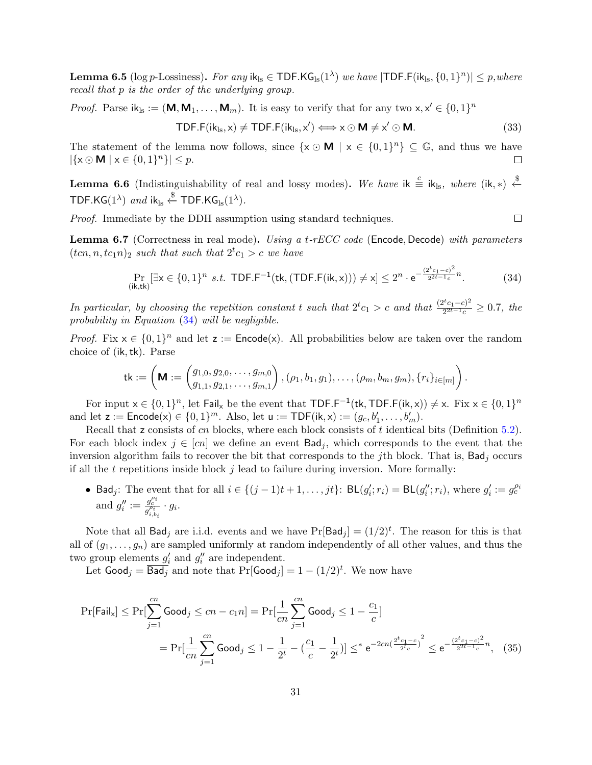**Lemma 6.5** ($\log p$-Lossiness)**.** *For any* $\mathsf{ik}_{\mathrm{ls}} \in \mathsf{TDF.KG}_{\mathrm{ls}}(1^\lambda)$ *we have* $|\mathsf{TDF.F}(\mathsf{ik}_{\mathrm{ls}}, \{0,1\}^n)| \leq p$*, where recall that* $p$ *is the order of the underlying group.*

*Proof.* Parse $\mathsf{ik}_{\mathrm{ls}} := (\mathbf{M}, \mathbf{M}_1, \ldots, \mathbf{M}_m)$. It is easy to verify that for any two $\mathsf{x}, \mathsf{x}' \in \{0,1\}^n$

$$\mathsf{TDF.F}(\mathsf{ik}_{\mathrm{ls}}, \mathsf{x}) \neq \mathsf{TDF.F}(\mathsf{ik}_{\mathrm{ls}}, \mathsf{x}') \iff \mathsf{x} \odot \mathbf{M} \neq \mathsf{x}' \odot \mathbf{M}. \tag{33}$$

The statement of the lemma now follows, since $\{\mathsf{x} \odot \mathbf{M} \mid \mathsf{x} \in \{0,1\}^n\} \subseteq \mathbb{G}$, and thus we have $|\{\mathsf{x} \odot \mathbf{M} \mid \mathsf{x} \in \{0,1\}^n\}| \leq p$. $\square$

**Lemma 6.6** (Indistinguishability of real and lossy modes)**.** *We have* $\mathsf{ik} \overset{c}{\equiv} \mathsf{ik}_{\mathrm{ls}}$*, where* $(\mathsf{ik}, *) \xleftarrow{\$} \mathsf{TDF.KG}(1^\lambda)$ *and* $\mathsf{ik}_{\mathrm{ls}} \xleftarrow{\$} \mathsf{TDF.KG}_{\mathrm{ls}}(1^\lambda)$*.*

*Proof.* Immediate by the DDH assumption using standard techniques. $\square$

**Lemma 6.7** (Correctness in real mode)**.** *Using a* $t$*-rECC code* $(\mathsf{Encode}, \mathsf{Decode})$ *with parameters* $(tcn, n, tc_1 n)_2$ *such that such that* $2^t c_1 > c$ *we have*

$$\Pr_{(\mathsf{ik},\mathsf{tk})}[\exists \mathsf{x} \in \{0,1\}^n \text{ s.t. } \mathsf{TDF.F}^{-1}(\mathsf{tk}, (\mathsf{TDF.F}(\mathsf{ik}, \mathsf{x}))) \neq \mathsf{x}] \leq 2^n \cdot \mathsf{e}^{-\frac{(2^t c_1 - c)^2}{2^{2t-1} c} n}. \tag{34}$$

*In particular, by choosing the repetition constant* $t$ *such that* $2^t c_1 > c$ *and that* $\frac{(2^t c_1 - c)^2}{2^{2t-1} c} \geq 0.7$*, the probability in Equation (34) will be negligible.*

*Proof.* Fix $\mathsf{x} \in \{0,1\}^n$ and let $\mathsf{z} := \mathsf{Encode}(\mathsf{x})$. All probabilities below are taken over the random choice of $(\mathsf{ik}, \mathsf{tk})$. Parse

$$\mathsf{tk} := \left( \mathbf{M} := \begin{pmatrix} g_{1,0}, g_{2,0}, \ldots, g_{m,0} \\ g_{1,1}, g_{2,1}, \ldots, g_{m,1} \end{pmatrix}, (\rho_1, b_1, g_1), \ldots, (\rho_m, b_m, g_m), \{r_i\}_{i \in [m]} \right).$$

For input $\mathsf{x} \in \{0,1\}^n$, let $\mathsf{Fail}_\mathsf{x}$ be the event that $\mathsf{TDF.F}^{-1}(\mathsf{tk}, \mathsf{TDF.F}(\mathsf{ik}, \mathsf{x})) \neq \mathsf{x}$. Fix $\mathsf{x} \in \{0,1\}^n$ and let $\mathsf{z} := \mathsf{Encode}(\mathsf{x}) \in \{0,1\}^m$. Also, let $\mathsf{u} := \mathsf{TDF}(\mathsf{ik}, \mathsf{x}) := (g_c, b'_1, \ldots, b'_m)$.

Recall that $\mathsf{z}$ consists of $cn$ blocks, where each block consists of $t$ identical bits (Definition 5.2). For each block index $j \in [cn]$ we define an event $\mathsf{Bad}_j$, which corresponds to the event that the inversion algorithm fails to recover the bit that corresponds to the $j$th block. That is, $\mathsf{Bad}_j$ occurs if all the $t$ repetitions inside block $j$ lead to failure during inversion. More formally:

- $\mathsf{Bad}_j$: The event that for all $i \in \{(j-1)t+1, \ldots, jt\}$: $\mathsf{BL}(g'_i; r_i) = \mathsf{BL}(g''_i; r_i)$, where $g'_i := g_c^{\rho_i}$ and $g''_i := \frac{g_c^{\rho_i}}{g_{i,b_i}^{\rho_i}} \cdot g_i$.

Note that all $\mathsf{Bad}_j$ are i.i.d. events and we have $\Pr[\mathsf{Bad}_j] = (1/2)^t$. The reason for this is that all of $(g_1, \ldots, g_n)$ are sampled uniformly at random independently of all other values, and thus the two group elements $g'_i$ and $g''_i$ are independent.

Let $\mathsf{Good}_j = \overline{\mathsf{Bad}_j}$ and note that $\Pr[\mathsf{Good}_j] = 1 - (1/2)^t$. We now have

$$\begin{aligned}
\Pr[\mathsf{Fail}_\mathsf{x}] &\leq \Pr[\sum_{j=1}^{cn} \mathsf{Good}_j \leq cn - c_1 n] = \Pr[\frac{1}{cn} \sum_{j=1}^{cn} \mathsf{Good}_j \leq 1 - \frac{c_1}{c}] \\
&= \Pr[\frac{1}{cn} \sum_{j=1}^{cn} \mathsf{Good}_j \leq 1 - \frac{1}{2^t} - (\frac{c_1}{c} - \frac{1}{2^t})] \leq^* \mathsf{e}^{-2cn(\frac{2^t c_1 - c}{2^t c})^2} \leq \mathsf{e}^{-\frac{(2^t c_1 - c)^2}{2^{2t-1} c} n},
\end{aligned} \tag{35}$$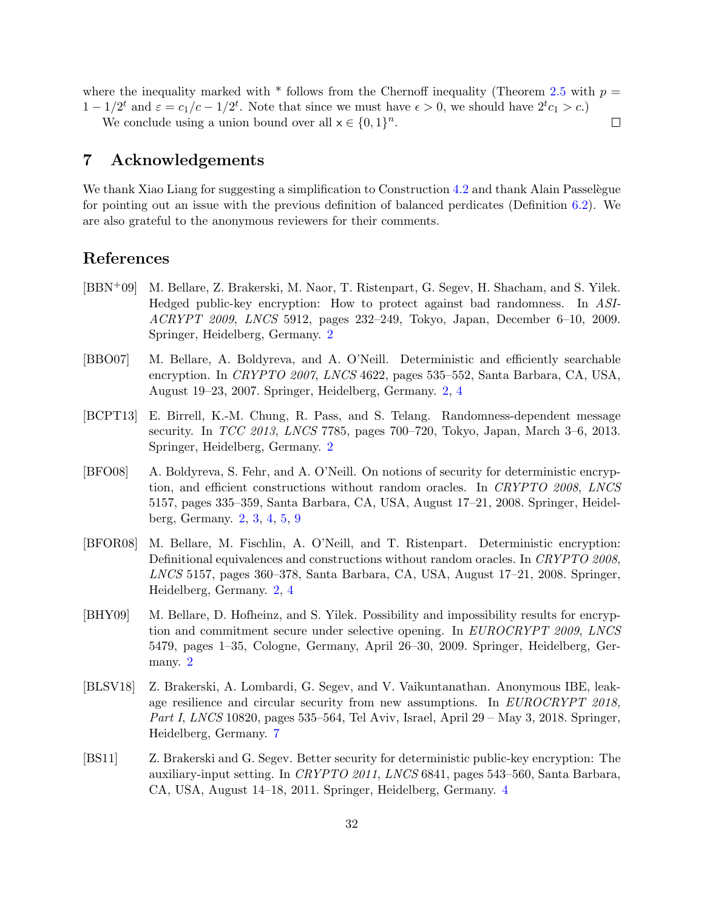where the inequality marked with * follows from the Chernoff inequality (Theorem 2.5 with $p = 1 - 1/2^t$ and $\varepsilon = c_1/c - 1/2^t$. Note that since we must have $\epsilon > 0$, we should have $2^t c_1 > c$.)

We conclude using a union bound over all $\mathsf{x} \in \{0,1\}^n$. $\square$

# 7 Acknowledgements

We thank Xiao Liang for suggesting a simplification to Construction 4.2 and thank Alain Passelègue for pointing out an issue with the previous definition of balanced perdicates (Definition 6.2). We are also grateful to the anonymous reviewers for their comments.

# References

[BBN+09] M. Bellare, Z. Brakerski, M. Naor, T. Ristenpart, G. Segev, H. Shacham, and S. Yilek. Hedged public-key encryption: How to protect against bad randomness. In *ASIACRYPT 2009*, *LNCS* 5912, pages 232–249, Tokyo, Japan, December 6–10, 2009. Springer, Heidelberg, Germany. 2

[BBO07] M. Bellare, A. Boldyreva, and A. O'Neill. Deterministic and efficiently searchable encryption. In *CRYPTO 2007*, *LNCS* 4622, pages 535–552, Santa Barbara, CA, USA, August 19–23, 2007. Springer, Heidelberg, Germany. 2, 4

[BCPT13] E. Birrell, K.-M. Chung, R. Pass, and S. Telang. Randomness-dependent message security. In *TCC 2013*, *LNCS* 7785, pages 700–720, Tokyo, Japan, March 3–6, 2013. Springer, Heidelberg, Germany. 2

[BFO08] A. Boldyreva, S. Fehr, and A. O'Neill. On notions of security for deterministic encryption, and efficient constructions without random oracles. In *CRYPTO 2008*, *LNCS* 5157, pages 335–359, Santa Barbara, CA, USA, August 17–21, 2008. Springer, Heidelberg, Germany. 2, 3, 4, 5, 9

[BFOR08] M. Bellare, M. Fischlin, A. O'Neill, and T. Ristenpart. Deterministic encryption: Definitional equivalences and constructions without random oracles. In *CRYPTO 2008*, *LNCS* 5157, pages 360–378, Santa Barbara, CA, USA, August 17–21, 2008. Springer, Heidelberg, Germany. 2, 4

[BHY09] M. Bellare, D. Hofheinz, and S. Yilek. Possibility and impossibility results for encryption and commitment secure under selective opening. In *EUROCRYPT 2009*, *LNCS* 5479, pages 1–35, Cologne, Germany, April 26–30, 2009. Springer, Heidelberg, Germany. 2

[BLSV18] Z. Brakerski, A. Lombardi, G. Segev, and V. Vaikuntanathan. Anonymous IBE, leakage resilience and circular security from new assumptions. In *EUROCRYPT 2018, Part I*, *LNCS* 10820, pages 535–564, Tel Aviv, Israel, April 29 – May 3, 2018. Springer, Heidelberg, Germany. 7

[BS11] Z. Brakerski and G. Segev. Better security for deterministic public-key encryption: The auxiliary-input setting. In *CRYPTO 2011*, *LNCS* 6841, pages 543–560, Santa Barbara, CA, USA, August 14–18, 2011. Springer, Heidelberg, Germany. 4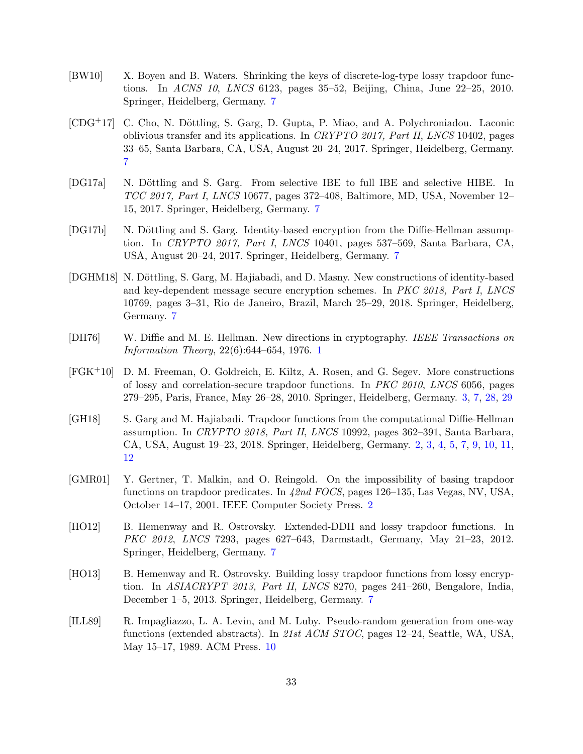[BW10] X. Boyen and B. Waters. Shrinking the keys of discrete-log-type lossy trapdoor functions. In *ACNS 10*, *LNCS* 6123, pages 35–52, Beijing, China, June 22–25, 2010. Springer, Heidelberg, Germany. 7

[CDG+17] C. Cho, N. Döttling, S. Garg, D. Gupta, P. Miao, and A. Polychroniadou. Laconic oblivious transfer and its applications. In *CRYPTO 2017, Part II*, *LNCS* 10402, pages 33–65, Santa Barbara, CA, USA, August 20–24, 2017. Springer, Heidelberg, Germany. 7

[DG17a] N. Döttling and S. Garg. From selective IBE to full IBE and selective HIBE. In *TCC 2017, Part I*, *LNCS* 10677, pages 372–408, Baltimore, MD, USA, November 12–15, 2017. Springer, Heidelberg, Germany. 7

[DG17b] N. Döttling and S. Garg. Identity-based encryption from the Diffie-Hellman assumption. In *CRYPTO 2017, Part I*, *LNCS* 10401, pages 537–569, Santa Barbara, CA, USA, August 20–24, 2017. Springer, Heidelberg, Germany. 7

[DGHM18] N. Döttling, S. Garg, M. Hajiabadi, and D. Masny. New constructions of identity-based and key-dependent message secure encryption schemes. In *PKC 2018, Part I*, *LNCS* 10769, pages 3–31, Rio de Janeiro, Brazil, March 25–29, 2018. Springer, Heidelberg, Germany. 7

[DH76] W. Diffie and M. E. Hellman. New directions in cryptography. *IEEE Transactions on Information Theory*, 22(6):644–654, 1976. 1

[FGK+10] D. M. Freeman, O. Goldreich, E. Kiltz, A. Rosen, and G. Segev. More constructions of lossy and correlation-secure trapdoor functions. In *PKC 2010*, *LNCS* 6056, pages 279–295, Paris, France, May 26–28, 2010. Springer, Heidelberg, Germany. 3, 7, 28, 29

[GH18] S. Garg and M. Hajiabadi. Trapdoor functions from the computational Diffie-Hellman assumption. In *CRYPTO 2018, Part II*, *LNCS* 10992, pages 362–391, Santa Barbara, CA, USA, August 19–23, 2018. Springer, Heidelberg, Germany. 2, 3, 4, 5, 7, 9, 10, 11, 12

[GMR01] Y. Gertner, T. Malkin, and O. Reingold. On the impossibility of basing trapdoor functions on trapdoor predicates. In *42nd FOCS*, pages 126–135, Las Vegas, NV, USA, October 14–17, 2001. IEEE Computer Society Press. 2

[HO12] B. Hemenway and R. Ostrovsky. Extended-DDH and lossy trapdoor functions. In *PKC 2012*, *LNCS* 7293, pages 627–643, Darmstadt, Germany, May 21–23, 2012. Springer, Heidelberg, Germany. 7

[HO13] B. Hemenway and R. Ostrovsky. Building lossy trapdoor functions from lossy encryption. In *ASIACRYPT 2013, Part II*, *LNCS* 8270, pages 241–260, Bengalore, India, December 1–5, 2013. Springer, Heidelberg, Germany. 7

[ILL89] R. Impagliazzo, L. A. Levin, and M. Luby. Pseudo-random generation from one-way functions (extended abstracts). In *21st ACM STOC*, pages 12–24, Seattle, WA, USA, May 15–17, 1989. ACM Press. 10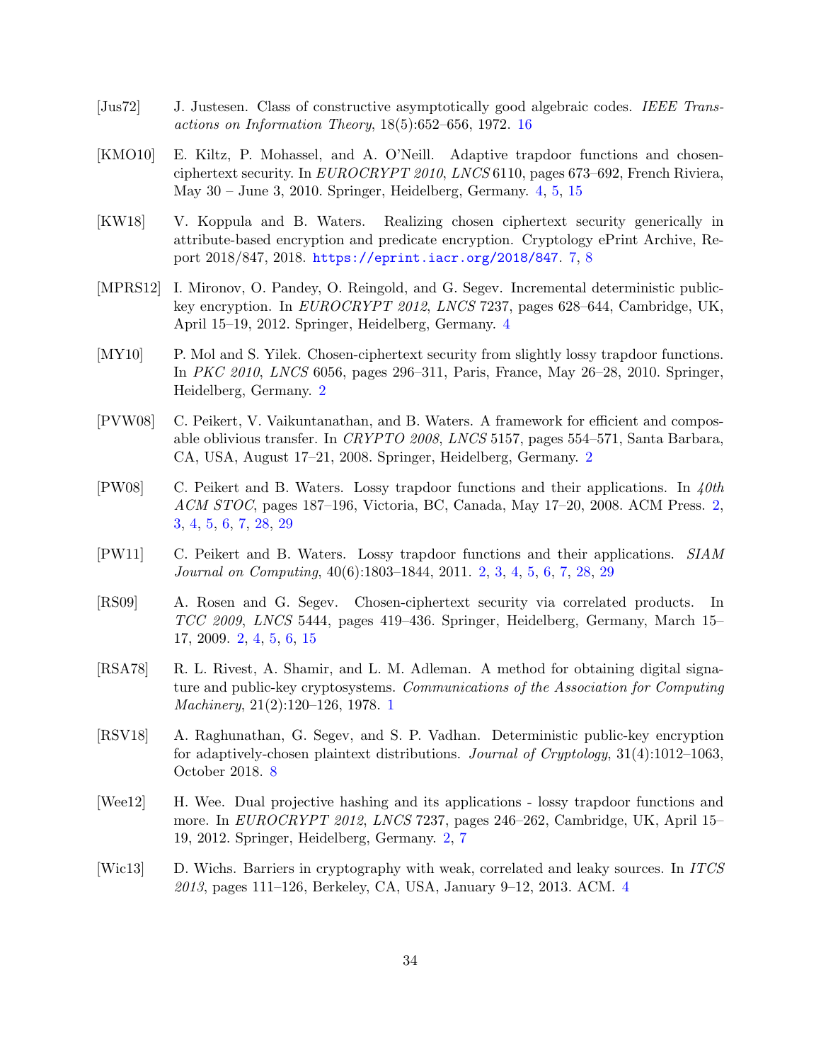[Jus72] J. Justesen. Class of constructive asymptotically good algebraic codes. *IEEE Transactions on Information Theory*, 18(5):652–656, 1972. 16

[KMO10] E. Kiltz, P. Mohassel, and A. O'Neill. Adaptive trapdoor functions and chosen-ciphertext security. In *EUROCRYPT 2010*, *LNCS* 6110, pages 673–692, French Riviera, May 30 – June 3, 2010. Springer, Heidelberg, Germany. 4, 5, 15

[KW18] V. Koppula and B. Waters. Realizing chosen ciphertext security generically in attribute-based encryption and predicate encryption. Cryptology ePrint Archive, Report 2018/847, 2018. https://eprint.iacr.org/2018/847. 7, 8

[MPRS12] I. Mironov, O. Pandey, O. Reingold, and G. Segev. Incremental deterministic public-key encryption. In *EUROCRYPT 2012*, *LNCS* 7237, pages 628–644, Cambridge, UK, April 15–19, 2012. Springer, Heidelberg, Germany. 4

[MY10] P. Mol and S. Yilek. Chosen-ciphertext security from slightly lossy trapdoor functions. In *PKC 2010*, *LNCS* 6056, pages 296–311, Paris, France, May 26–28, 2010. Springer, Heidelberg, Germany. 2

[PVW08] C. Peikert, V. Vaikuntanathan, and B. Waters. A framework for efficient and composable oblivious transfer. In *CRYPTO 2008*, *LNCS* 5157, pages 554–571, Santa Barbara, CA, USA, August 17–21, 2008. Springer, Heidelberg, Germany. 2

[PW08] C. Peikert and B. Waters. Lossy trapdoor functions and their applications. In *40th ACM STOC*, pages 187–196, Victoria, BC, Canada, May 17–20, 2008. ACM Press. 2, 3, 4, 5, 6, 7, 28, 29

[PW11] C. Peikert and B. Waters. Lossy trapdoor functions and their applications. *SIAM Journal on Computing*, 40(6):1803–1844, 2011. 2, 3, 4, 5, 6, 7, 28, 29

[RS09] A. Rosen and G. Segev. Chosen-ciphertext security via correlated products. In *TCC 2009*, *LNCS* 5444, pages 419–436. Springer, Heidelberg, Germany, March 15–17, 2009. 2, 4, 5, 6, 15

[RSA78] R. L. Rivest, A. Shamir, and L. M. Adleman. A method for obtaining digital signature and public-key cryptosystems. *Communications of the Association for Computing Machinery*, 21(2):120–126, 1978. 1

[RSV18] A. Raghunathan, G. Segev, and S. P. Vadhan. Deterministic public-key encryption for adaptively-chosen plaintext distributions. *Journal of Cryptology*, 31(4):1012–1063, October 2018. 8

[Wee12] H. Wee. Dual projective hashing and its applications - lossy trapdoor functions and more. In *EUROCRYPT 2012*, *LNCS* 7237, pages 246–262, Cambridge, UK, April 15–19, 2012. Springer, Heidelberg, Germany. 2, 7

[Wic13] D. Wichs. Barriers in cryptography with weak, correlated and leaky sources. In *ITCS 2013*, pages 111–126, Berkeley, CA, USA, January 9–12, 2013. ACM. 4